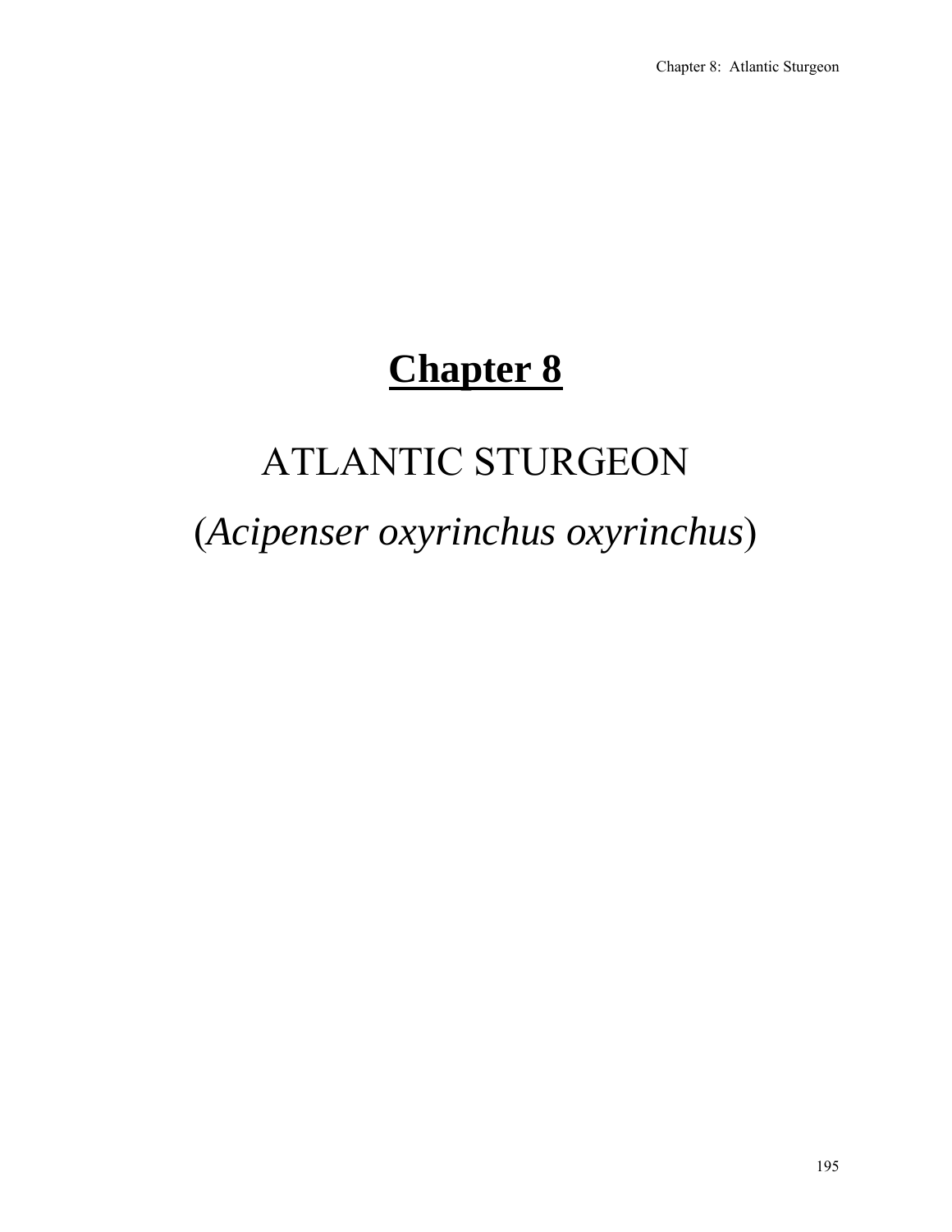# **Chapter 8**

## ATLANTIC STURGEON

## (*Acipenser oxyrinchus oxyrinchus*)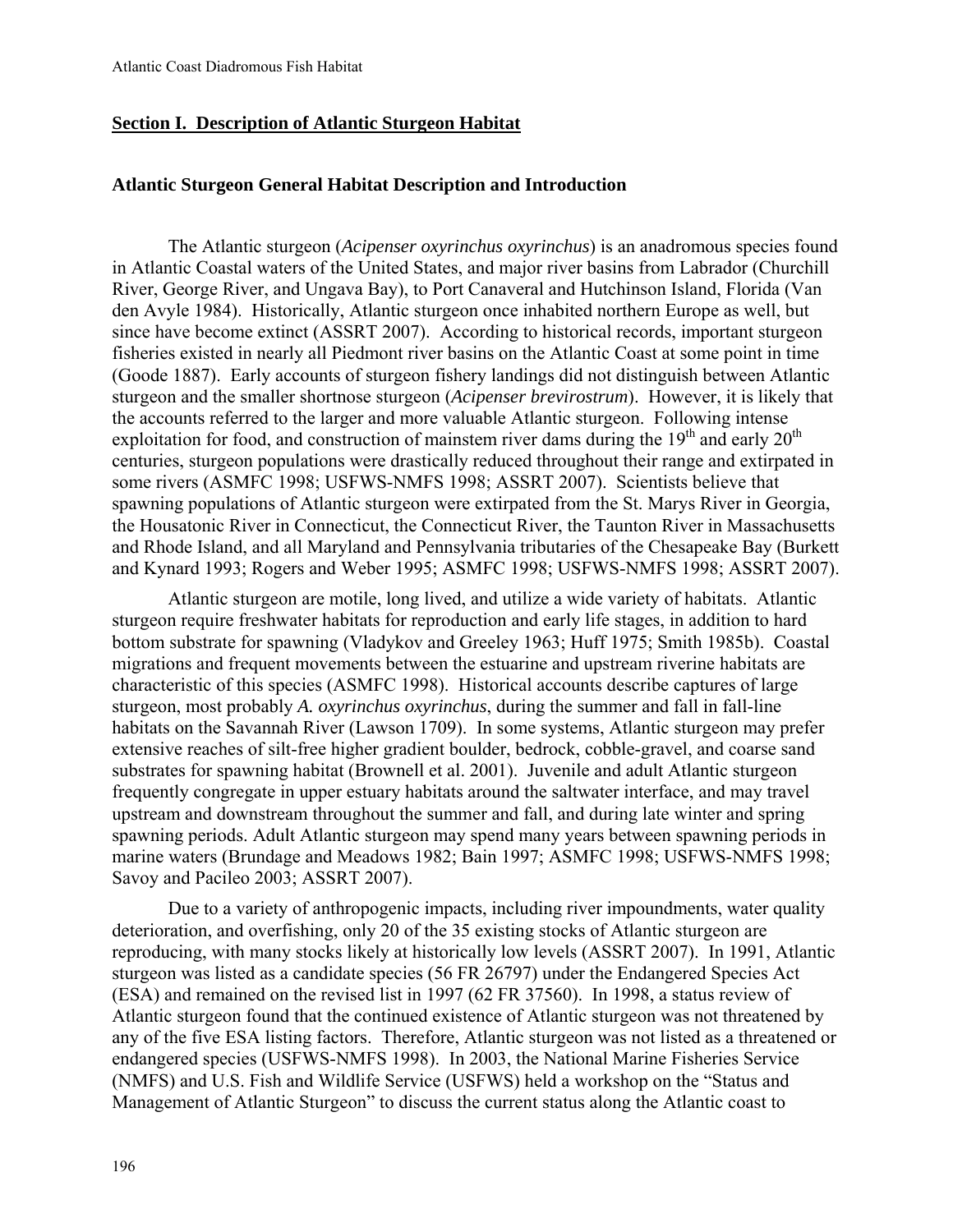## Section I. Description of Atlantic Sturgeon Habitat

### Atlantic Sturgeon General Habitat Description and Introduction

The Atlantic sturgeon (*Acipenser oxyrinchus oxyrinchus*) is an anadromous species found in Atlantic Coastal waters of the United States, and major river basins from Labrador (Churchill River, George River, and Ungava Bay), to Port Canaveral and Hutchinson Island, Florida (Van den Avyle 1984). Historically, Atlantic sturgeon once inhabited northern Europe as well, but since have become extinct (ASSRT 2007). According to historical records, important sturgeon fisheries existed in nearly all Piedmont river basins on the Atlantic Coast at some point in time (Goode 1887). Early accounts of sturgeon fishery landings did not distinguish between Atlantic sturgeon and the smaller shortnose sturgeon (*Acipenser brevirostrum*). However, it is likely that the accounts referred to the larger and more valuable Atlantic sturgeon. Following intense exploitation for food, and construction of mainstem river dams during the 19th and early 20th centuries, sturgeon populations were drastically reduced throughout their range and extirpated in some rivers (ASMFC 1998; USFWS-NMFS 1998; ASSRT 2007). Scientists believe that spawning populations of Atlantic sturgeon were extirpated from the St. Marys River in Georgia, the Housatonic River in Connecticut, the Connecticut River, the Taunton River in Massachusetts and Rhode Island, and all Maryland and Pennsylvania tributaries of the Chesapeake Bay (Burkett and Kynard 1993; Rogers and Weber 1995; ASMFC 1998; USFWS-NMFS 1998; ASSRT 2007).

Atlantic sturgeon are motile, long lived, and utilize a wide variety of habitats. Atlantic sturgeon require freshwater habitats for reproduction and early life stages, in addition to hard bottom substrate for spawning (Vladykov and Greeley 1963; Huff 1975; Smith 1985b). Coastal migrations and frequent movements between the estuarine and upstream riverine habitats are characteristic of this species (ASMFC 1998). Historical accounts describe captures of large sturgeon, most probably *A. oxyrinchus oxyrinchus*, during the summer and fall in fall-line habitats on the Savannah River (Lawson 1709). In some systems, Atlantic sturgeon may prefer extensive reaches of silt-free higher gradient boulder, bedrock, cobble-gravel, and coarse sand substrates for spawning habitat (Brownell et al. 2001). Juvenile and adult Atlantic sturgeon frequently congregate in upper estuary habitats around the saltwater interface, and may travel upstream and downstream throughout the summer and fall, and during late winter and spring spawning periods. Adult Atlantic sturgeon may spend many years between spawning periods in marine waters (Brundage and Meadows 1982; Bain 1997; ASMFC 1998; USFWS-NMFS 1998; Savoy and Pacileo 2003; ASSRT 2007).

Due to a variety of anthropogenic impacts, including river impoundments, water quality deterioration, and overfishing, only 20 of the 35 existing stocks of Atlantic sturgeon are reproducing, with many stocks likely at historically low levels (ASSRT 2007). In 1991, Atlantic sturgeon was listed as a candidate species (56 FR 26797) under the Endangered Species Act (ESA) and remained on the revised list in 1997 (62 FR 37560). In 1998, a status review of Atlantic sturgeon found that the continued existence of Atlantic sturgeon was not threatened by any of the five ESA listing factors. Therefore, Atlantic sturgeon was not listed as a threatened or endangered species (USFWS-NMFS 1998). In 2003, the National Marine Fisheries Service (NMFS) and U.S. Fish and Wildlife Service (USFWS) held a workshop on the "Status and Management of Atlantic Sturgeon" to discuss the current status along the Atlantic coast to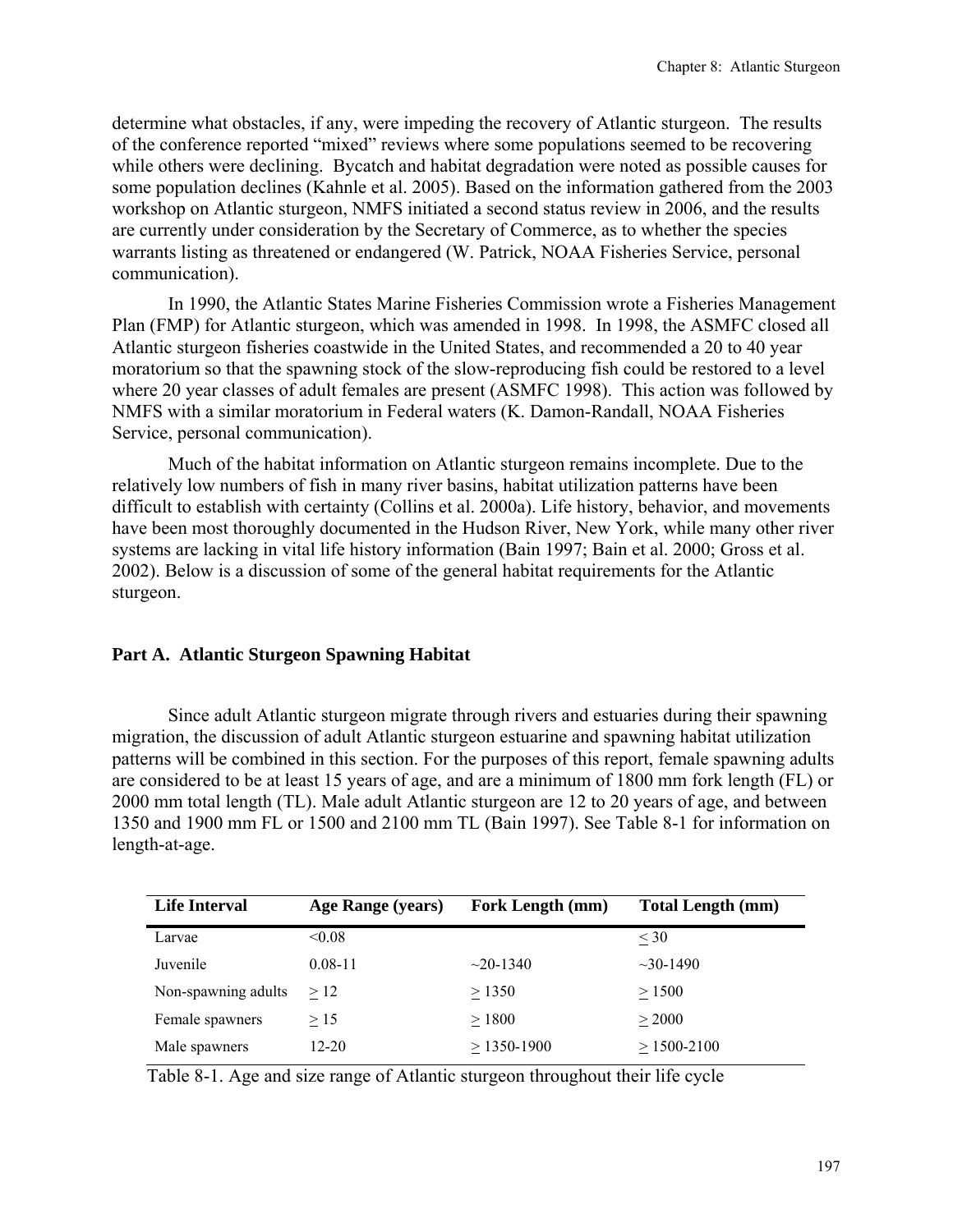determine what obstacles, if any, were impeding the recovery of Atlantic sturgeon. The results of the conference reported "mixed" reviews where some populations seemed to be recovering while others were declining. Bycatch and habitat degradation were noted as possible causes for some population declines (Kahnle et al. 2005). Based on the information gathered from the 2003 workshop on Atlantic sturgeon, NMFS initiated a second status review in 2006, and the results are currently under consideration by the Secretary of Commerce, as to whether the species warrants listing as threatened or endangered (W. Patrick, NOAA Fisheries Service, personal communication).

In 1990, the Atlantic States Marine Fisheries Commission wrote a Fisheries Management Plan (FMP) for Atlantic sturgeon, which was amended in 1998. In 1998, the ASMFC closed all Atlantic sturgeon fisheries coastwide in the United States, and recommended a 20 to 40 year moratorium so that the spawning stock of the slow-reproducing fish could be restored to a level where 20 year classes of adult females are present (ASMFC 1998). This action was followed by NMFS with a similar moratorium in Federal waters (K. Damon-Randall, NOAA Fisheries Service, personal communication).

Much of the habitat information on Atlantic sturgeon remains incomplete. Due to the relatively low numbers of fish in many river basins, habitat utilization patterns have been difficult to establish with certainty (Collins et al. 2000a). Life history, behavior, and movements have been most thoroughly documented in the Hudson River, New York, while many other river systems are lacking in vital life history information (Bain 1997; Bain et al. 2000; Gross et al. 2002). Below is a discussion of some of the general habitat requirements for the Atlantic sturgeon.

## Part A. Atlantic Sturgeon Spawning Habitat

Since adult Atlantic sturgeon migrate through rivers and estuaries during their spawning migration, the discussion of adult Atlantic sturgeon estuarine and spawning habitat utilization patterns will be combined in this section. For the purposes of this report, female spawning adults are considered to be at least 15 years of age, and are a minimum of 1800 mm fork length (FL) or 2000 mm total length (TL). Male adult Atlantic sturgeon are 12 to 20 years of age, and between 1350 and 1900 mm FL or 1500 and 2100 mm TL (Bain 1997). See Table 8-1 for information on length-at-age.

| Life Interval | Age Range (years) | Fork Length (mm) | Total Length (mm) |
|---|---|---|---|
| Larvae | <0.08 | | ≤ 30 |
| Juvenile | 0.08-11 | ~20-1340 | ~30-1490 |
| Non-spawning adults | ≥ 12 | ≥ 1350 | ≥ 1500 |
| Female spawners | ≥ 15 | ≥ 1800 | ≥ 2000 |
| Male spawners | 12-20 | ≥ 1350-1900 | ≥ 1500-2100 |

Table 8-1. Age and size range of Atlantic sturgeon throughout their life cycle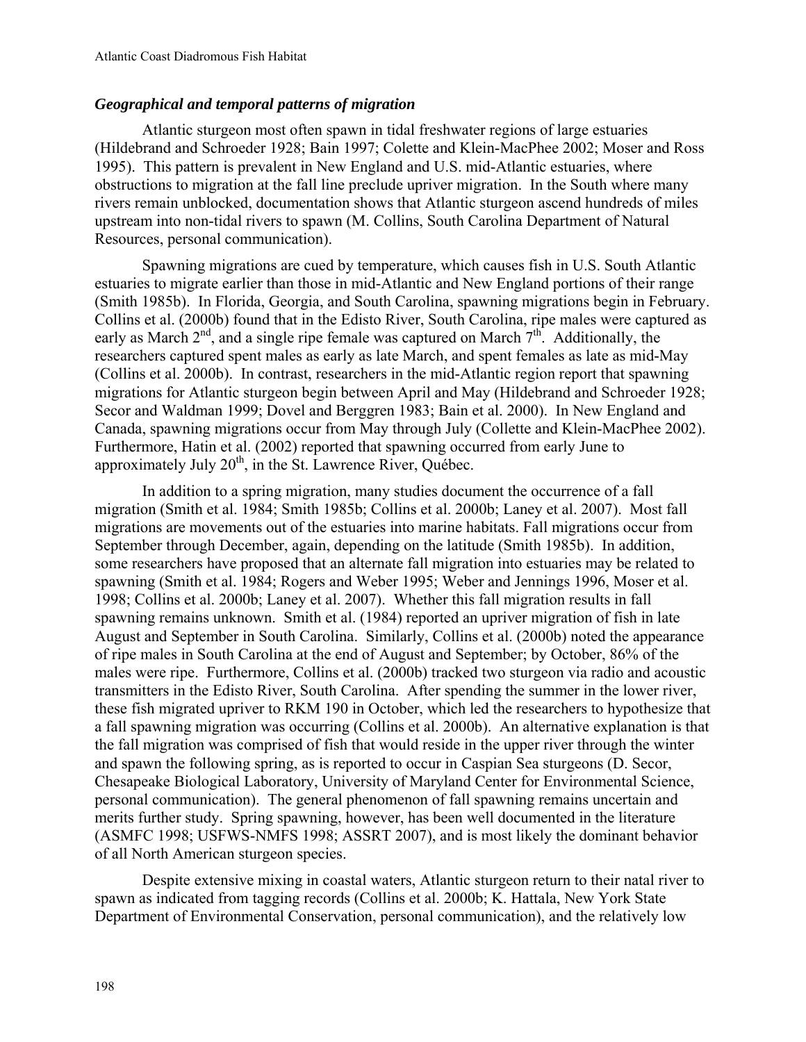### *Geographical and temporal patterns of migration*

Atlantic sturgeon most often spawn in tidal freshwater regions of large estuaries (Hildebrand and Schroeder 1928; Bain 1997; Colette and Klein-MacPhee 2002; Moser and Ross 1995). This pattern is prevalent in New England and U.S. mid-Atlantic estuaries, where obstructions to migration at the fall line preclude upriver migration. In the South where many rivers remain unblocked, documentation shows that Atlantic sturgeon ascend hundreds of miles upstream into non-tidal rivers to spawn (M. Collins, South Carolina Department of Natural Resources, personal communication).

Spawning migrations are cued by temperature, which causes fish in U.S. South Atlantic estuaries to migrate earlier than those in mid-Atlantic and New England portions of their range (Smith 1985b). In Florida, Georgia, and South Carolina, spawning migrations begin in February. Collins et al. (2000b) found that in the Edisto River, South Carolina, ripe males were captured as early as March 2nd, and a single ripe female was captured on March 7th. Additionally, the researchers captured spent males as early as late March, and spent females as late as mid-May (Collins et al. 2000b). In contrast, researchers in the mid-Atlantic region report that spawning migrations for Atlantic sturgeon begin between April and May (Hildebrand and Schroeder 1928; Secor and Waldman 1999; Dovel and Berggren 1983; Bain et al. 2000). In New England and Canada, spawning migrations occur from May through July (Collette and Klein-MacPhee 2002). Furthermore, Hatin et al. (2002) reported that spawning occurred from early June to approximately July 20th, in the St. Lawrence River, Québec.

In addition to a spring migration, many studies document the occurrence of a fall migration (Smith et al. 1984; Smith 1985b; Collins et al. 2000b; Laney et al. 2007). Most fall migrations are movements out of the estuaries into marine habitats. Fall migrations occur from September through December, again, depending on the latitude (Smith 1985b). In addition, some researchers have proposed that an alternate fall migration into estuaries may be related to spawning (Smith et al. 1984; Rogers and Weber 1995; Weber and Jennings 1996, Moser et al. 1998; Collins et al. 2000b; Laney et al. 2007). Whether this fall migration results in fall spawning remains unknown. Smith et al. (1984) reported an upriver migration of fish in late August and September in South Carolina. Similarly, Collins et al. (2000b) noted the appearance of ripe males in South Carolina at the end of August and September; by October, 86% of the males were ripe. Furthermore, Collins et al. (2000b) tracked two sturgeon via radio and acoustic transmitters in the Edisto River, South Carolina. After spending the summer in the lower river, these fish migrated upriver to RKM 190 in October, which led the researchers to hypothesize that a fall spawning migration was occurring (Collins et al. 2000b). An alternative explanation is that the fall migration was comprised of fish that would reside in the upper river through the winter and spawn the following spring, as is reported to occur in Caspian Sea sturgeons (D. Secor, Chesapeake Biological Laboratory, University of Maryland Center for Environmental Science, personal communication). The general phenomenon of fall spawning remains uncertain and merits further study. Spring spawning, however, has been well documented in the literature (ASMFC 1998; USFWS-NMFS 1998; ASSRT 2007), and is most likely the dominant behavior of all North American sturgeon species.

Despite extensive mixing in coastal waters, Atlantic sturgeon return to their natal river to spawn as indicated from tagging records (Collins et al. 2000b; K. Hattala, New York State Department of Environmental Conservation, personal communication), and the relatively low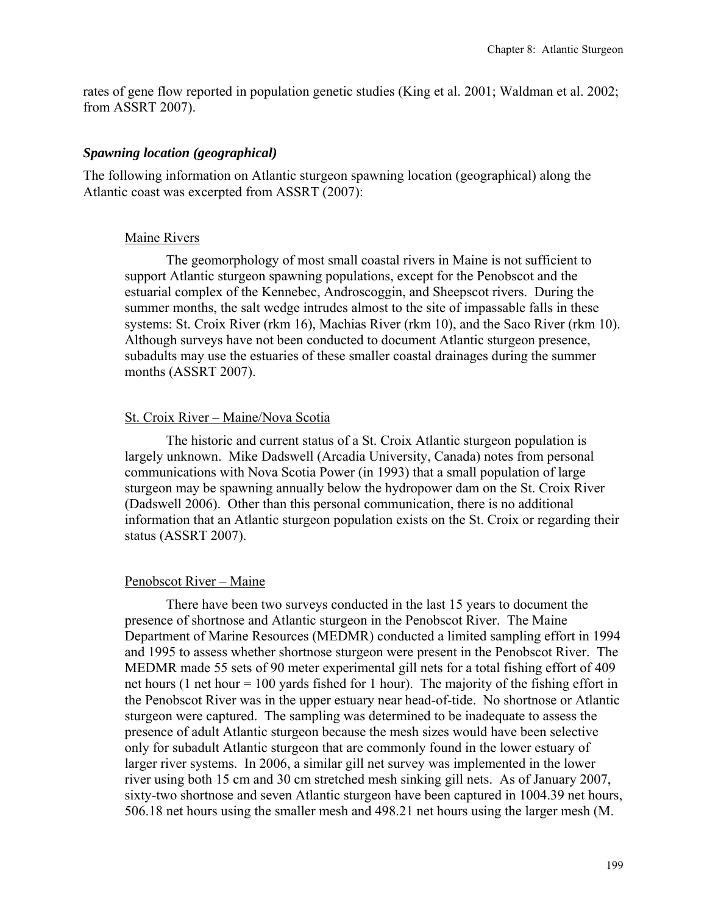rates of gene flow reported in population genetic studies (King et al. 2001; Waldman et al. 2002; from ASSRT 2007).

### *Spawning location (geographical)*

The following information on Atlantic sturgeon spawning location (geographical) along the Atlantic coast was excerpted from ASSRT (2007):

Maine Rivers

The geomorphology of most small coastal rivers in Maine is not sufficient to support Atlantic sturgeon spawning populations, except for the Penobscot and the estuarial complex of the Kennebec, Androscoggin, and Sheepscot rivers. During the summer months, the salt wedge intrudes almost to the site of impassable falls in these systems: St. Croix River (rkm 16), Machias River (rkm 10), and the Saco River (rkm 10). Although surveys have not been conducted to document Atlantic sturgeon presence, subadults may use the estuaries of these smaller coastal drainages during the summer months (ASSRT 2007).

St. Croix River – Maine/Nova Scotia

The historic and current status of a St. Croix Atlantic sturgeon population is largely unknown. Mike Dadswell (Arcadia University, Canada) notes from personal communications with Nova Scotia Power (in 1993) that a small population of large sturgeon may be spawning annually below the hydropower dam on the St. Croix River (Dadswell 2006). Other than this personal communication, there is no additional information that an Atlantic sturgeon population exists on the St. Croix or regarding their status (ASSRT 2007).

Penobscot River – Maine

There have been two surveys conducted in the last 15 years to document the presence of shortnose and Atlantic sturgeon in the Penobscot River. The Maine Department of Marine Resources (MEDMR) conducted a limited sampling effort in 1994 and 1995 to assess whether shortnose sturgeon were present in the Penobscot River. The MEDMR made 55 sets of 90 meter experimental gill nets for a total fishing effort of 409 net hours (1 net hour = 100 yards fished for 1 hour). The majority of the fishing effort in the Penobscot River was in the upper estuary near head-of-tide. No shortnose or Atlantic sturgeon were captured. The sampling was determined to be inadequate to assess the presence of adult Atlantic sturgeon because the mesh sizes would have been selective only for subadult Atlantic sturgeon that are commonly found in the lower estuary of larger river systems. In 2006, a similar gill net survey was implemented in the lower river using both 15 cm and 30 cm stretched mesh sinking gill nets. As of January 2007, sixty-two shortnose and seven Atlantic sturgeon have been captured in 1004.39 net hours, 506.18 net hours using the smaller mesh and 498.21 net hours using the larger mesh (M.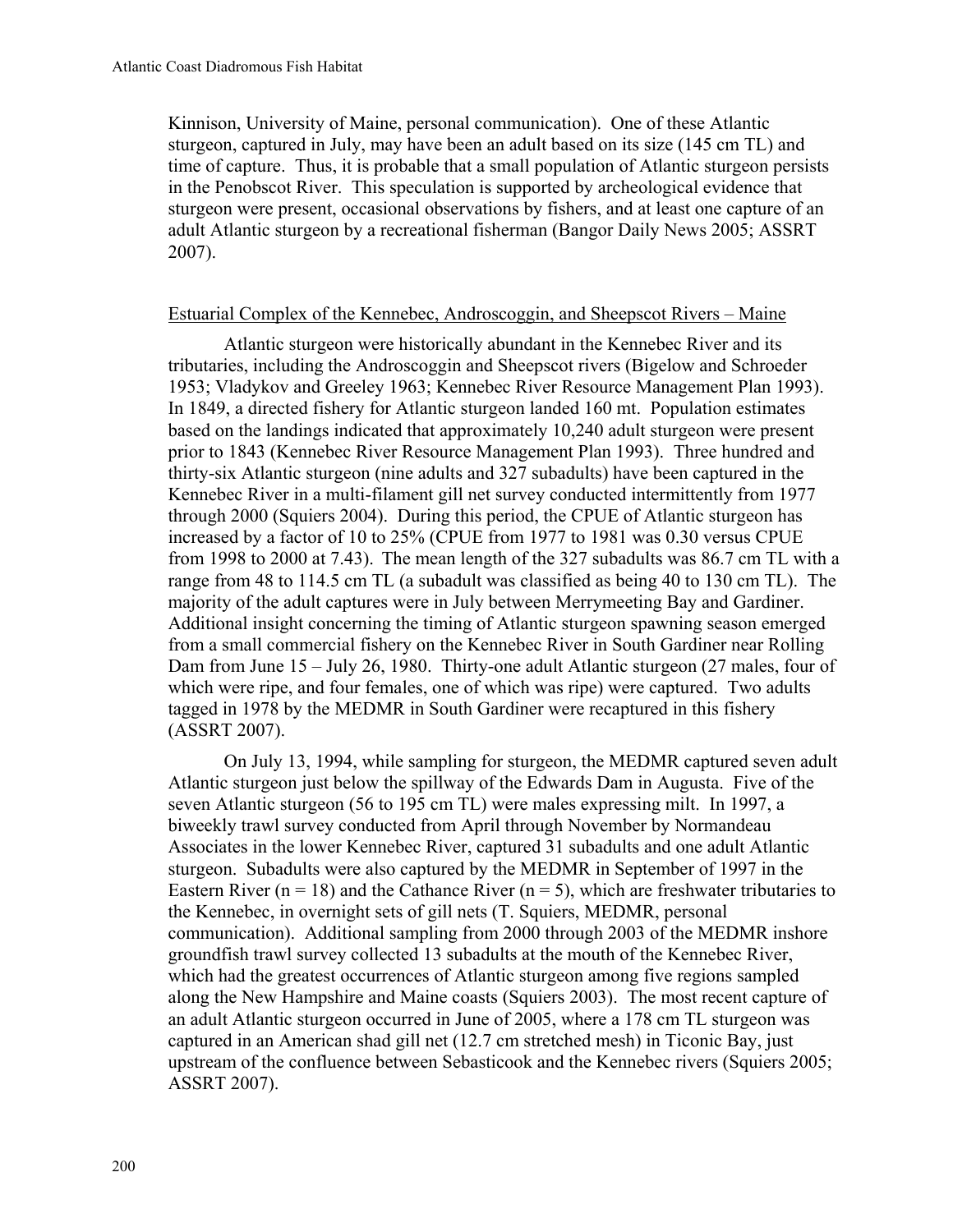Kinnison, University of Maine, personal communication). One of these Atlantic sturgeon, captured in July, may have been an adult based on its size (145 cm TL) and time of capture. Thus, it is probable that a small population of Atlantic sturgeon persists in the Penobscot River. This speculation is supported by archeological evidence that sturgeon were present, occasional observations by fishers, and at least one capture of an adult Atlantic sturgeon by a recreational fisherman (Bangor Daily News 2005; ASSRT 2007).

### Estuarial Complex of the Kennebec, Androscoggin, and Sheepscot Rivers – Maine

Atlantic sturgeon were historically abundant in the Kennebec River and its tributaries, including the Androscoggin and Sheepscot rivers (Bigelow and Schroeder 1953; Vladykov and Greeley 1963; Kennebec River Resource Management Plan 1993). In 1849, a directed fishery for Atlantic sturgeon landed 160 mt. Population estimates based on the landings indicated that approximately 10,240 adult sturgeon were present prior to 1843 (Kennebec River Resource Management Plan 1993). Three hundred and thirty-six Atlantic sturgeon (nine adults and 327 subadults) have been captured in the Kennebec River in a multi-filament gill net survey conducted intermittently from 1977 through 2000 (Squiers 2004). During this period, the CPUE of Atlantic sturgeon has increased by a factor of 10 to 25% (CPUE from 1977 to 1981 was 0.30 versus CPUE from 1998 to 2000 at 7.43). The mean length of the 327 subadults was 86.7 cm TL with a range from 48 to 114.5 cm TL (a subadult was classified as being 40 to 130 cm TL). The majority of the adult captures were in July between Merrymeeting Bay and Gardiner. Additional insight concerning the timing of Atlantic sturgeon spawning season emerged from a small commercial fishery on the Kennebec River in South Gardiner near Rolling Dam from June 15 – July 26, 1980. Thirty-one adult Atlantic sturgeon (27 males, four of which were ripe, and four females, one of which was ripe) were captured. Two adults tagged in 1978 by the MEDMR in South Gardiner were recaptured in this fishery (ASSRT 2007).

On July 13, 1994, while sampling for sturgeon, the MEDMR captured seven adult Atlantic sturgeon just below the spillway of the Edwards Dam in Augusta. Five of the seven Atlantic sturgeon (56 to 195 cm TL) were males expressing milt. In 1997, a biweekly trawl survey conducted from April through November by Normandeau Associates in the lower Kennebec River, captured 31 subadults and one adult Atlantic sturgeon. Subadults were also captured by the MEDMR in September of 1997 in the Eastern River ($n = 18$) and the Cathance River ($n = 5$), which are freshwater tributaries to the Kennebec, in overnight sets of gill nets (T. Squiers, MEDMR, personal communication). Additional sampling from 2000 through 2003 of the MEDMR inshore groundfish trawl survey collected 13 subadults at the mouth of the Kennebec River, which had the greatest occurrences of Atlantic sturgeon among five regions sampled along the New Hampshire and Maine coasts (Squiers 2003). The most recent capture of an adult Atlantic sturgeon occurred in June of 2005, where a 178 cm TL sturgeon was captured in an American shad gill net (12.7 cm stretched mesh) in Ticonic Bay, just upstream of the confluence between Sebasticook and the Kennebec rivers (Squiers 2005; ASSRT 2007).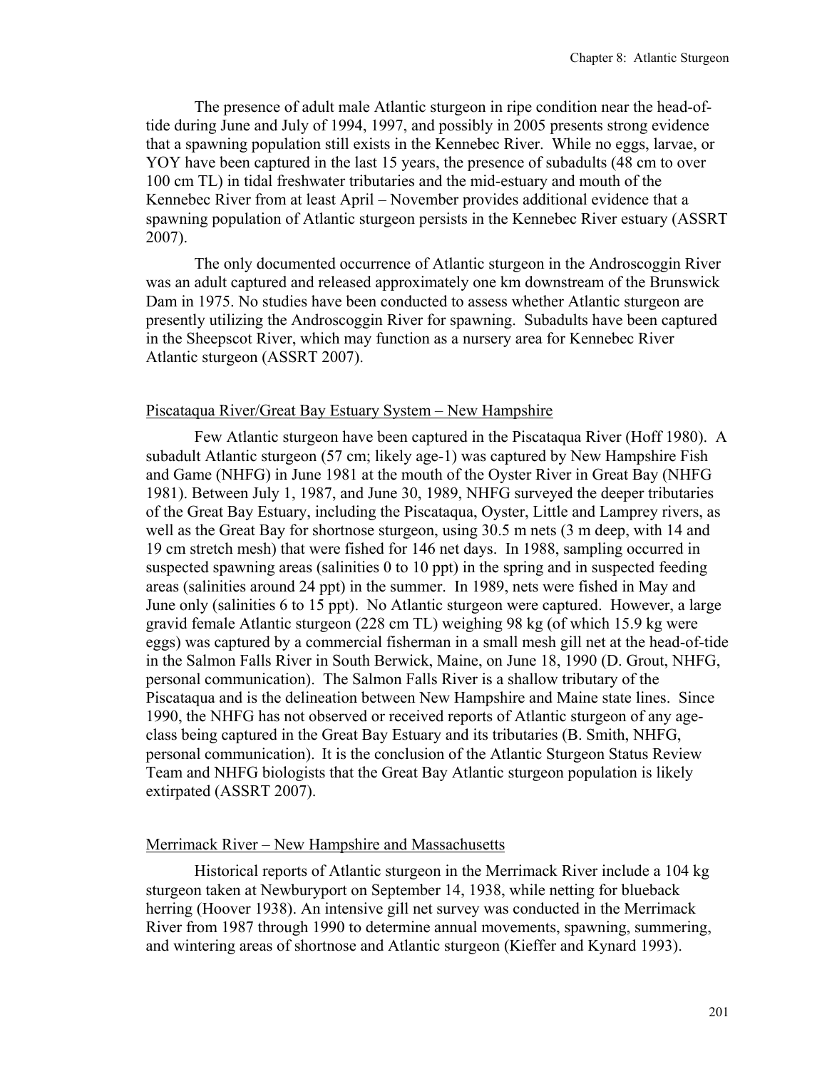The presence of adult male Atlantic sturgeon in ripe condition near the head-of-tide during June and July of 1994, 1997, and possibly in 2005 presents strong evidence that a spawning population still exists in the Kennebec River. While no eggs, larvae, or YOY have been captured in the last 15 years, the presence of subadults (48 cm to over 100 cm TL) in tidal freshwater tributaries and the mid-estuary and mouth of the Kennebec River from at least April – November provides additional evidence that a spawning population of Atlantic sturgeon persists in the Kennebec River estuary (ASSRT 2007).

The only documented occurrence of Atlantic sturgeon in the Androscoggin River was an adult captured and released approximately one km downstream of the Brunswick Dam in 1975. No studies have been conducted to assess whether Atlantic sturgeon are presently utilizing the Androscoggin River for spawning. Subadults have been captured in the Sheepscot River, which may function as a nursery area for Kennebec River Atlantic sturgeon (ASSRT 2007).

## Piscataqua River/Great Bay Estuary System – New Hampshire

Few Atlantic sturgeon have been captured in the Piscataqua River (Hoff 1980). A subadult Atlantic sturgeon (57 cm; likely age-1) was captured by New Hampshire Fish and Game (NHFG) in June 1981 at the mouth of the Oyster River in Great Bay (NHFG 1981). Between July 1, 1987, and June 30, 1989, NHFG surveyed the deeper tributaries of the Great Bay Estuary, including the Piscataqua, Oyster, Little and Lamprey rivers, as well as the Great Bay for shortnose sturgeon, using 30.5 m nets (3 m deep, with 14 and 19 cm stretch mesh) that were fished for 146 net days. In 1988, sampling occurred in suspected spawning areas (salinities 0 to 10 ppt) in the spring and in suspected feeding areas (salinities around 24 ppt) in the summer. In 1989, nets were fished in May and June only (salinities 6 to 15 ppt). No Atlantic sturgeon were captured. However, a large gravid female Atlantic sturgeon (228 cm TL) weighing 98 kg (of which 15.9 kg were eggs) was captured by a commercial fisherman in a small mesh gill net at the head-of-tide in the Salmon Falls River in South Berwick, Maine, on June 18, 1990 (D. Grout, NHFG, personal communication). The Salmon Falls River is a shallow tributary of the Piscataqua and is the delineation between New Hampshire and Maine state lines. Since 1990, the NHFG has not observed or received reports of Atlantic sturgeon of any age-class being captured in the Great Bay Estuary and its tributaries (B. Smith, NHFG, personal communication). It is the conclusion of the Atlantic Sturgeon Status Review Team and NHFG biologists that the Great Bay Atlantic sturgeon population is likely extirpated (ASSRT 2007).

## Merrimack River – New Hampshire and Massachusetts

Historical reports of Atlantic sturgeon in the Merrimack River include a 104 kg sturgeon taken at Newburyport on September 14, 1938, while netting for blueback herring (Hoover 1938). An intensive gill net survey was conducted in the Merrimack River from 1987 through 1990 to determine annual movements, spawning, summering, and wintering areas of shortnose and Atlantic sturgeon (Kieffer and Kynard 1993).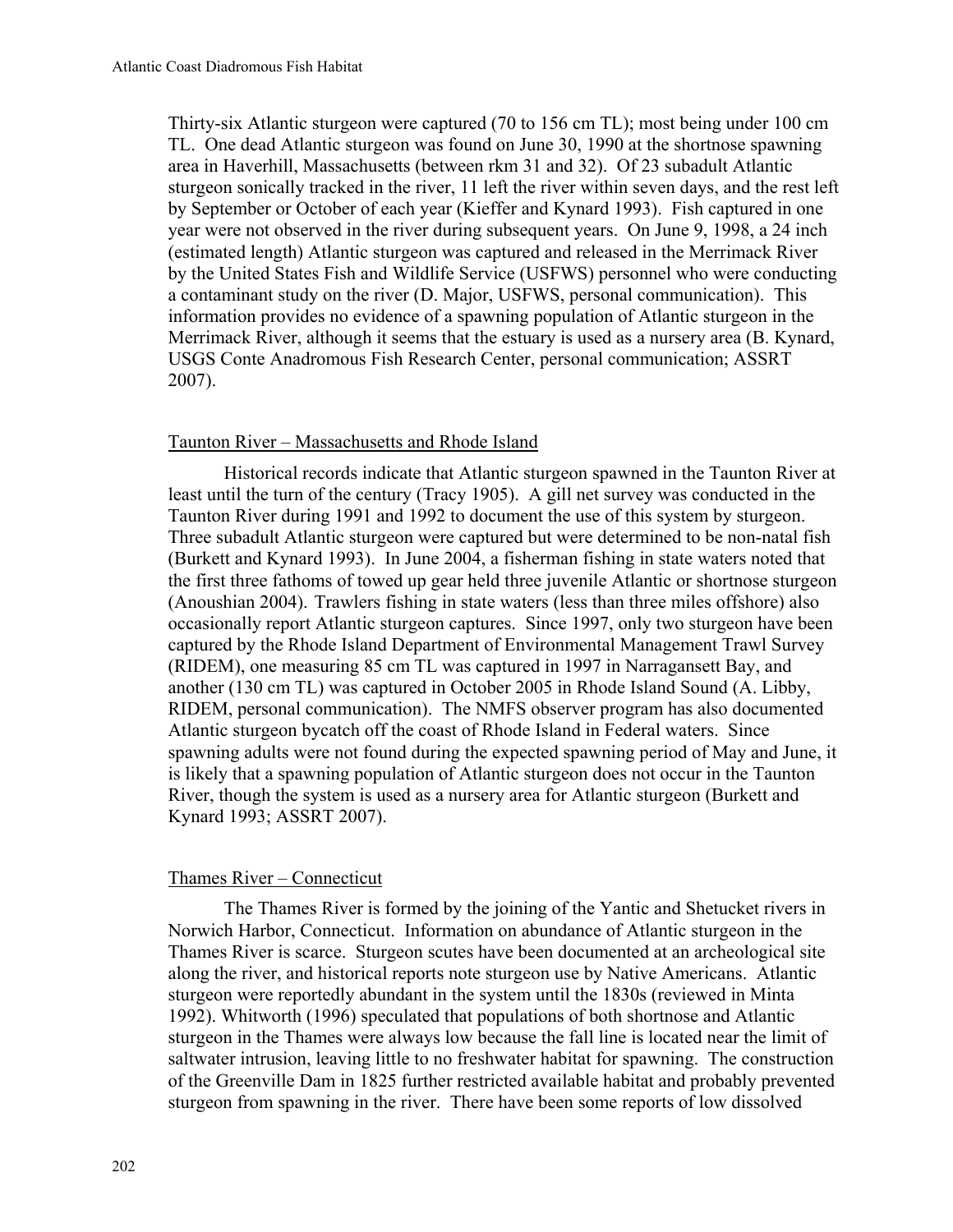Thirty-six Atlantic sturgeon were captured (70 to 156 cm TL); most being under 100 cm TL. One dead Atlantic sturgeon was found on June 30, 1990 at the shortnose spawning area in Haverhill, Massachusetts (between rkm 31 and 32). Of 23 subadult Atlantic sturgeon sonically tracked in the river, 11 left the river within seven days, and the rest left by September or October of each year (Kieffer and Kynard 1993). Fish captured in one year were not observed in the river during subsequent years. On June 9, 1998, a 24 inch (estimated length) Atlantic sturgeon was captured and released in the Merrimack River by the United States Fish and Wildlife Service (USFWS) personnel who were conducting a contaminant study on the river (D. Major, USFWS, personal communication). This information provides no evidence of a spawning population of Atlantic sturgeon in the Merrimack River, although it seems that the estuary is used as a nursery area (B. Kynard, USGS Conte Anadromous Fish Research Center, personal communication; ASSRT 2007).

## Taunton River – Massachusetts and Rhode Island

Historical records indicate that Atlantic sturgeon spawned in the Taunton River at least until the turn of the century (Tracy 1905). A gill net survey was conducted in the Taunton River during 1991 and 1992 to document the use of this system by sturgeon. Three subadult Atlantic sturgeon were captured but were determined to be non-natal fish (Burkett and Kynard 1993). In June 2004, a fisherman fishing in state waters noted that the first three fathoms of towed up gear held three juvenile Atlantic or shortnose sturgeon (Anoushian 2004). Trawlers fishing in state waters (less than three miles offshore) also occasionally report Atlantic sturgeon captures. Since 1997, only two sturgeon have been captured by the Rhode Island Department of Environmental Management Trawl Survey (RIDEM), one measuring 85 cm TL was captured in 1997 in Narragansett Bay, and another (130 cm TL) was captured in October 2005 in Rhode Island Sound (A. Libby, RIDEM, personal communication). The NMFS observer program has also documented Atlantic sturgeon bycatch off the coast of Rhode Island in Federal waters. Since spawning adults were not found during the expected spawning period of May and June, it is likely that a spawning population of Atlantic sturgeon does not occur in the Taunton River, though the system is used as a nursery area for Atlantic sturgeon (Burkett and Kynard 1993; ASSRT 2007).

## Thames River – Connecticut

The Thames River is formed by the joining of the Yantic and Shetucket rivers in Norwich Harbor, Connecticut. Information on abundance of Atlantic sturgeon in the Thames River is scarce. Sturgeon scutes have been documented at an archeological site along the river, and historical reports note sturgeon use by Native Americans. Atlantic sturgeon were reportedly abundant in the system until the 1830s (reviewed in Minta 1992). Whitworth (1996) speculated that populations of both shortnose and Atlantic sturgeon in the Thames were always low because the fall line is located near the limit of saltwater intrusion, leaving little to no freshwater habitat for spawning. The construction of the Greenville Dam in 1825 further restricted available habitat and probably prevented sturgeon from spawning in the river. There have been some reports of low dissolved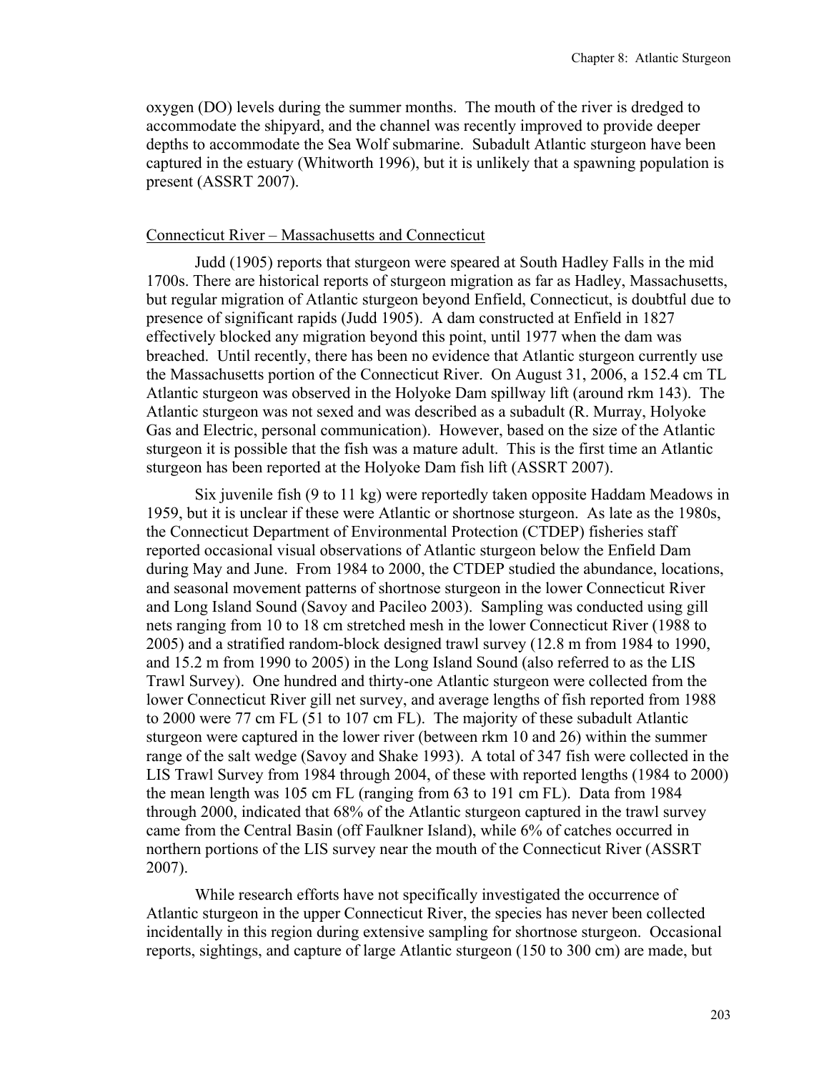oxygen (DO) levels during the summer months. The mouth of the river is dredged to accommodate the shipyard, and the channel was recently improved to provide deeper depths to accommodate the Sea Wolf submarine. Subadult Atlantic sturgeon have been captured in the estuary (Whitworth 1996), but it is unlikely that a spawning population is present (ASSRT 2007).

### Connecticut River – Massachusetts and Connecticut

Judd (1905) reports that sturgeon were speared at South Hadley Falls in the mid 1700s. There are historical reports of sturgeon migration as far as Hadley, Massachusetts, but regular migration of Atlantic sturgeon beyond Enfield, Connecticut, is doubtful due to presence of significant rapids (Judd 1905). A dam constructed at Enfield in 1827 effectively blocked any migration beyond this point, until 1977 when the dam was breached. Until recently, there has been no evidence that Atlantic sturgeon currently use the Massachusetts portion of the Connecticut River. On August 31, 2006, a 152.4 cm TL Atlantic sturgeon was observed in the Holyoke Dam spillway lift (around rkm 143). The Atlantic sturgeon was not sexed and was described as a subadult (R. Murray, Holyoke Gas and Electric, personal communication). However, based on the size of the Atlantic sturgeon it is possible that the fish was a mature adult. This is the first time an Atlantic sturgeon has been reported at the Holyoke Dam fish lift (ASSRT 2007).

Six juvenile fish (9 to 11 kg) were reportedly taken opposite Haddam Meadows in 1959, but it is unclear if these were Atlantic or shortnose sturgeon. As late as the 1980s, the Connecticut Department of Environmental Protection (CTDEP) fisheries staff reported occasional visual observations of Atlantic sturgeon below the Enfield Dam during May and June. From 1984 to 2000, the CTDEP studied the abundance, locations, and seasonal movement patterns of shortnose sturgeon in the lower Connecticut River and Long Island Sound (Savoy and Pacileo 2003). Sampling was conducted using gill nets ranging from 10 to 18 cm stretched mesh in the lower Connecticut River (1988 to 2005) and a stratified random-block designed trawl survey (12.8 m from 1984 to 1990, and 15.2 m from 1990 to 2005) in the Long Island Sound (also referred to as the LIS Trawl Survey). One hundred and thirty-one Atlantic sturgeon were collected from the lower Connecticut River gill net survey, and average lengths of fish reported from 1988 to 2000 were 77 cm FL (51 to 107 cm FL). The majority of these subadult Atlantic sturgeon were captured in the lower river (between rkm 10 and 26) within the summer range of the salt wedge (Savoy and Shake 1993). A total of 347 fish were collected in the LIS Trawl Survey from 1984 through 2004, of these with reported lengths (1984 to 2000) the mean length was 105 cm FL (ranging from 63 to 191 cm FL). Data from 1984 through 2000, indicated that 68% of the Atlantic sturgeon captured in the trawl survey came from the Central Basin (off Faulkner Island), while 6% of catches occurred in northern portions of the LIS survey near the mouth of the Connecticut River (ASSRT 2007).

While research efforts have not specifically investigated the occurrence of Atlantic sturgeon in the upper Connecticut River, the species has never been collected incidentally in this region during extensive sampling for shortnose sturgeon. Occasional reports, sightings, and capture of large Atlantic sturgeon (150 to 300 cm) are made, but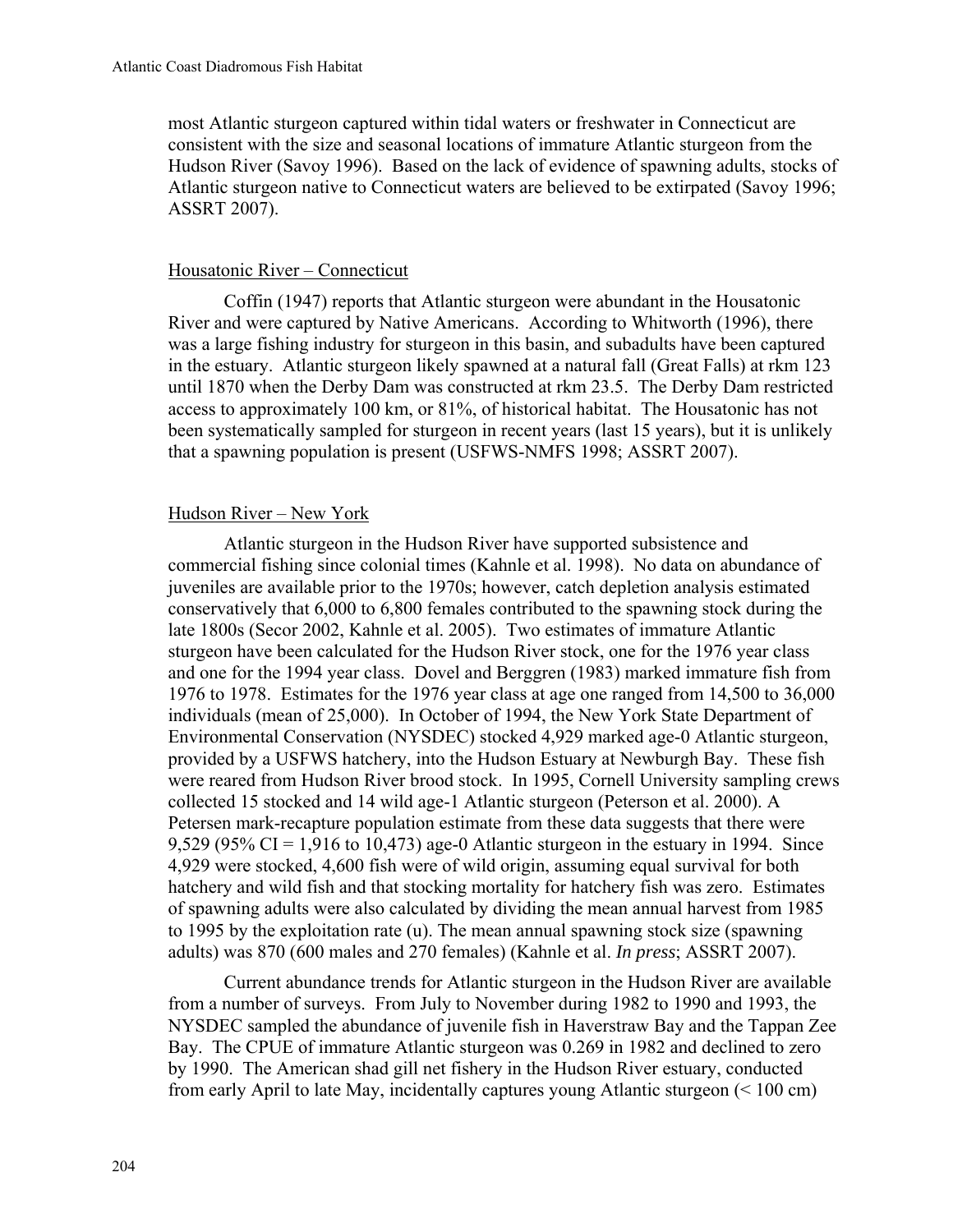most Atlantic sturgeon captured within tidal waters or freshwater in Connecticut are consistent with the size and seasonal locations of immature Atlantic sturgeon from the Hudson River (Savoy 1996). Based on the lack of evidence of spawning adults, stocks of Atlantic sturgeon native to Connecticut waters are believed to be extirpated (Savoy 1996; ASSRT 2007).

### Housatonic River – Connecticut

Coffin (1947) reports that Atlantic sturgeon were abundant in the Housatonic River and were captured by Native Americans. According to Whitworth (1996), there was a large fishing industry for sturgeon in this basin, and subadults have been captured in the estuary. Atlantic sturgeon likely spawned at a natural fall (Great Falls) at rkm 123 until 1870 when the Derby Dam was constructed at rkm 23.5. The Derby Dam restricted access to approximately 100 km, or 81%, of historical habitat. The Housatonic has not been systematically sampled for sturgeon in recent years (last 15 years), but it is unlikely that a spawning population is present (USFWS-NMFS 1998; ASSRT 2007).

### Hudson River – New York

Atlantic sturgeon in the Hudson River have supported subsistence and commercial fishing since colonial times (Kahnle et al. 1998). No data on abundance of juveniles are available prior to the 1970s; however, catch depletion analysis estimated conservatively that 6,000 to 6,800 females contributed to the spawning stock during the late 1800s (Secor 2002, Kahnle et al. 2005). Two estimates of immature Atlantic sturgeon have been calculated for the Hudson River stock, one for the 1976 year class and one for the 1994 year class. Dovel and Berggren (1983) marked immature fish from 1976 to 1978. Estimates for the 1976 year class at age one ranged from 14,500 to 36,000 individuals (mean of 25,000). In October of 1994, the New York State Department of Environmental Conservation (NYSDEC) stocked 4,929 marked age-0 Atlantic sturgeon, provided by a USFWS hatchery, into the Hudson Estuary at Newburgh Bay. These fish were reared from Hudson River brood stock. In 1995, Cornell University sampling crews collected 15 stocked and 14 wild age-1 Atlantic sturgeon (Peterson et al. 2000). A Petersen mark-recapture population estimate from these data suggests that there were 9,529 (95% CI = 1,916 to 10,473) age-0 Atlantic sturgeon in the estuary in 1994. Since 4,929 were stocked, 4,600 fish were of wild origin, assuming equal survival for both hatchery and wild fish and that stocking mortality for hatchery fish was zero. Estimates of spawning adults were also calculated by dividing the mean annual harvest from 1985 to 1995 by the exploitation rate (u). The mean annual spawning stock size (spawning adults) was 870 (600 males and 270 females) (Kahnle et al. *In press*; ASSRT 2007).

Current abundance trends for Atlantic sturgeon in the Hudson River are available from a number of surveys. From July to November during 1982 to 1990 and 1993, the NYSDEC sampled the abundance of juvenile fish in Haverstraw Bay and the Tappan Zee Bay. The CPUE of immature Atlantic sturgeon was 0.269 in 1982 and declined to zero by 1990. The American shad gill net fishery in the Hudson River estuary, conducted from early April to late May, incidentally captures young Atlantic sturgeon (< 100 cm)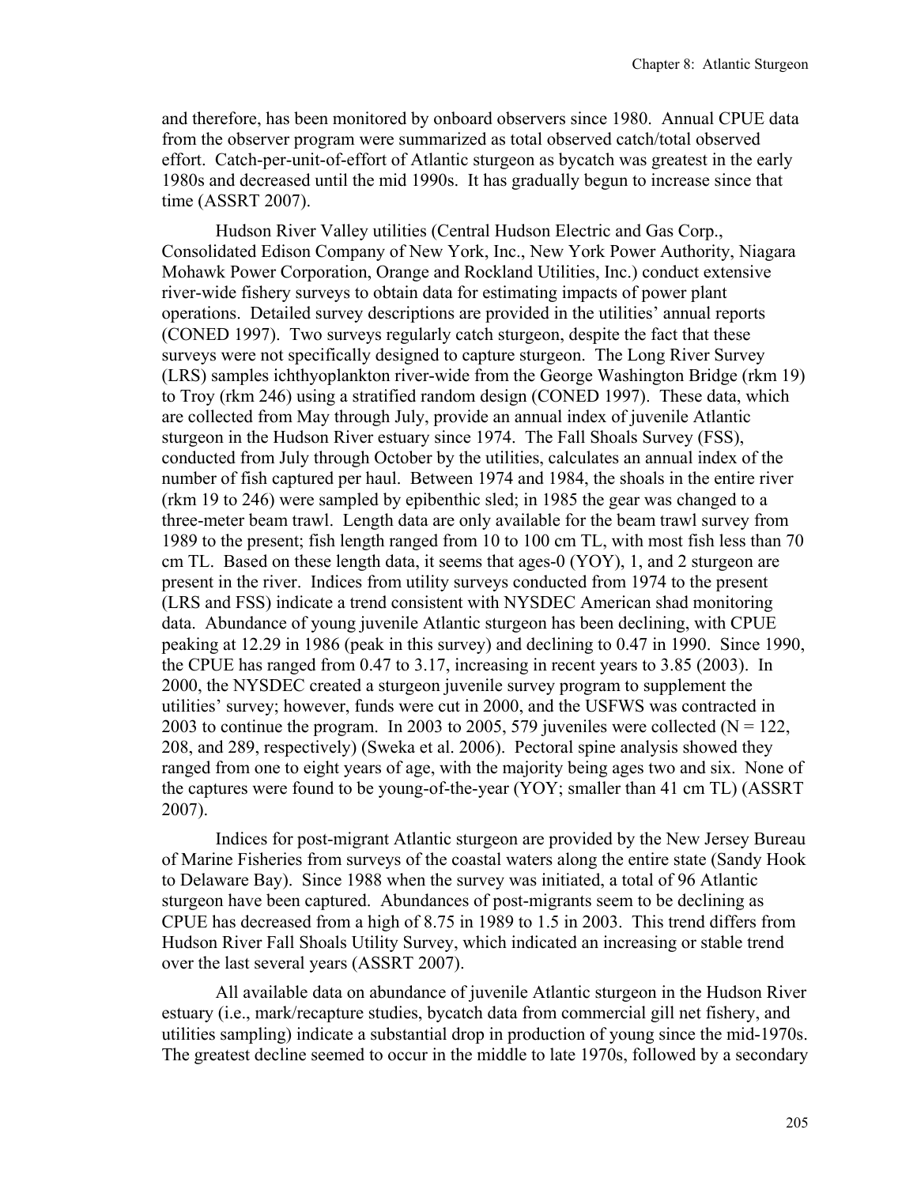and therefore, has been monitored by onboard observers since 1980. Annual CPUE data from the observer program were summarized as total observed catch/total observed effort. Catch-per-unit-of-effort of Atlantic sturgeon as bycatch was greatest in the early 1980s and decreased until the mid 1990s. It has gradually begun to increase since that time (ASSRT 2007).

Hudson River Valley utilities (Central Hudson Electric and Gas Corp., Consolidated Edison Company of New York, Inc., New York Power Authority, Niagara Mohawk Power Corporation, Orange and Rockland Utilities, Inc.) conduct extensive river-wide fishery surveys to obtain data for estimating impacts of power plant operations. Detailed survey descriptions are provided in the utilities' annual reports (CONED 1997). Two surveys regularly catch sturgeon, despite the fact that these surveys were not specifically designed to capture sturgeon. The Long River Survey (LRS) samples ichthyoplankton river-wide from the George Washington Bridge (rkm 19) to Troy (rkm 246) using a stratified random design (CONED 1997). These data, which are collected from May through July, provide an annual index of juvenile Atlantic sturgeon in the Hudson River estuary since 1974. The Fall Shoals Survey (FSS), conducted from July through October by the utilities, calculates an annual index of the number of fish captured per haul. Between 1974 and 1984, the shoals in the entire river (rkm 19 to 246) were sampled by epibenthic sled; in 1985 the gear was changed to a three-meter beam trawl. Length data are only available for the beam trawl survey from 1989 to the present; fish length ranged from 10 to 100 cm TL, with most fish less than 70 cm TL. Based on these length data, it seems that ages-0 (YOY), 1, and 2 sturgeon are present in the river. Indices from utility surveys conducted from 1974 to the present (LRS and FSS) indicate a trend consistent with NYSDEC American shad monitoring data. Abundance of young juvenile Atlantic sturgeon has been declining, with CPUE peaking at 12.29 in 1986 (peak in this survey) and declining to 0.47 in 1990. Since 1990, the CPUE has ranged from 0.47 to 3.17, increasing in recent years to 3.85 (2003). In 2000, the NYSDEC created a sturgeon juvenile survey program to supplement the utilities' survey; however, funds were cut in 2000, and the USFWS was contracted in 2003 to continue the program. In 2003 to 2005, 579 juveniles were collected (N = 122, 208, and 289, respectively) (Sweka et al. 2006). Pectoral spine analysis showed they ranged from one to eight years of age, with the majority being ages two and six. None of the captures were found to be young-of-the-year (YOY; smaller than 41 cm TL) (ASSRT 2007).

Indices for post-migrant Atlantic sturgeon are provided by the New Jersey Bureau of Marine Fisheries from surveys of the coastal waters along the entire state (Sandy Hook to Delaware Bay). Since 1988 when the survey was initiated, a total of 96 Atlantic sturgeon have been captured. Abundances of post-migrants seem to be declining as CPUE has decreased from a high of 8.75 in 1989 to 1.5 in 2003. This trend differs from Hudson River Fall Shoals Utility Survey, which indicated an increasing or stable trend over the last several years (ASSRT 2007).

All available data on abundance of juvenile Atlantic sturgeon in the Hudson River estuary (i.e., mark/recapture studies, bycatch data from commercial gill net fishery, and utilities sampling) indicate a substantial drop in production of young since the mid-1970s. The greatest decline seemed to occur in the middle to late 1970s, followed by a secondary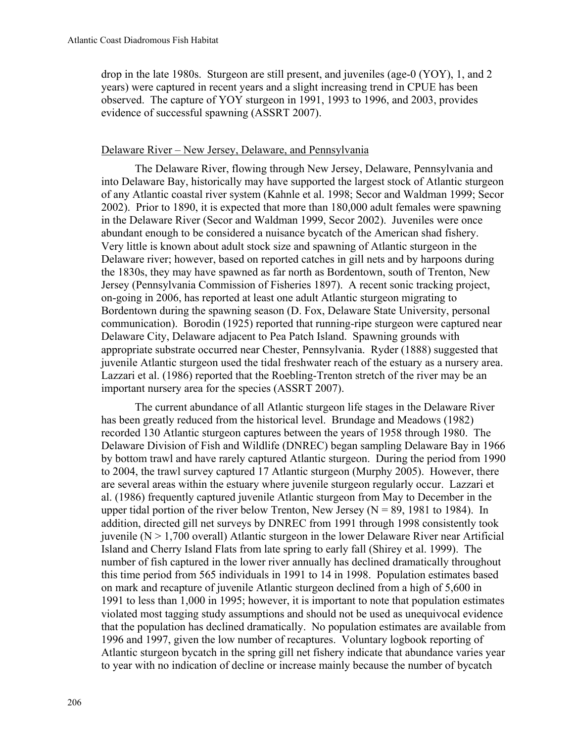drop in the late 1980s. Sturgeon are still present, and juveniles (age-0 (YOY), 1, and 2 years) were captured in recent years and a slight increasing trend in CPUE has been observed. The capture of YOY sturgeon in 1991, 1993 to 1996, and 2003, provides evidence of successful spawning (ASSRT 2007).

### Delaware River – New Jersey, Delaware, and Pennsylvania

The Delaware River, flowing through New Jersey, Delaware, Pennsylvania and into Delaware Bay, historically may have supported the largest stock of Atlantic sturgeon of any Atlantic coastal river system (Kahnle et al. 1998; Secor and Waldman 1999; Secor 2002). Prior to 1890, it is expected that more than 180,000 adult females were spawning in the Delaware River (Secor and Waldman 1999, Secor 2002). Juveniles were once abundant enough to be considered a nuisance bycatch of the American shad fishery. Very little is known about adult stock size and spawning of Atlantic sturgeon in the Delaware river; however, based on reported catches in gill nets and by harpoons during the 1830s, they may have spawned as far north as Bordentown, south of Trenton, New Jersey (Pennsylvania Commission of Fisheries 1897). A recent sonic tracking project, on-going in 2006, has reported at least one adult Atlantic sturgeon migrating to Bordentown during the spawning season (D. Fox, Delaware State University, personal communication). Borodin (1925) reported that running-ripe sturgeon were captured near Delaware City, Delaware adjacent to Pea Patch Island. Spawning grounds with appropriate substrate occurred near Chester, Pennsylvania. Ryder (1888) suggested that juvenile Atlantic sturgeon used the tidal freshwater reach of the estuary as a nursery area. Lazzari et al. (1986) reported that the Roebling-Trenton stretch of the river may be an important nursery area for the species (ASSRT 2007).

The current abundance of all Atlantic sturgeon life stages in the Delaware River has been greatly reduced from the historical level. Brundage and Meadows (1982) recorded 130 Atlantic sturgeon captures between the years of 1958 through 1980. The Delaware Division of Fish and Wildlife (DNREC) began sampling Delaware Bay in 1966 by bottom trawl and have rarely captured Atlantic sturgeon. During the period from 1990 to 2004, the trawl survey captured 17 Atlantic sturgeon (Murphy 2005). However, there are several areas within the estuary where juvenile sturgeon regularly occur. Lazzari et al. (1986) frequently captured juvenile Atlantic sturgeon from May to December in the upper tidal portion of the river below Trenton, New Jersey (N = 89, 1981 to 1984). In addition, directed gill net surveys by DNREC from 1991 through 1998 consistently took juvenile (N > 1,700 overall) Atlantic sturgeon in the lower Delaware River near Artificial Island and Cherry Island Flats from late spring to early fall (Shirey et al. 1999). The number of fish captured in the lower river annually has declined dramatically throughout this time period from 565 individuals in 1991 to 14 in 1998. Population estimates based on mark and recapture of juvenile Atlantic sturgeon declined from a high of 5,600 in 1991 to less than 1,000 in 1995; however, it is important to note that population estimates violated most tagging study assumptions and should not be used as unequivocal evidence that the population has declined dramatically. No population estimates are available from 1996 and 1997, given the low number of recaptures. Voluntary logbook reporting of Atlantic sturgeon bycatch in the spring gill net fishery indicate that abundance varies year to year with no indication of decline or increase mainly because the number of bycatch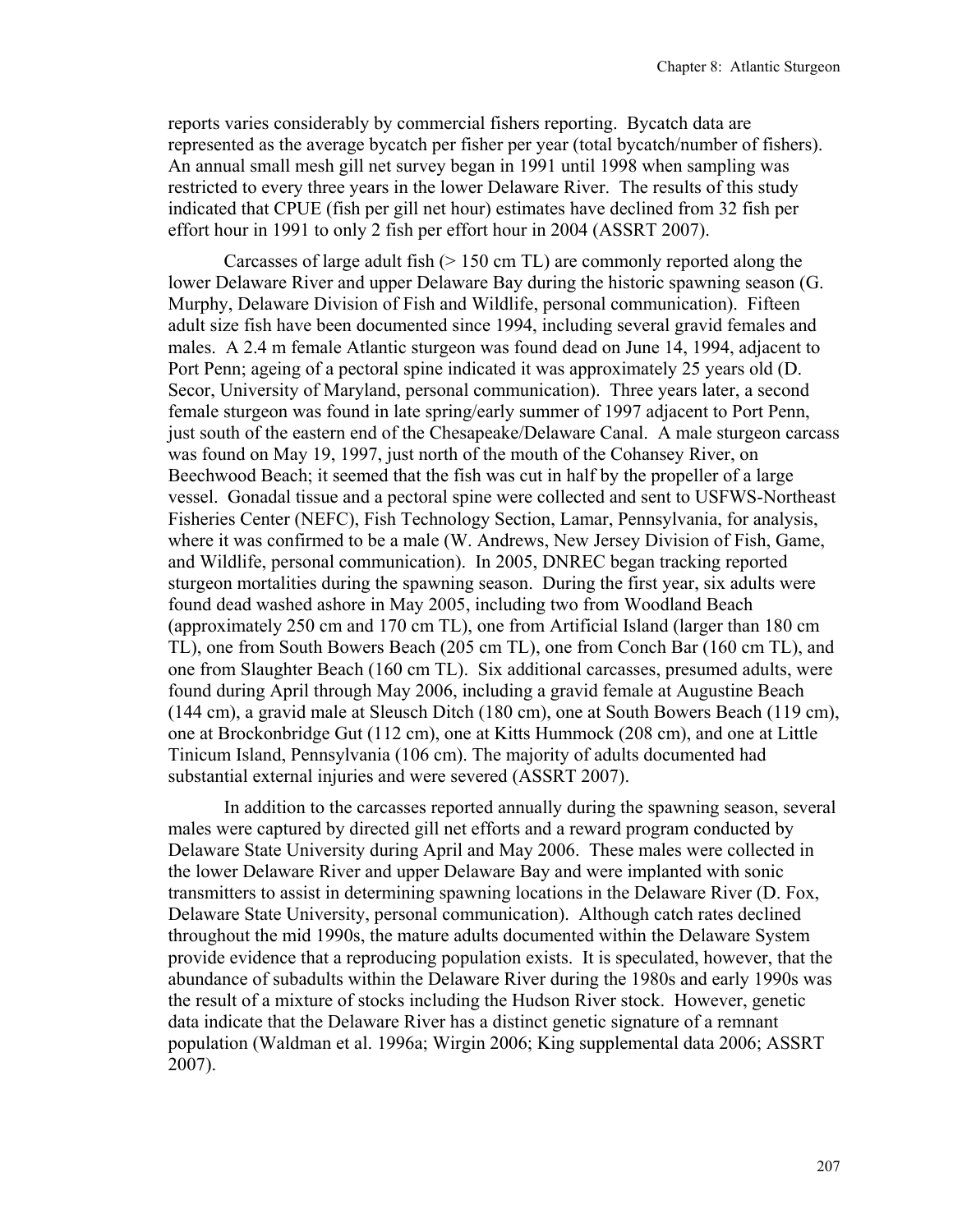reports varies considerably by commercial fishers reporting. Bycatch data are represented as the average bycatch per fisher per year (total bycatch/number of fishers). An annual small mesh gill net survey began in 1991 until 1998 when sampling was restricted to every three years in the lower Delaware River. The results of this study indicated that CPUE (fish per gill net hour) estimates have declined from 32 fish per effort hour in 1991 to only 2 fish per effort hour in 2004 (ASSRT 2007).

Carcasses of large adult fish (> 150 cm TL) are commonly reported along the lower Delaware River and upper Delaware Bay during the historic spawning season (G. Murphy, Delaware Division of Fish and Wildlife, personal communication). Fifteen adult size fish have been documented since 1994, including several gravid females and males. A 2.4 m female Atlantic sturgeon was found dead on June 14, 1994, adjacent to Port Penn; ageing of a pectoral spine indicated it was approximately 25 years old (D. Secor, University of Maryland, personal communication). Three years later, a second female sturgeon was found in late spring/early summer of 1997 adjacent to Port Penn, just south of the eastern end of the Chesapeake/Delaware Canal. A male sturgeon carcass was found on May 19, 1997, just north of the mouth of the Cohansey River, on Beechwood Beach; it seemed that the fish was cut in half by the propeller of a large vessel. Gonadal tissue and a pectoral spine were collected and sent to USFWS-Northeast Fisheries Center (NEFC), Fish Technology Section, Lamar, Pennsylvania, for analysis, where it was confirmed to be a male (W. Andrews, New Jersey Division of Fish, Game, and Wildlife, personal communication). In 2005, DNREC began tracking reported sturgeon mortalities during the spawning season. During the first year, six adults were found dead washed ashore in May 2005, including two from Woodland Beach (approximately 250 cm and 170 cm TL), one from Artificial Island (larger than 180 cm TL), one from South Bowers Beach (205 cm TL), one from Conch Bar (160 cm TL), and one from Slaughter Beach (160 cm TL). Six additional carcasses, presumed adults, were found during April through May 2006, including a gravid female at Augustine Beach (144 cm), a gravid male at Sleusch Ditch (180 cm), one at South Bowers Beach (119 cm), one at Brockonbridge Gut (112 cm), one at Kitts Hummock (208 cm), and one at Little Tinicum Island, Pennsylvania (106 cm). The majority of adults documented had substantial external injuries and were severed (ASSRT 2007).

In addition to the carcasses reported annually during the spawning season, several males were captured by directed gill net efforts and a reward program conducted by Delaware State University during April and May 2006. These males were collected in the lower Delaware River and upper Delaware Bay and were implanted with sonic transmitters to assist in determining spawning locations in the Delaware River (D. Fox, Delaware State University, personal communication). Although catch rates declined throughout the mid 1990s, the mature adults documented within the Delaware System provide evidence that a reproducing population exists. It is speculated, however, that the abundance of subadults within the Delaware River during the 1980s and early 1990s was the result of a mixture of stocks including the Hudson River stock. However, genetic data indicate that the Delaware River has a distinct genetic signature of a remnant population (Waldman et al. 1996a; Wirgin 2006; King supplemental data 2006; ASSRT 2007).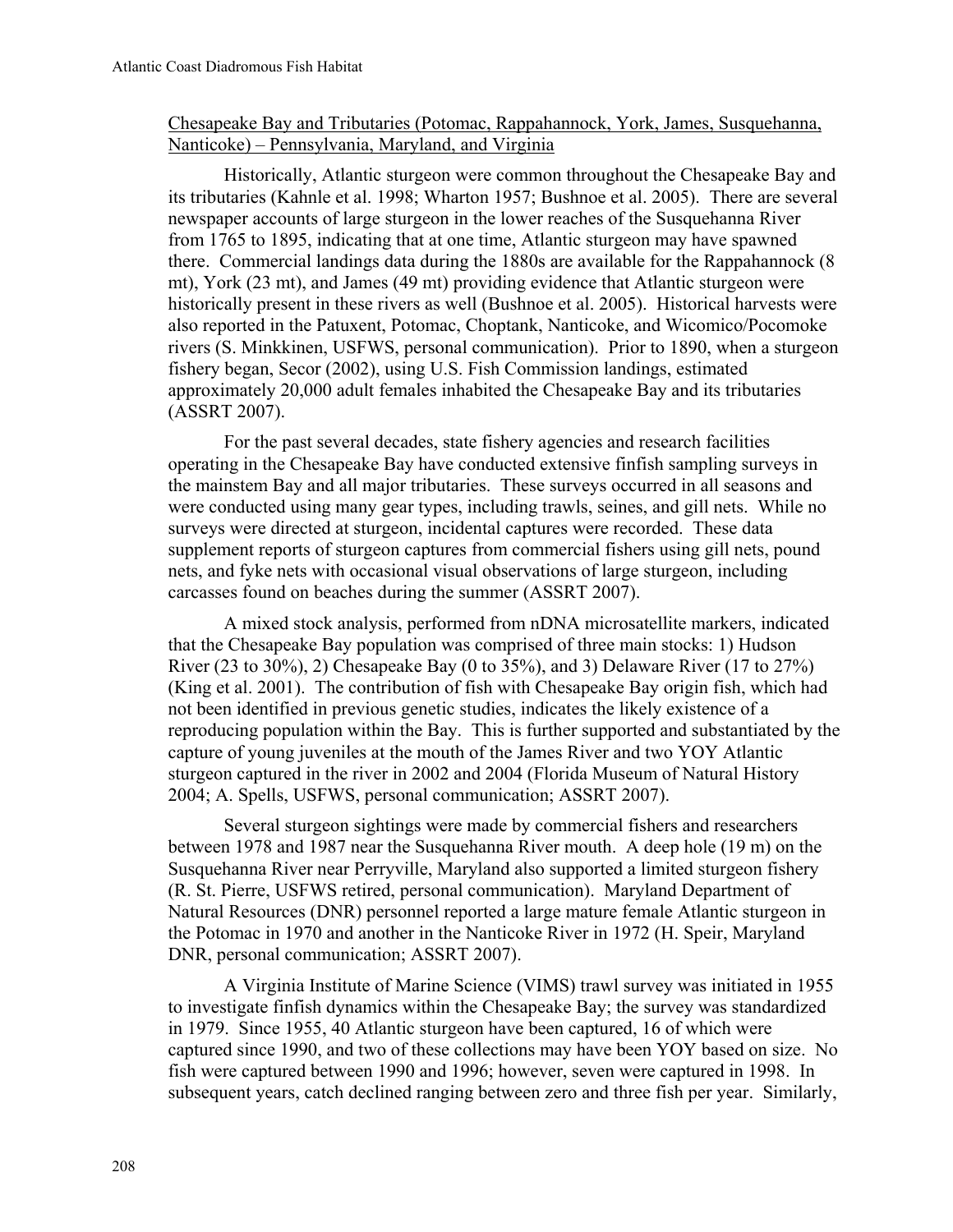Chesapeake Bay and Tributaries (Potomac, Rappahannock, York, James, Susquehanna, Nanticoke) – Pennsylvania, Maryland, and Virginia

Historically, Atlantic sturgeon were common throughout the Chesapeake Bay and its tributaries (Kahnle et al. 1998; Wharton 1957; Bushnoe et al. 2005). There are several newspaper accounts of large sturgeon in the lower reaches of the Susquehanna River from 1765 to 1895, indicating that at one time, Atlantic sturgeon may have spawned there. Commercial landings data during the 1880s are available for the Rappahannock (8 mt), York (23 mt), and James (49 mt) providing evidence that Atlantic sturgeon were historically present in these rivers as well (Bushnoe et al. 2005). Historical harvests were also reported in the Patuxent, Potomac, Choptank, Nanticoke, and Wicomico/Pocomoke rivers (S. Minkkinen, USFWS, personal communication). Prior to 1890, when a sturgeon fishery began, Secor (2002), using U.S. Fish Commission landings, estimated approximately 20,000 adult females inhabited the Chesapeake Bay and its tributaries (ASSRT 2007).

For the past several decades, state fishery agencies and research facilities operating in the Chesapeake Bay have conducted extensive finfish sampling surveys in the mainstem Bay and all major tributaries. These surveys occurred in all seasons and were conducted using many gear types, including trawls, seines, and gill nets. While no surveys were directed at sturgeon, incidental captures were recorded. These data supplement reports of sturgeon captures from commercial fishers using gill nets, pound nets, and fyke nets with occasional visual observations of large sturgeon, including carcasses found on beaches during the summer (ASSRT 2007).

A mixed stock analysis, performed from nDNA microsatellite markers, indicated that the Chesapeake Bay population was comprised of three main stocks: 1) Hudson River (23 to 30%), 2) Chesapeake Bay (0 to 35%), and 3) Delaware River (17 to 27%) (King et al. 2001). The contribution of fish with Chesapeake Bay origin fish, which had not been identified in previous genetic studies, indicates the likely existence of a reproducing population within the Bay. This is further supported and substantiated by the capture of young juveniles at the mouth of the James River and two YOY Atlantic sturgeon captured in the river in 2002 and 2004 (Florida Museum of Natural History 2004; A. Spells, USFWS, personal communication; ASSRT 2007).

Several sturgeon sightings were made by commercial fishers and researchers between 1978 and 1987 near the Susquehanna River mouth. A deep hole (19 m) on the Susquehanna River near Perryville, Maryland also supported a limited sturgeon fishery (R. St. Pierre, USFWS retired, personal communication). Maryland Department of Natural Resources (DNR) personnel reported a large mature female Atlantic sturgeon in the Potomac in 1970 and another in the Nanticoke River in 1972 (H. Speir, Maryland DNR, personal communication; ASSRT 2007).

A Virginia Institute of Marine Science (VIMS) trawl survey was initiated in 1955 to investigate finfish dynamics within the Chesapeake Bay; the survey was standardized in 1979. Since 1955, 40 Atlantic sturgeon have been captured, 16 of which were captured since 1990, and two of these collections may have been YOY based on size. No fish were captured between 1990 and 1996; however, seven were captured in 1998. In subsequent years, catch declined ranging between zero and three fish per year. Similarly,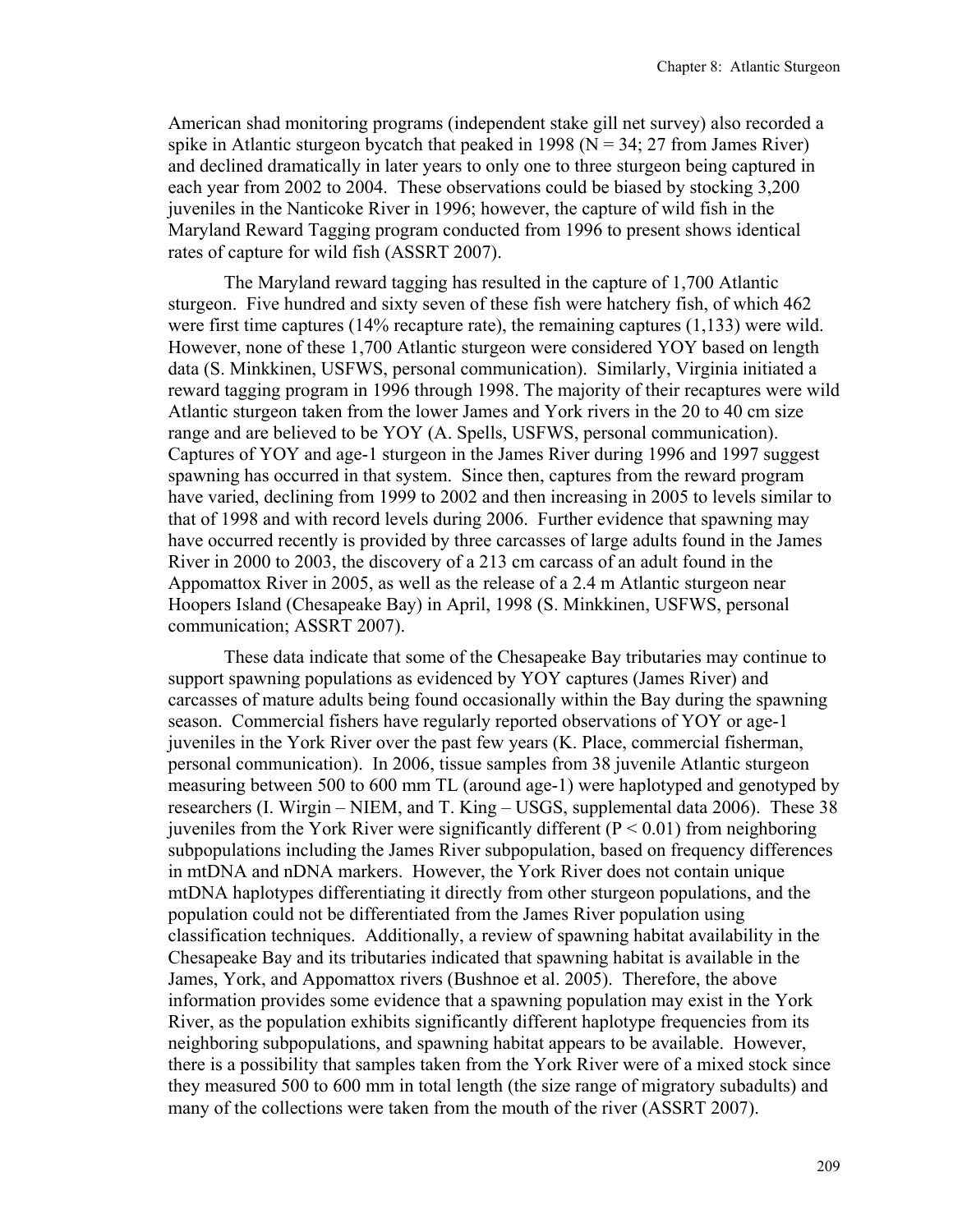American shad monitoring programs (independent stake gill net survey) also recorded a spike in Atlantic sturgeon bycatch that peaked in 1998 (N = 34; 27 from James River) and declined dramatically in later years to only one to three sturgeon being captured in each year from 2002 to 2004. These observations could be biased by stocking 3,200 juveniles in the Nanticoke River in 1996; however, the capture of wild fish in the Maryland Reward Tagging program conducted from 1996 to present shows identical rates of capture for wild fish (ASSRT 2007).

The Maryland reward tagging has resulted in the capture of 1,700 Atlantic sturgeon. Five hundred and sixty seven of these fish were hatchery fish, of which 462 were first time captures (14% recapture rate), the remaining captures (1,133) were wild. However, none of these 1,700 Atlantic sturgeon were considered YOY based on length data (S. Minkkinen, USFWS, personal communication). Similarly, Virginia initiated a reward tagging program in 1996 through 1998. The majority of their recaptures were wild Atlantic sturgeon taken from the lower James and York rivers in the 20 to 40 cm size range and are believed to be YOY (A. Spells, USFWS, personal communication). Captures of YOY and age-1 sturgeon in the James River during 1996 and 1997 suggest spawning has occurred in that system. Since then, captures from the reward program have varied, declining from 1999 to 2002 and then increasing in 2005 to levels similar to that of 1998 and with record levels during 2006. Further evidence that spawning may have occurred recently is provided by three carcasses of large adults found in the James River in 2000 to 2003, the discovery of a 213 cm carcass of an adult found in the Appomattox River in 2005, as well as the release of a 2.4 m Atlantic sturgeon near Hoopers Island (Chesapeake Bay) in April, 1998 (S. Minkkinen, USFWS, personal communication; ASSRT 2007).

These data indicate that some of the Chesapeake Bay tributaries may continue to support spawning populations as evidenced by YOY captures (James River) and carcasses of mature adults being found occasionally within the Bay during the spawning season. Commercial fishers have regularly reported observations of YOY or age-1 juveniles in the York River over the past few years (K. Place, commercial fisherman, personal communication). In 2006, tissue samples from 38 juvenile Atlantic sturgeon measuring between 500 to 600 mm TL (around age-1) were haplotyped and genotyped by researchers (I. Wirgin – NIEM, and T. King – USGS, supplemental data 2006). These 38 juveniles from the York River were significantly different ($P < 0.01$) from neighboring subpopulations including the James River subpopulation, based on frequency differences in mtDNA and nDNA markers. However, the York River does not contain unique mtDNA haplotypes differentiating it directly from other sturgeon populations, and the population could not be differentiated from the James River population using classification techniques. Additionally, a review of spawning habitat availability in the Chesapeake Bay and its tributaries indicated that spawning habitat is available in the James, York, and Appomattox rivers (Bushnoe et al. 2005). Therefore, the above information provides some evidence that a spawning population may exist in the York River, as the population exhibits significantly different haplotype frequencies from its neighboring subpopulations, and spawning habitat appears to be available. However, there is a possibility that samples taken from the York River were of a mixed stock since they measured 500 to 600 mm in total length (the size range of migratory subadults) and many of the collections were taken from the mouth of the river (ASSRT 2007).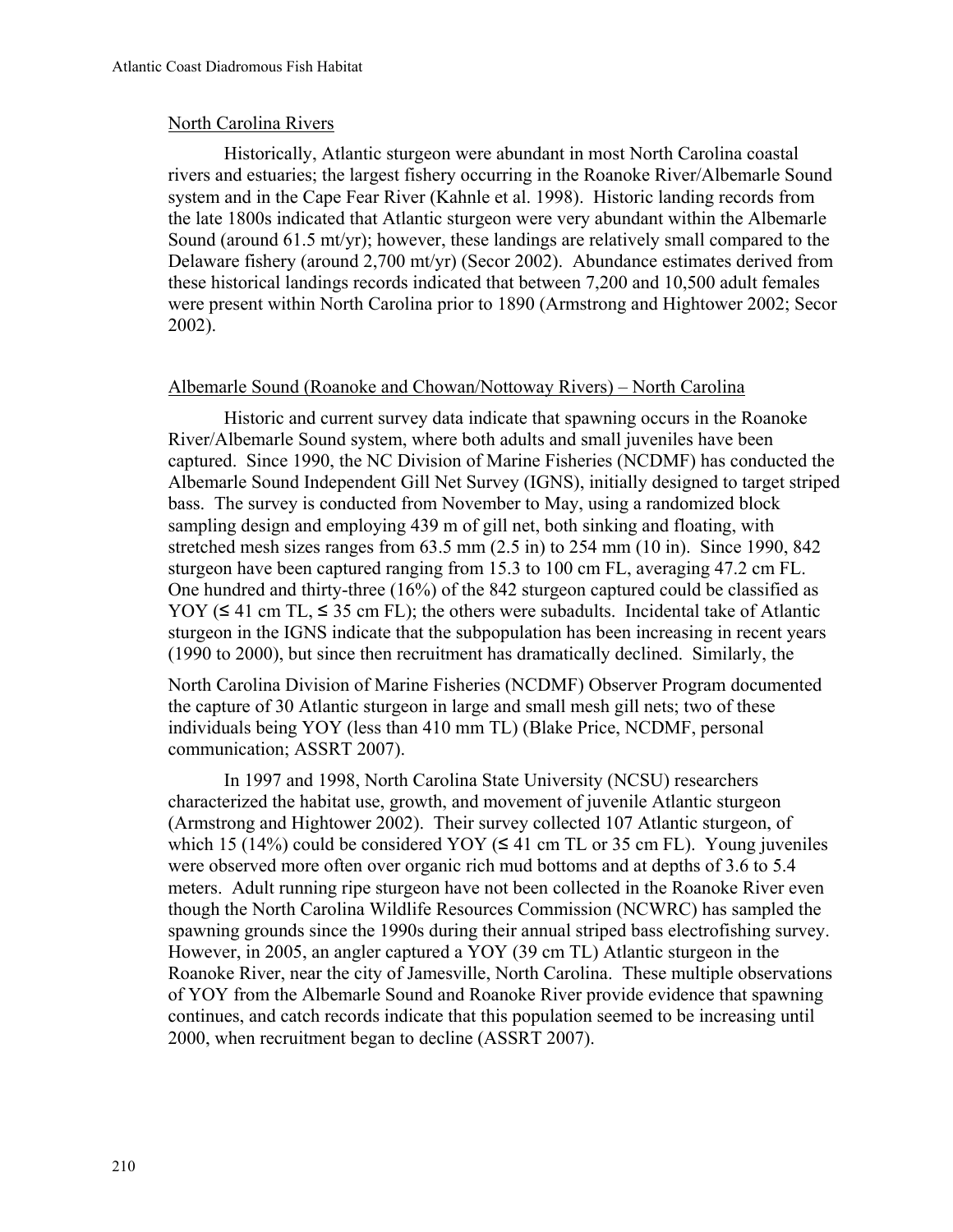## North Carolina Rivers

Historically, Atlantic sturgeon were abundant in most North Carolina coastal rivers and estuaries; the largest fishery occurring in the Roanoke River/Albemarle Sound system and in the Cape Fear River (Kahnle et al. 1998). Historic landing records from the late 1800s indicated that Atlantic sturgeon were very abundant within the Albemarle Sound (around 61.5 mt/yr); however, these landings are relatively small compared to the Delaware fishery (around 2,700 mt/yr) (Secor 2002). Abundance estimates derived from these historical landings records indicated that between 7,200 and 10,500 adult females were present within North Carolina prior to 1890 (Armstrong and Hightower 2002; Secor 2002).

## Albemarle Sound (Roanoke and Chowan/Nottoway Rivers) – North Carolina

Historic and current survey data indicate that spawning occurs in the Roanoke River/Albemarle Sound system, where both adults and small juveniles have been captured. Since 1990, the NC Division of Marine Fisheries (NCDMF) has conducted the Albemarle Sound Independent Gill Net Survey (IGNS), initially designed to target striped bass. The survey is conducted from November to May, using a randomized block sampling design and employing 439 m of gill net, both sinking and floating, with stretched mesh sizes ranges from 63.5 mm (2.5 in) to 254 mm (10 in). Since 1990, 842 sturgeon have been captured ranging from 15.3 to 100 cm FL, averaging 47.2 cm FL. One hundred and thirty-three (16%) of the 842 sturgeon captured could be classified as YOY (≤ 41 cm TL, ≤ 35 cm FL); the others were subadults. Incidental take of Atlantic sturgeon in the IGNS indicate that the subpopulation has been increasing in recent years (1990 to 2000), but since then recruitment has dramatically declined. Similarly, the North Carolina Division of Marine Fisheries (NCDMF) Observer Program documented the capture of 30 Atlantic sturgeon in large and small mesh gill nets; two of these individuals being YOY (less than 410 mm TL) (Blake Price, NCDMF, personal communication; ASSRT 2007).

In 1997 and 1998, North Carolina State University (NCSU) researchers characterized the habitat use, growth, and movement of juvenile Atlantic sturgeon (Armstrong and Hightower 2002). Their survey collected 107 Atlantic sturgeon, of which 15 (14%) could be considered YOY (≤ 41 cm TL or 35 cm FL). Young juveniles were observed more often over organic rich mud bottoms and at depths of 3.6 to 5.4 meters. Adult running ripe sturgeon have not been collected in the Roanoke River even though the North Carolina Wildlife Resources Commission (NCWRC) has sampled the spawning grounds since the 1990s during their annual striped bass electrofishing survey. However, in 2005, an angler captured a YOY (39 cm TL) Atlantic sturgeon in the Roanoke River, near the city of Jamesville, North Carolina. These multiple observations of YOY from the Albemarle Sound and Roanoke River provide evidence that spawning continues, and catch records indicate that this population seemed to be increasing until 2000, when recruitment began to decline (ASSRT 2007).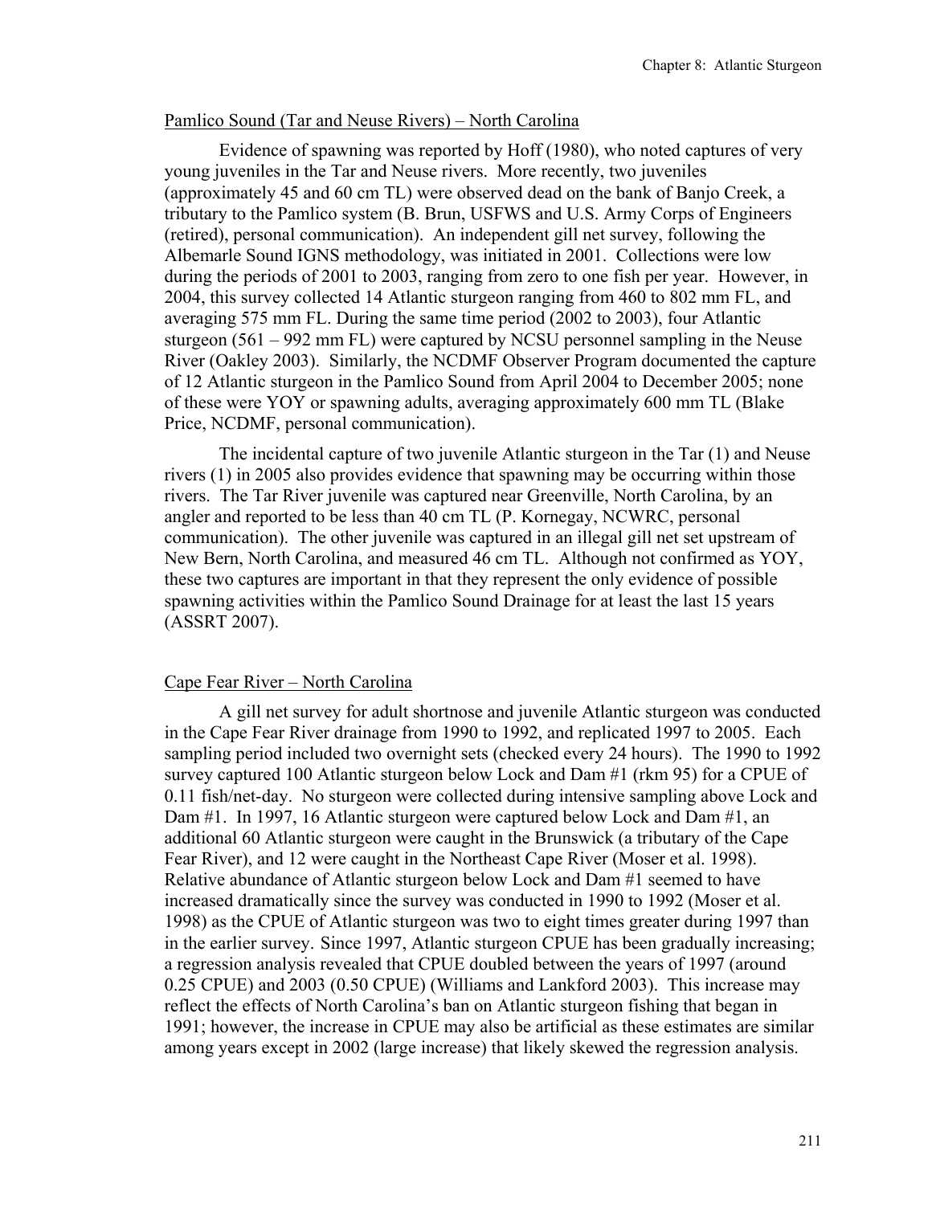Pamlico Sound (Tar and Neuse Rivers) – North Carolina

Evidence of spawning was reported by Hoff (1980), who noted captures of very young juveniles in the Tar and Neuse rivers. More recently, two juveniles (approximately 45 and 60 cm TL) were observed dead on the bank of Banjo Creek, a tributary to the Pamlico system (B. Brun, USFWS and U.S. Army Corps of Engineers (retired), personal communication). An independent gill net survey, following the Albemarle Sound IGNS methodology, was initiated in 2001. Collections were low during the periods of 2001 to 2003, ranging from zero to one fish per year. However, in 2004, this survey collected 14 Atlantic sturgeon ranging from 460 to 802 mm FL, and averaging 575 mm FL. During the same time period (2002 to 2003), four Atlantic sturgeon (561 – 992 mm FL) were captured by NCSU personnel sampling in the Neuse River (Oakley 2003). Similarly, the NCDMF Observer Program documented the capture of 12 Atlantic sturgeon in the Pamlico Sound from April 2004 to December 2005; none of these were YOY or spawning adults, averaging approximately 600 mm TL (Blake Price, NCDMF, personal communication).

The incidental capture of two juvenile Atlantic sturgeon in the Tar (1) and Neuse rivers (1) in 2005 also provides evidence that spawning may be occurring within those rivers. The Tar River juvenile was captured near Greenville, North Carolina, by an angler and reported to be less than 40 cm TL (P. Kornegay, NCWRC, personal communication). The other juvenile was captured in an illegal gill net set upstream of New Bern, North Carolina, and measured 46 cm TL. Although not confirmed as YOY, these two captures are important in that they represent the only evidence of possible spawning activities within the Pamlico Sound Drainage for at least the last 15 years (ASSRT 2007).

Cape Fear River – North Carolina

A gill net survey for adult shortnose and juvenile Atlantic sturgeon was conducted in the Cape Fear River drainage from 1990 to 1992, and replicated 1997 to 2005. Each sampling period included two overnight sets (checked every 24 hours). The 1990 to 1992 survey captured 100 Atlantic sturgeon below Lock and Dam #1 (rkm 95) for a CPUE of 0.11 fish/net-day. No sturgeon were collected during intensive sampling above Lock and Dam #1. In 1997, 16 Atlantic sturgeon were captured below Lock and Dam #1, an additional 60 Atlantic sturgeon were caught in the Brunswick (a tributary of the Cape Fear River), and 12 were caught in the Northeast Cape River (Moser et al. 1998). Relative abundance of Atlantic sturgeon below Lock and Dam #1 seemed to have increased dramatically since the survey was conducted in 1990 to 1992 (Moser et al. 1998) as the CPUE of Atlantic sturgeon was two to eight times greater during 1997 than in the earlier survey. Since 1997, Atlantic sturgeon CPUE has been gradually increasing; a regression analysis revealed that CPUE doubled between the years of 1997 (around 0.25 CPUE) and 2003 (0.50 CPUE) (Williams and Lankford 2003). This increase may reflect the effects of North Carolina's ban on Atlantic sturgeon fishing that began in 1991; however, the increase in CPUE may also be artificial as these estimates are similar among years except in 2002 (large increase) that likely skewed the regression analysis.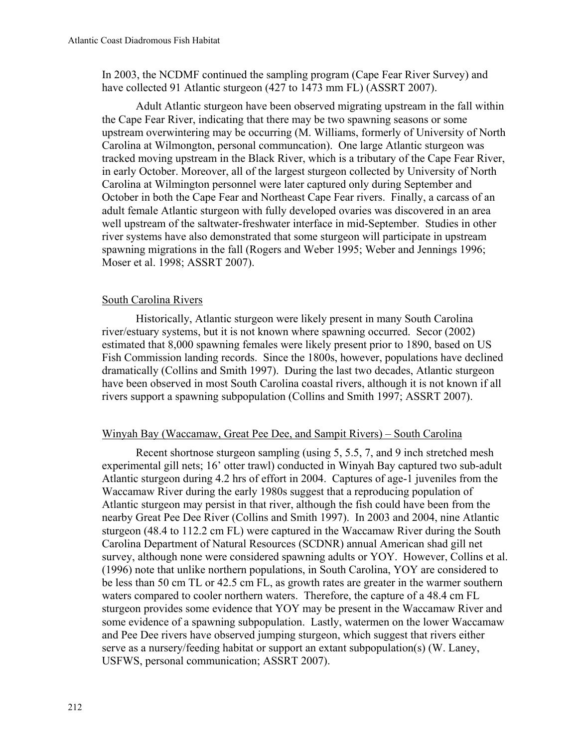In 2003, the NCDMF continued the sampling program (Cape Fear River Survey) and have collected 91 Atlantic sturgeon (427 to 1473 mm FL) (ASSRT 2007).

Adult Atlantic sturgeon have been observed migrating upstream in the fall within the Cape Fear River, indicating that there may be two spawning seasons or some upstream overwintering may be occurring (M. Williams, formerly of University of North Carolina at Wilmongton, personal communcation). One large Atlantic sturgeon was tracked moving upstream in the Black River, which is a tributary of the Cape Fear River, in early October. Moreover, all of the largest sturgeon collected by University of North Carolina at Wilmington personnel were later captured only during September and October in both the Cape Fear and Northeast Cape Fear rivers. Finally, a carcass of an adult female Atlantic sturgeon with fully developed ovaries was discovered in an area well upstream of the saltwater-freshwater interface in mid-September. Studies in other river systems have also demonstrated that some sturgeon will participate in upstream spawning migrations in the fall (Rogers and Weber 1995; Weber and Jennings 1996; Moser et al. 1998; ASSRT 2007).

## South Carolina Rivers

Historically, Atlantic sturgeon were likely present in many South Carolina river/estuary systems, but it is not known where spawning occurred. Secor (2002) estimated that 8,000 spawning females were likely present prior to 1890, based on US Fish Commission landing records. Since the 1800s, however, populations have declined dramatically (Collins and Smith 1997). During the last two decades, Atlantic sturgeon have been observed in most South Carolina coastal rivers, although it is not known if all rivers support a spawning subpopulation (Collins and Smith 1997; ASSRT 2007).

## Winyah Bay (Waccamaw, Great Pee Dee, and Sampit Rivers) – South Carolina

Recent shortnose sturgeon sampling (using 5, 5.5, 7, and 9 inch stretched mesh experimental gill nets; 16' otter trawl) conducted in Winyah Bay captured two sub-adult Atlantic sturgeon during 4.2 hrs of effort in 2004. Captures of age-1 juveniles from the Waccamaw River during the early 1980s suggest that a reproducing population of Atlantic sturgeon may persist in that river, although the fish could have been from the nearby Great Pee Dee River (Collins and Smith 1997). In 2003 and 2004, nine Atlantic sturgeon (48.4 to 112.2 cm FL) were captured in the Waccamaw River during the South Carolina Department of Natural Resources (SCDNR) annual American shad gill net survey, although none were considered spawning adults or YOY. However, Collins et al. (1996) note that unlike northern populations, in South Carolina, YOY are considered to be less than 50 cm TL or 42.5 cm FL, as growth rates are greater in the warmer southern waters compared to cooler northern waters. Therefore, the capture of a 48.4 cm FL sturgeon provides some evidence that YOY may be present in the Waccamaw River and some evidence of a spawning subpopulation. Lastly, watermen on the lower Waccamaw and Pee Dee rivers have observed jumping sturgeon, which suggest that rivers either serve as a nursery/feeding habitat or support an extant subpopulation(s) (W. Laney, USFWS, personal communication; ASSRT 2007).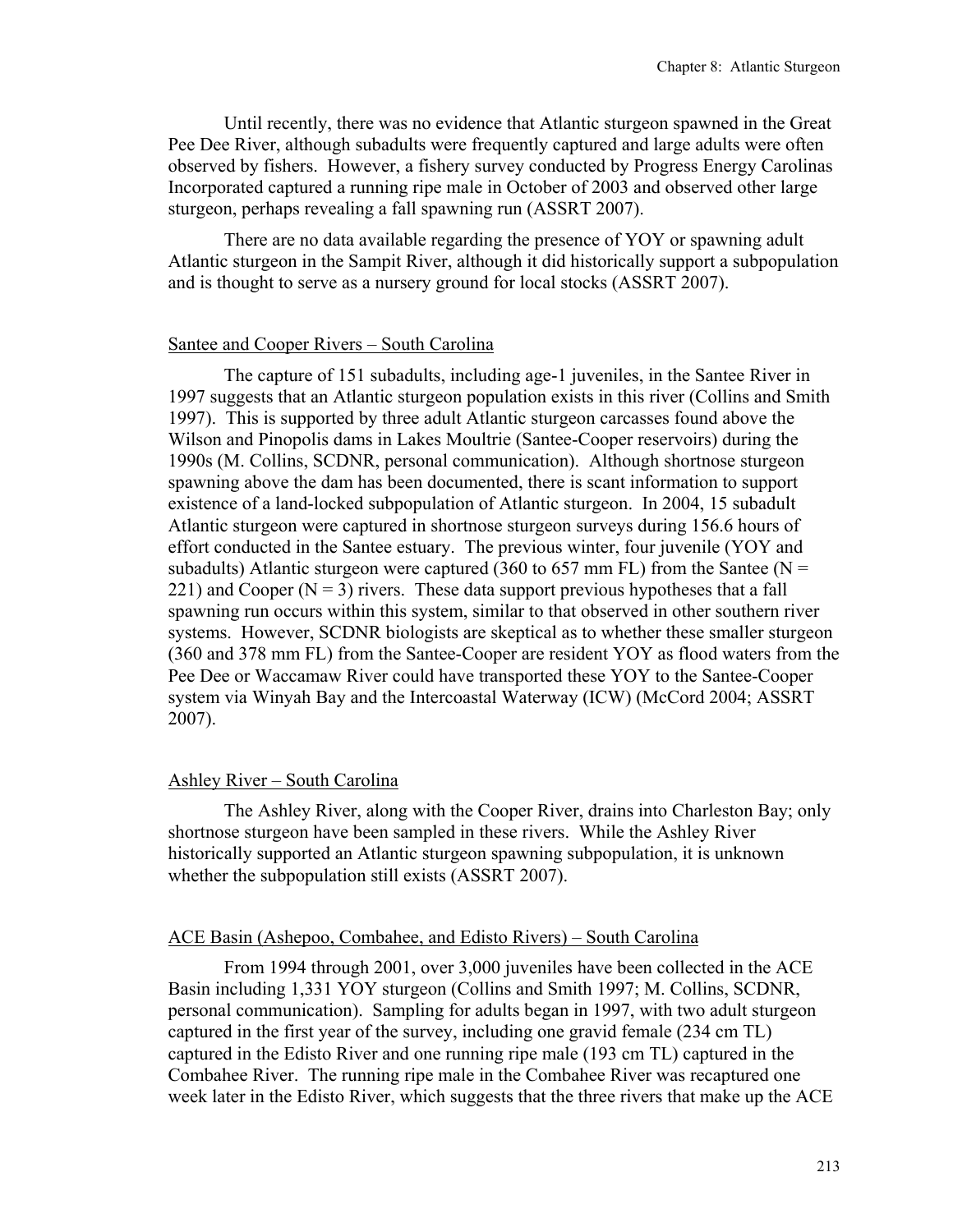Until recently, there was no evidence that Atlantic sturgeon spawned in the Great Pee Dee River, although subadults were frequently captured and large adults were often observed by fishers. However, a fishery survey conducted by Progress Energy Carolinas Incorporated captured a running ripe male in October of 2003 and observed other large sturgeon, perhaps revealing a fall spawning run (ASSRT 2007).

There are no data available regarding the presence of YOY or spawning adult Atlantic sturgeon in the Sampit River, although it did historically support a subpopulation and is thought to serve as a nursery ground for local stocks (ASSRT 2007).

### Santee and Cooper Rivers – South Carolina

The capture of 151 subadults, including age-1 juveniles, in the Santee River in 1997 suggests that an Atlantic sturgeon population exists in this river (Collins and Smith 1997). This is supported by three adult Atlantic sturgeon carcasses found above the Wilson and Pinopolis dams in Lakes Moultrie (Santee-Cooper reservoirs) during the 1990s (M. Collins, SCDNR, personal communication). Although shortnose sturgeon spawning above the dam has been documented, there is scant information to support existence of a land-locked subpopulation of Atlantic sturgeon. In 2004, 15 subadult Atlantic sturgeon were captured in shortnose sturgeon surveys during 156.6 hours of effort conducted in the Santee estuary. The previous winter, four juvenile (YOY and subadults) Atlantic sturgeon were captured (360 to 657 mm FL) from the Santee (N = 221) and Cooper (N = 3) rivers. These data support previous hypotheses that a fall spawning run occurs within this system, similar to that observed in other southern river systems. However, SCDNR biologists are skeptical as to whether these smaller sturgeon (360 and 378 mm FL) from the Santee-Cooper are resident YOY as flood waters from the Pee Dee or Waccamaw River could have transported these YOY to the Santee-Cooper system via Winyah Bay and the Intercoastal Waterway (ICW) (McCord 2004; ASSRT 2007).

### Ashley River – South Carolina

The Ashley River, along with the Cooper River, drains into Charleston Bay; only shortnose sturgeon have been sampled in these rivers. While the Ashley River historically supported an Atlantic sturgeon spawning subpopulation, it is unknown whether the subpopulation still exists (ASSRT 2007).

### ACE Basin (Ashepoo, Combahee, and Edisto Rivers) – South Carolina

From 1994 through 2001, over 3,000 juveniles have been collected in the ACE Basin including 1,331 YOY sturgeon (Collins and Smith 1997; M. Collins, SCDNR, personal communication). Sampling for adults began in 1997, with two adult sturgeon captured in the first year of the survey, including one gravid female (234 cm TL) captured in the Edisto River and one running ripe male (193 cm TL) captured in the Combahee River. The running ripe male in the Combahee River was recaptured one week later in the Edisto River, which suggests that the three rivers that make up the ACE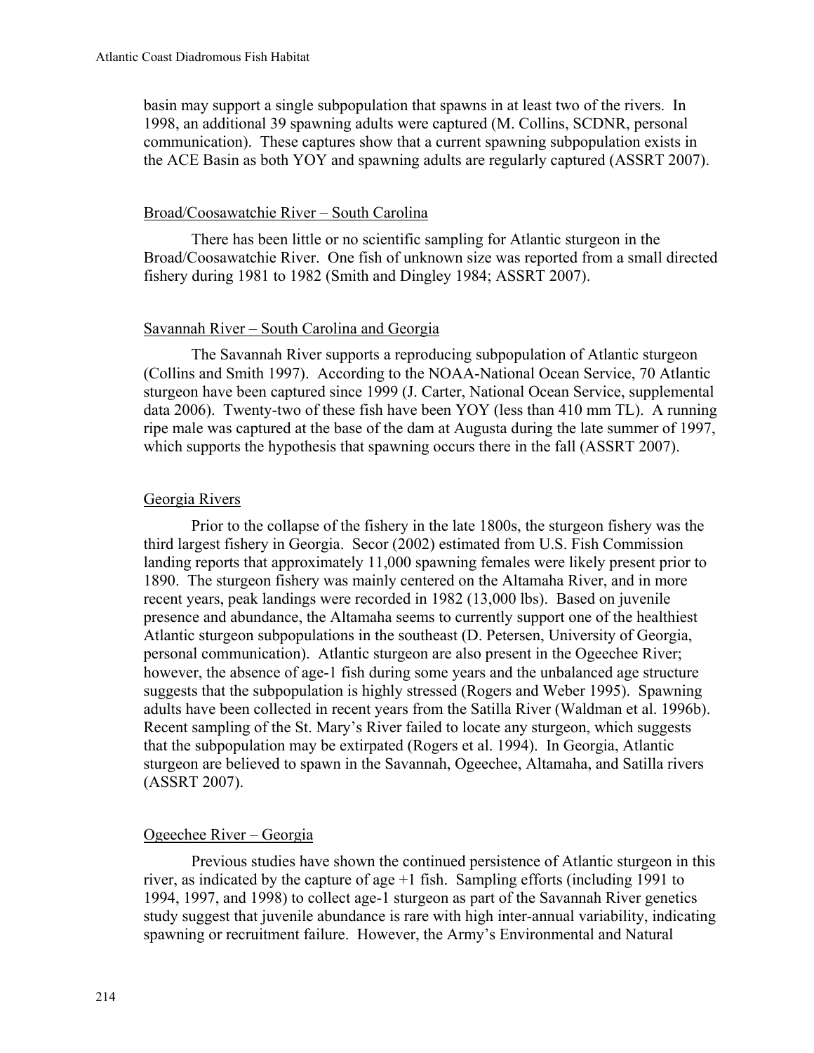basin may support a single subpopulation that spawns in at least two of the rivers. In 1998, an additional 39 spawning adults were captured (M. Collins, SCDNR, personal communication). These captures show that a current spawning subpopulation exists in the ACE Basin as both YOY and spawning adults are regularly captured (ASSRT 2007).

### Broad/Coosawatchie River – South Carolina

There has been little or no scientific sampling for Atlantic sturgeon in the Broad/Coosawatchie River. One fish of unknown size was reported from a small directed fishery during 1981 to 1982 (Smith and Dingley 1984; ASSRT 2007).

### Savannah River – South Carolina and Georgia

The Savannah River supports a reproducing subpopulation of Atlantic sturgeon (Collins and Smith 1997). According to the NOAA-National Ocean Service, 70 Atlantic sturgeon have been captured since 1999 (J. Carter, National Ocean Service, supplemental data 2006). Twenty-two of these fish have been YOY (less than 410 mm TL). A running ripe male was captured at the base of the dam at Augusta during the late summer of 1997, which supports the hypothesis that spawning occurs there in the fall (ASSRT 2007).

### Georgia Rivers

Prior to the collapse of the fishery in the late 1800s, the sturgeon fishery was the third largest fishery in Georgia. Secor (2002) estimated from U.S. Fish Commission landing reports that approximately 11,000 spawning females were likely present prior to 1890. The sturgeon fishery was mainly centered on the Altamaha River, and in more recent years, peak landings were recorded in 1982 (13,000 lbs). Based on juvenile presence and abundance, the Altamaha seems to currently support one of the healthiest Atlantic sturgeon subpopulations in the southeast (D. Petersen, University of Georgia, personal communication). Atlantic sturgeon are also present in the Ogeechee River; however, the absence of age-1 fish during some years and the unbalanced age structure suggests that the subpopulation is highly stressed (Rogers and Weber 1995). Spawning adults have been collected in recent years from the Satilla River (Waldman et al. 1996b). Recent sampling of the St. Mary's River failed to locate any sturgeon, which suggests that the subpopulation may be extirpated (Rogers et al. 1994). In Georgia, Atlantic sturgeon are believed to spawn in the Savannah, Ogeechee, Altamaha, and Satilla rivers (ASSRT 2007).

### Ogeechee River – Georgia

Previous studies have shown the continued persistence of Atlantic sturgeon in this river, as indicated by the capture of age +1 fish. Sampling efforts (including 1991 to 1994, 1997, and 1998) to collect age-1 sturgeon as part of the Savannah River genetics study suggest that juvenile abundance is rare with high inter-annual variability, indicating spawning or recruitment failure. However, the Army's Environmental and Natural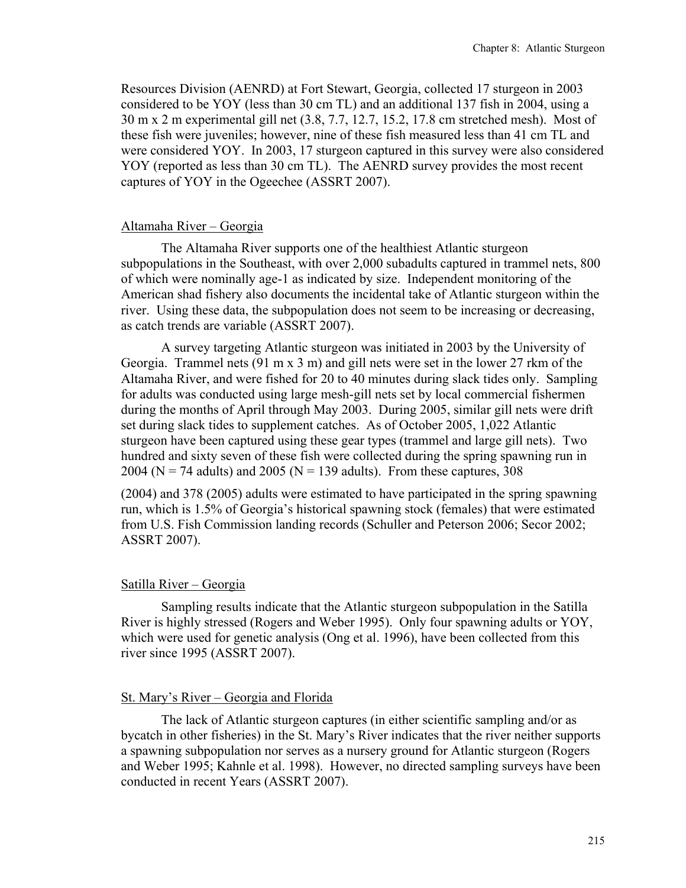Resources Division (AENRD) at Fort Stewart, Georgia, collected 17 sturgeon in 2003 considered to be YOY (less than 30 cm TL) and an additional 137 fish in 2004, using a 30 m x 2 m experimental gill net (3.8, 7.7, 12.7, 15.2, 17.8 cm stretched mesh). Most of these fish were juveniles; however, nine of these fish measured less than 41 cm TL and were considered YOY. In 2003, 17 sturgeon captured in this survey were also considered YOY (reported as less than 30 cm TL). The AENRD survey provides the most recent captures of YOY in the Ogeechee (ASSRT 2007).

### Altamaha River – Georgia

The Altamaha River supports one of the healthiest Atlantic sturgeon subpopulations in the Southeast, with over 2,000 subadults captured in trammel nets, 800 of which were nominally age-1 as indicated by size. Independent monitoring of the American shad fishery also documents the incidental take of Atlantic sturgeon within the river. Using these data, the subpopulation does not seem to be increasing or decreasing, as catch trends are variable (ASSRT 2007).

A survey targeting Atlantic sturgeon was initiated in 2003 by the University of Georgia. Trammel nets (91 m x 3 m) and gill nets were set in the lower 27 rkm of the Altamaha River, and were fished for 20 to 40 minutes during slack tides only. Sampling for adults was conducted using large mesh-gill nets set by local commercial fishermen during the months of April through May 2003. During 2005, similar gill nets were drift set during slack tides to supplement catches. As of October 2005, 1,022 Atlantic sturgeon have been captured using these gear types (trammel and large gill nets). Two hundred and sixty seven of these fish were collected during the spring spawning run in 2004 (N = 74 adults) and 2005 (N = 139 adults). From these captures, 308 (2004) and 378 (2005) adults were estimated to have participated in the spring spawning run, which is 1.5% of Georgia's historical spawning stock (females) that were estimated from U.S. Fish Commission landing records (Schuller and Peterson 2006; Secor 2002; ASSRT 2007).

### Satilla River – Georgia

Sampling results indicate that the Atlantic sturgeon subpopulation in the Satilla River is highly stressed (Rogers and Weber 1995). Only four spawning adults or YOY, which were used for genetic analysis (Ong et al. 1996), have been collected from this river since 1995 (ASSRT 2007).

### St. Mary's River – Georgia and Florida

The lack of Atlantic sturgeon captures (in either scientific sampling and/or as bycatch in other fisheries) in the St. Mary's River indicates that the river neither supports a spawning subpopulation nor serves as a nursery ground for Atlantic sturgeon (Rogers and Weber 1995; Kahnle et al. 1998). However, no directed sampling surveys have been conducted in recent Years (ASSRT 2007).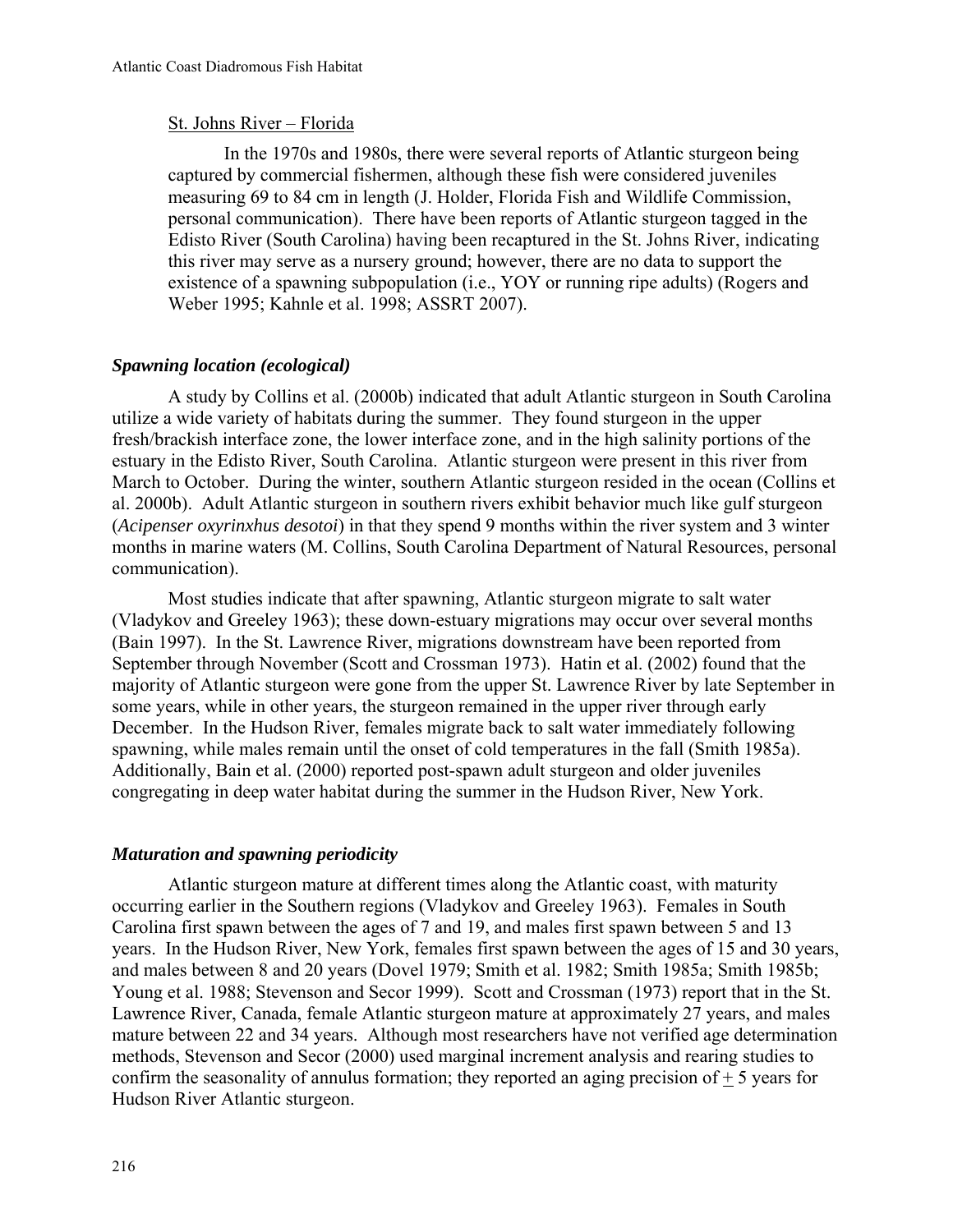St. Johns River – Florida

In the 1970s and 1980s, there were several reports of Atlantic sturgeon being captured by commercial fishermen, although these fish were considered juveniles measuring 69 to 84 cm in length (J. Holder, Florida Fish and Wildlife Commission, personal communication). There have been reports of Atlantic sturgeon tagged in the Edisto River (South Carolina) having been recaptured in the St. Johns River, indicating this river may serve as a nursery ground; however, there are no data to support the existence of a spawning subpopulation (i.e., YOY or running ripe adults) (Rogers and Weber 1995; Kahnle et al. 1998; ASSRT 2007).

### *Spawning location (ecological)*

A study by Collins et al. (2000b) indicated that adult Atlantic sturgeon in South Carolina utilize a wide variety of habitats during the summer. They found sturgeon in the upper fresh/brackish interface zone, the lower interface zone, and in the high salinity portions of the estuary in the Edisto River, South Carolina. Atlantic sturgeon were present in this river from March to October. During the winter, southern Atlantic sturgeon resided in the ocean (Collins et al. 2000b). Adult Atlantic sturgeon in southern rivers exhibit behavior much like gulf sturgeon (*Acipenser oxyrinxhus desotoi*) in that they spend 9 months within the river system and 3 winter months in marine waters (M. Collins, South Carolina Department of Natural Resources, personal communication).

Most studies indicate that after spawning, Atlantic sturgeon migrate to salt water (Vladykov and Greeley 1963); these down-estuary migrations may occur over several months (Bain 1997). In the St. Lawrence River, migrations downstream have been reported from September through November (Scott and Crossman 1973). Hatin et al. (2002) found that the majority of Atlantic sturgeon were gone from the upper St. Lawrence River by late September in some years, while in other years, the sturgeon remained in the upper river through early December. In the Hudson River, females migrate back to salt water immediately following spawning, while males remain until the onset of cold temperatures in the fall (Smith 1985a). Additionally, Bain et al. (2000) reported post-spawn adult sturgeon and older juveniles congregating in deep water habitat during the summer in the Hudson River, New York.

### *Maturation and spawning periodicity*

Atlantic sturgeon mature at different times along the Atlantic coast, with maturity occurring earlier in the Southern regions (Vladykov and Greeley 1963). Females in South Carolina first spawn between the ages of 7 and 19, and males first spawn between 5 and 13 years. In the Hudson River, New York, females first spawn between the ages of 15 and 30 years, and males between 8 and 20 years (Dovel 1979; Smith et al. 1982; Smith 1985a; Smith 1985b; Young et al. 1988; Stevenson and Secor 1999). Scott and Crossman (1973) report that in the St. Lawrence River, Canada, female Atlantic sturgeon mature at approximately 27 years, and males mature between 22 and 34 years. Although most researchers have not verified age determination methods, Stevenson and Secor (2000) used marginal increment analysis and rearing studies to confirm the seasonality of annulus formation; they reported an aging precision of ± 5 years for Hudson River Atlantic sturgeon.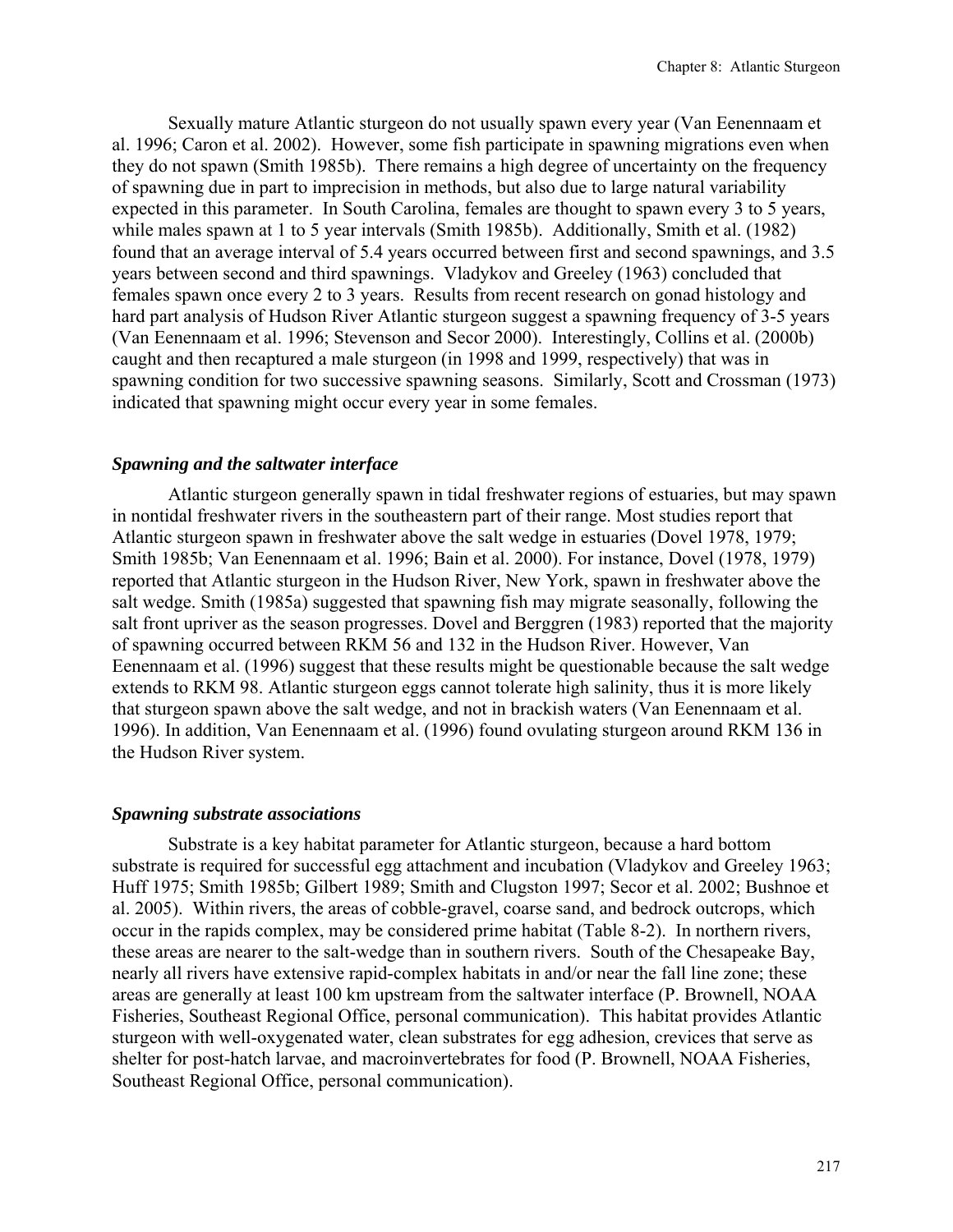Sexually mature Atlantic sturgeon do not usually spawn every year (Van Eenennaam et al. 1996; Caron et al. 2002). However, some fish participate in spawning migrations even when they do not spawn (Smith 1985b). There remains a high degree of uncertainty on the frequency of spawning due in part to imprecision in methods, but also due to large natural variability expected in this parameter. In South Carolina, females are thought to spawn every 3 to 5 years, while males spawn at 1 to 5 year intervals (Smith 1985b). Additionally, Smith et al. (1982) found that an average interval of 5.4 years occurred between first and second spawnings, and 3.5 years between second and third spawnings. Vladykov and Greeley (1963) concluded that females spawn once every 2 to 3 years. Results from recent research on gonad histology and hard part analysis of Hudson River Atlantic sturgeon suggest a spawning frequency of 3-5 years (Van Eenennaam et al. 1996; Stevenson and Secor 2000). Interestingly, Collins et al. (2000b) caught and then recaptured a male sturgeon (in 1998 and 1999, respectively) that was in spawning condition for two successive spawning seasons. Similarly, Scott and Crossman (1973) indicated that spawning might occur every year in some females.

### *Spawning and the saltwater interface*

Atlantic sturgeon generally spawn in tidal freshwater regions of estuaries, but may spawn in nontidal freshwater rivers in the southeastern part of their range. Most studies report that Atlantic sturgeon spawn in freshwater above the salt wedge in estuaries (Dovel 1978, 1979; Smith 1985b; Van Eenennaam et al. 1996; Bain et al. 2000). For instance, Dovel (1978, 1979) reported that Atlantic sturgeon in the Hudson River, New York, spawn in freshwater above the salt wedge. Smith (1985a) suggested that spawning fish may migrate seasonally, following the salt front upriver as the season progresses. Dovel and Berggren (1983) reported that the majority of spawning occurred between RKM 56 and 132 in the Hudson River. However, Van Eenennaam et al. (1996) suggest that these results might be questionable because the salt wedge extends to RKM 98. Atlantic sturgeon eggs cannot tolerate high salinity, thus it is more likely that sturgeon spawn above the salt wedge, and not in brackish waters (Van Eenennaam et al. 1996). In addition, Van Eenennaam et al. (1996) found ovulating sturgeon around RKM 136 in the Hudson River system.

### *Spawning substrate associations*

Substrate is a key habitat parameter for Atlantic sturgeon, because a hard bottom substrate is required for successful egg attachment and incubation (Vladykov and Greeley 1963; Huff 1975; Smith 1985b; Gilbert 1989; Smith and Clugston 1997; Secor et al. 2002; Bushnoe et al. 2005). Within rivers, the areas of cobble-gravel, coarse sand, and bedrock outcrops, which occur in the rapids complex, may be considered prime habitat (Table 8-2). In northern rivers, these areas are nearer to the salt-wedge than in southern rivers. South of the Chesapeake Bay, nearly all rivers have extensive rapid-complex habitats in and/or near the fall line zone; these areas are generally at least 100 km upstream from the saltwater interface (P. Brownell, NOAA Fisheries, Southeast Regional Office, personal communication). This habitat provides Atlantic sturgeon with well-oxygenated water, clean substrates for egg adhesion, crevices that serve as shelter for post-hatch larvae, and macroinvertebrates for food (P. Brownell, NOAA Fisheries, Southeast Regional Office, personal communication).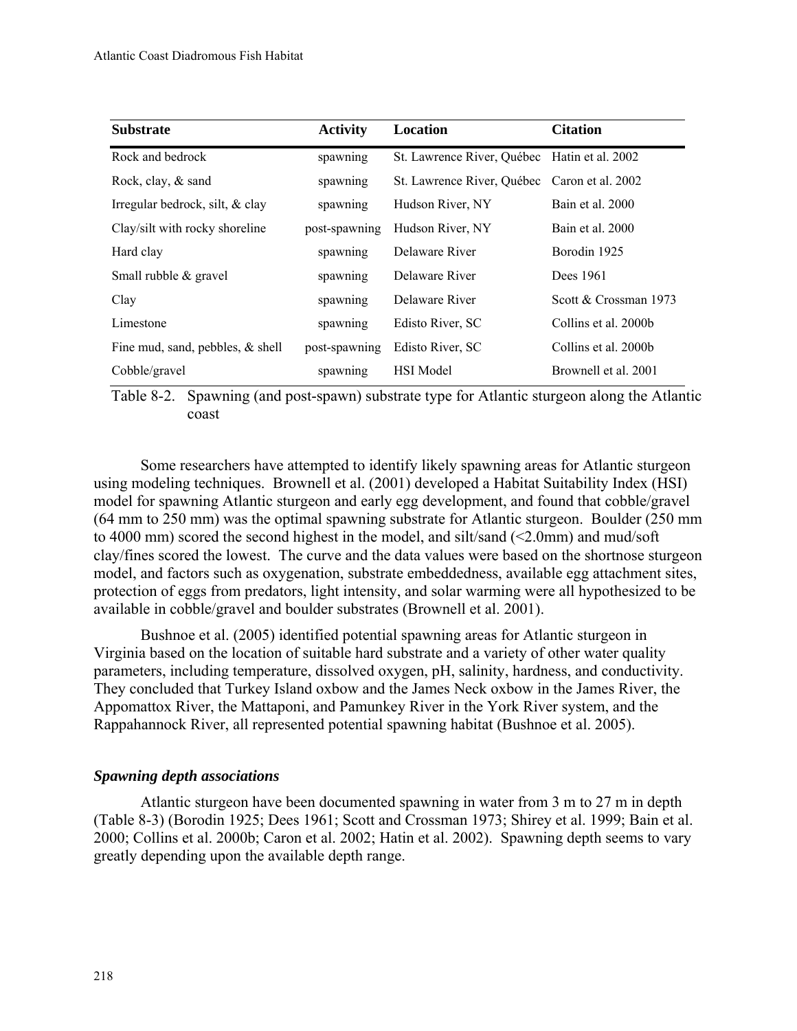| Substrate | Activity | Location | Citation |
|---|---|---|---|
| Rock and bedrock | spawning | St. Lawrence River, Québec | Hatin et al. 2002 |
| Rock, clay, & sand | spawning | St. Lawrence River, Québec | Caron et al. 2002 |
| Irregular bedrock, silt, & clay | spawning | Hudson River, NY | Bain et al. 2000 |
| Clay/silt with rocky shoreline | post-spawning | Hudson River, NY | Bain et al. 2000 |
| Hard clay | spawning | Delaware River | Borodin 1925 |
| Small rubble & gravel | spawning | Delaware River | Dees 1961 |
| Clay | spawning | Delaware River | Scott & Crossman 1973 |
| Limestone | spawning | Edisto River, SC | Collins et al. 2000b |
| Fine mud, sand, pebbles, & shell | post-spawning | Edisto River, SC | Collins et al. 2000b |
| Cobble/gravel | spawning | HSI Model | Brownell et al. 2001 |

Table 8-2. Spawning (and post-spawn) substrate type for Atlantic sturgeon along the Atlantic coast

Some researchers have attempted to identify likely spawning areas for Atlantic sturgeon using modeling techniques. Brownell et al. (2001) developed a Habitat Suitability Index (HSI) model for spawning Atlantic sturgeon and early egg development, and found that cobble/gravel (64 mm to 250 mm) was the optimal spawning substrate for Atlantic sturgeon. Boulder (250 mm to 4000 mm) scored the second highest in the model, and silt/sand (<2.0mm) and mud/soft clay/fines scored the lowest. The curve and the data values were based on the shortnose sturgeon model, and factors such as oxygenation, substrate embeddedness, available egg attachment sites, protection of eggs from predators, light intensity, and solar warming were all hypothesized to be available in cobble/gravel and boulder substrates (Brownell et al. 2001).

Bushnoe et al. (2005) identified potential spawning areas for Atlantic sturgeon in Virginia based on the location of suitable hard substrate and a variety of other water quality parameters, including temperature, dissolved oxygen, pH, salinity, hardness, and conductivity. They concluded that Turkey Island oxbow and the James Neck oxbow in the James River, the Appomattox River, the Mattaponi, and Pamunkey River in the York River system, and the Rappahannock River, all represented potential spawning habitat (Bushnoe et al. 2005).

### *Spawning depth associations*

Atlantic sturgeon have been documented spawning in water from 3 m to 27 m in depth (Table 8-3) (Borodin 1925; Dees 1961; Scott and Crossman 1973; Shirey et al. 1999; Bain et al. 2000; Collins et al. 2000b; Caron et al. 2002; Hatin et al. 2002). Spawning depth seems to vary greatly depending upon the available depth range.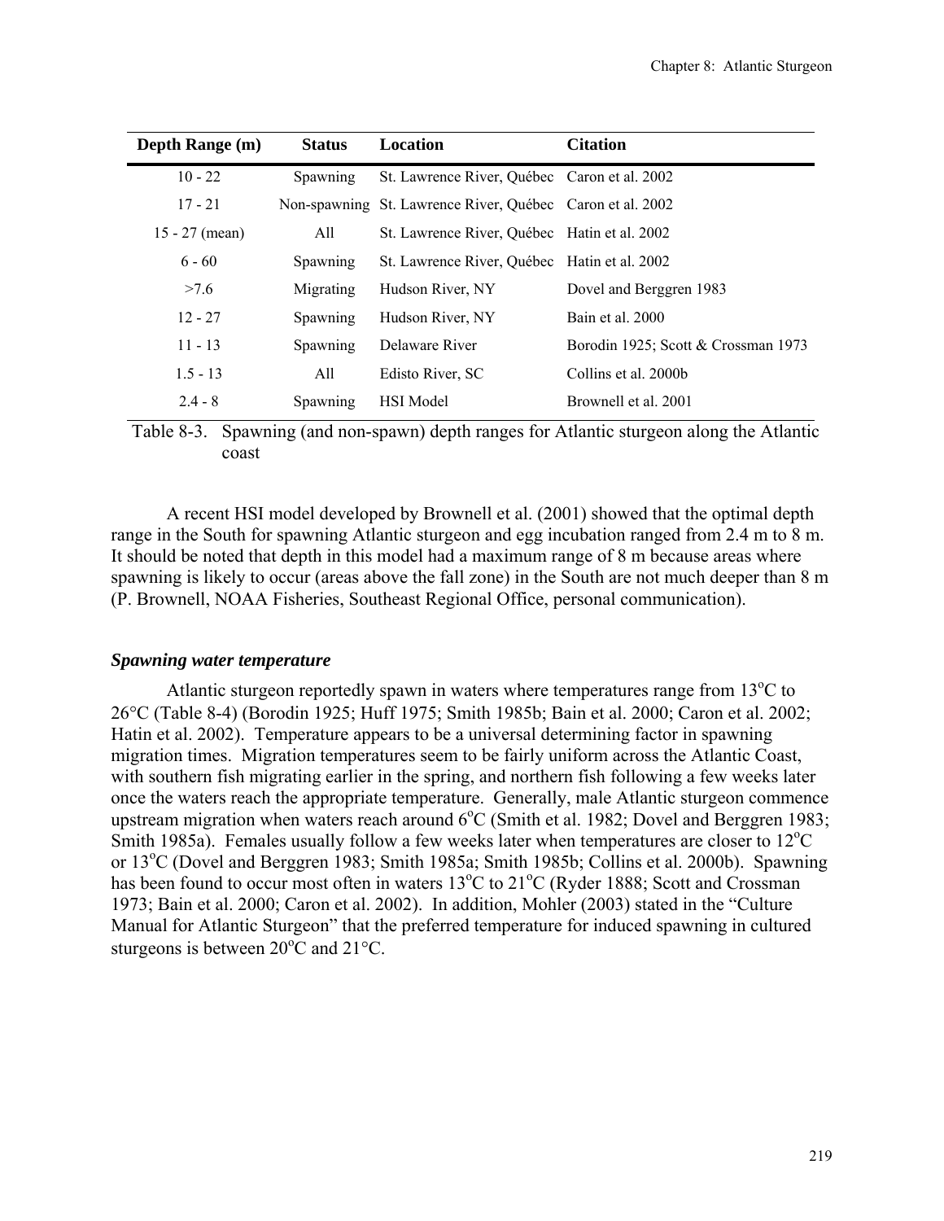| Depth Range (m) | Status | Location | Citation |
|---|---|---|---|
| 10 - 22 | Spawning | St. Lawrence River, Québec | Caron et al. 2002 |
| 17 - 21 | Non-spawning | St. Lawrence River, Québec | Caron et al. 2002 |
| 15 - 27 (mean) | All | St. Lawrence River, Québec | Hatin et al. 2002 |
| 6 - 60 | Spawning | St. Lawrence River, Québec | Hatin et al. 2002 |
| >7.6 | Migrating | Hudson River, NY | Dovel and Berggren 1983 |
| 12 - 27 | Spawning | Hudson River, NY | Bain et al. 2000 |
| 11 - 13 | Spawning | Delaware River | Borodin 1925; Scott & Crossman 1973 |
| 1.5 - 13 | All | Edisto River, SC | Collins et al. 2000b |
| 2.4 - 8 | Spawning | HSI Model | Brownell et al. 2001 |

Table 8-3. Spawning (and non-spawn) depth ranges for Atlantic sturgeon along the Atlantic coast

A recent HSI model developed by Brownell et al. (2001) showed that the optimal depth range in the South for spawning Atlantic sturgeon and egg incubation ranged from 2.4 m to 8 m. It should be noted that depth in this model had a maximum range of 8 m because areas where spawning is likely to occur (areas above the fall zone) in the South are not much deeper than 8 m (P. Brownell, NOAA Fisheries, Southeast Regional Office, personal communication).

### *Spawning water temperature*

Atlantic sturgeon reportedly spawn in waters where temperatures range from 13°C to 26°C (Table 8-4) (Borodin 1925; Huff 1975; Smith 1985b; Bain et al. 2000; Caron et al. 2002; Hatin et al. 2002). Temperature appears to be a universal determining factor in spawning migration times. Migration temperatures seem to be fairly uniform across the Atlantic Coast, with southern fish migrating earlier in the spring, and northern fish following a few weeks later once the waters reach the appropriate temperature. Generally, male Atlantic sturgeon commence upstream migration when waters reach around 6°C (Smith et al. 1982; Dovel and Berggren 1983; Smith 1985a). Females usually follow a few weeks later when temperatures are closer to 12°C or 13°C (Dovel and Berggren 1983; Smith 1985a; Smith 1985b; Collins et al. 2000b). Spawning has been found to occur most often in waters 13°C to 21°C (Ryder 1888; Scott and Crossman 1973; Bain et al. 2000; Caron et al. 2002). In addition, Mohler (2003) stated in the "Culture Manual for Atlantic Sturgeon" that the preferred temperature for induced spawning in cultured sturgeons is between 20°C and 21°C.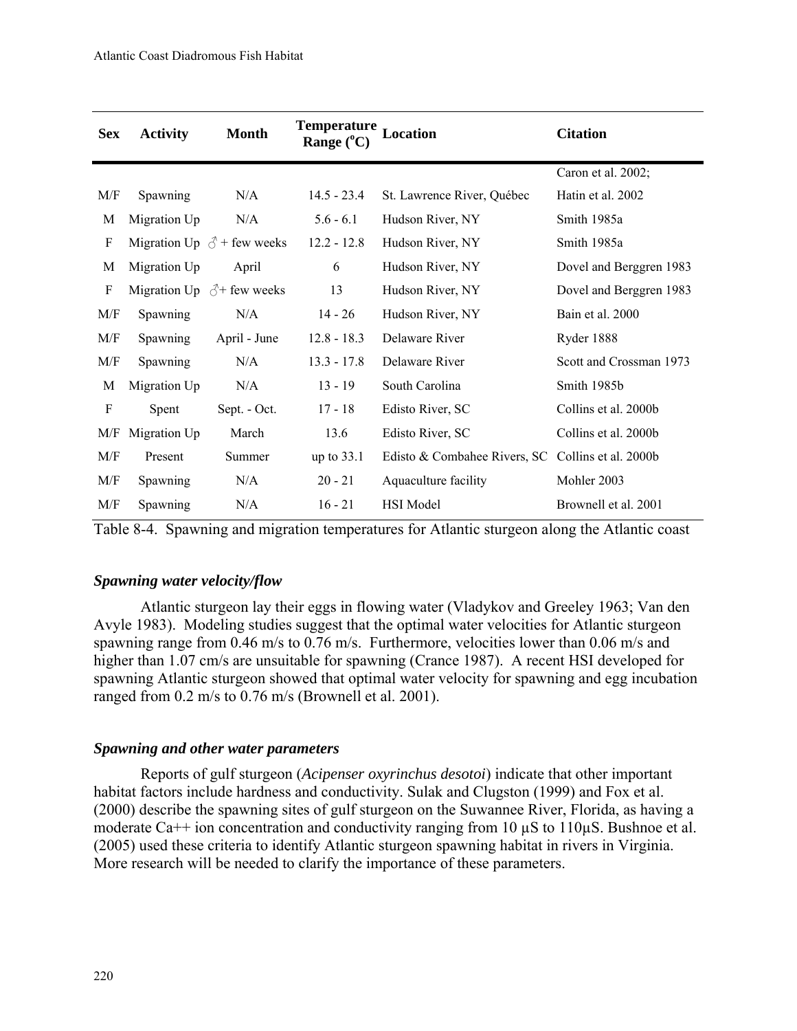| Sex | Activity | Month | Temperature Range (°C) | Location | Citation |
|---|---|---|---|---|---|
| M/F | Spawning | N/A | 14.5 - 23.4 | St. Lawrence River, Québec | Caron et al. 2002; Hatin et al. 2002 |
| M | Migration Up | N/A | 5.6 - 6.1 | Hudson River, NY | Smith 1985a |
| F | Migration Up | ♂ + few weeks | 12.2 - 12.8 | Hudson River, NY | Smith 1985a |
| M | Migration Up | April | 6 | Hudson River, NY | Dovel and Berggren 1983 |
| F | Migration Up | ♂+ few weeks | 13 | Hudson River, NY | Dovel and Berggren 1983 |
| M/F | Spawning | N/A | 14 - 26 | Hudson River, NY | Bain et al. 2000 |
| M/F | Spawning | April - June | 12.8 - 18.3 | Delaware River | Ryder 1888 |
| M/F | Spawning | N/A | 13.3 - 17.8 | Delaware River | Scott and Crossman 1973 |
| M | Migration Up | N/A | 13 - 19 | South Carolina | Smith 1985b |
| F | Spent | Sept. - Oct. | 17 - 18 | Edisto River, SC | Collins et al. 2000b |
| M/F | Migration Up | March | 13.6 | Edisto River, SC | Collins et al. 2000b |
| M/F | Present | Summer | up to 33.1 | Edisto & Combahee Rivers, SC | Collins et al. 2000b |
| M/F | Spawning | N/A | 20 - 21 | Aquaculture facility | Mohler 2003 |
| M/F | Spawning | N/A | 16 - 21 | HSI Model | Brownell et al. 2001 |

Table 8-4. Spawning and migration temperatures for Atlantic sturgeon along the Atlantic coast

### *Spawning water velocity/flow*

Atlantic sturgeon lay their eggs in flowing water (Vladykov and Greeley 1963; Van den Avyle 1983). Modeling studies suggest that the optimal water velocities for Atlantic sturgeon spawning range from 0.46 m/s to 0.76 m/s. Furthermore, velocities lower than 0.06 m/s and higher than 1.07 cm/s are unsuitable for spawning (Crance 1987). A recent HSI developed for spawning Atlantic sturgeon showed that optimal water velocity for spawning and egg incubation ranged from 0.2 m/s to 0.76 m/s (Brownell et al. 2001).

### *Spawning and other water parameters*

Reports of gulf sturgeon (*Acipenser oxyrinchus desotoi*) indicate that other important habitat factors include hardness and conductivity. Sulak and Clugston (1999) and Fox et al. (2000) describe the spawning sites of gulf sturgeon on the Suwannee River, Florida, as having a moderate $Ca^{++}$ ion concentration and conductivity ranging from 10 µS to 110µS. Bushnoe et al. (2005) used these criteria to identify Atlantic sturgeon spawning habitat in rivers in Virginia. More research will be needed to clarify the importance of these parameters.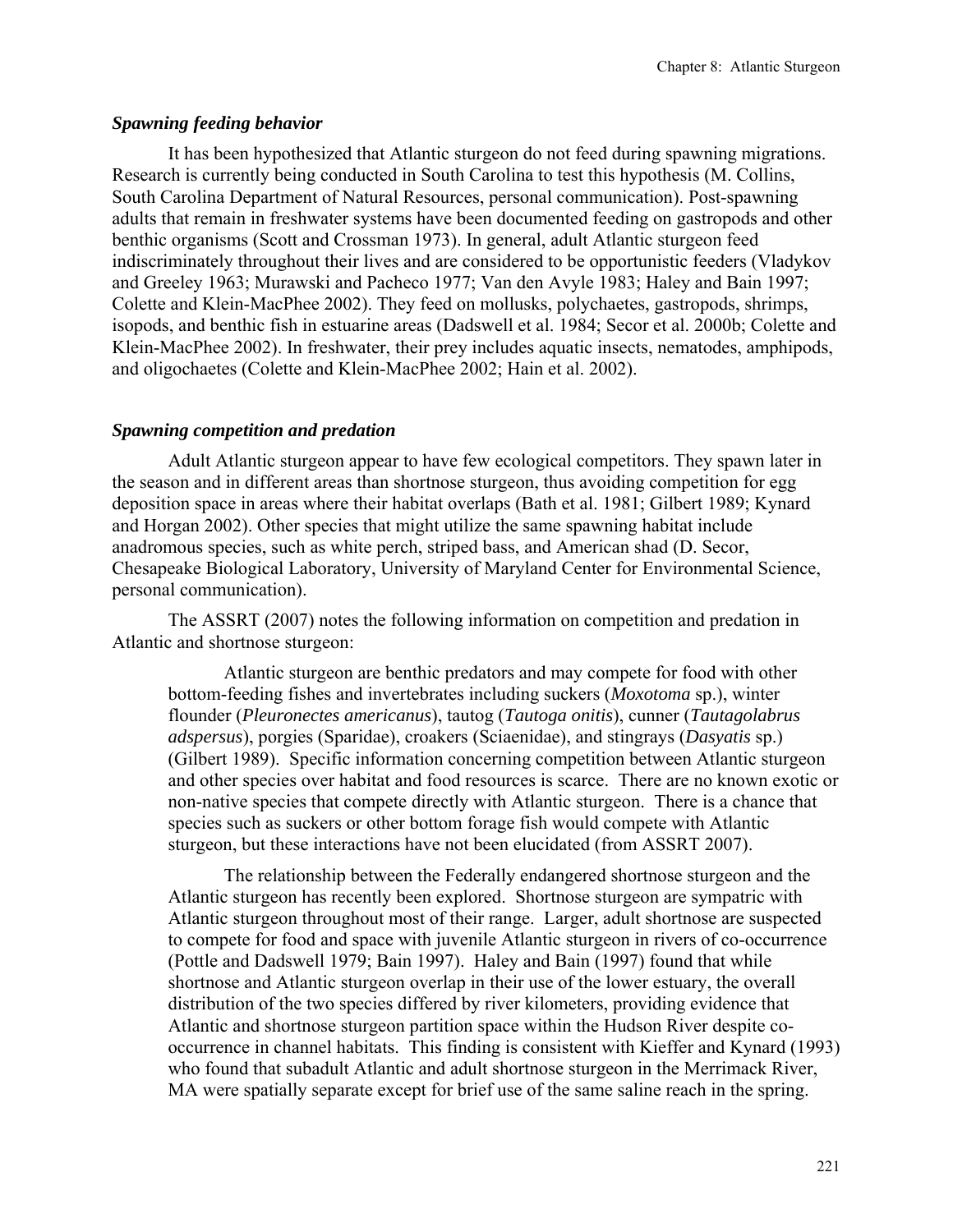### *Spawning feeding behavior*

It has been hypothesized that Atlantic sturgeon do not feed during spawning migrations. Research is currently being conducted in South Carolina to test this hypothesis (M. Collins, South Carolina Department of Natural Resources, personal communication). Post-spawning adults that remain in freshwater systems have been documented feeding on gastropods and other benthic organisms (Scott and Crossman 1973). In general, adult Atlantic sturgeon feed indiscriminately throughout their lives and are considered to be opportunistic feeders (Vladykov and Greeley 1963; Murawski and Pacheco 1977; Van den Avyle 1983; Haley and Bain 1997; Colette and Klein-MacPhee 2002). They feed on mollusks, polychaetes, gastropods, shrimps, isopods, and benthic fish in estuarine areas (Dadswell et al. 1984; Secor et al. 2000b; Colette and Klein-MacPhee 2002). In freshwater, their prey includes aquatic insects, nematodes, amphipods, and oligochaetes (Colette and Klein-MacPhee 2002; Hain et al. 2002).

### *Spawning competition and predation*

Adult Atlantic sturgeon appear to have few ecological competitors. They spawn later in the season and in different areas than shortnose sturgeon, thus avoiding competition for egg deposition space in areas where their habitat overlaps (Bath et al. 1981; Gilbert 1989; Kynard and Horgan 2002). Other species that might utilize the same spawning habitat include anadromous species, such as white perch, striped bass, and American shad (D. Secor, Chesapeake Biological Laboratory, University of Maryland Center for Environmental Science, personal communication).

The ASSRT (2007) notes the following information on competition and predation in Atlantic and shortnose sturgeon:

> Atlantic sturgeon are benthic predators and may compete for food with other bottom-feeding fishes and invertebrates including suckers (*Moxotoma* sp.), winter flounder (*Pleuronectes americanus*), tautog (*Tautoga onitis*), cunner (*Tautagolabrus adspersus*), porgies (Sparidae), croakers (Sciaenidae), and stingrays (*Dasyatis* sp.) (Gilbert 1989). Specific information concerning competition between Atlantic sturgeon and other species over habitat and food resources is scarce. There are no known exotic or non-native species that compete directly with Atlantic sturgeon. There is a chance that species such as suckers or other bottom forage fish would compete with Atlantic sturgeon, but these interactions have not been elucidated (from ASSRT 2007).
>
> The relationship between the Federally endangered shortnose sturgeon and the Atlantic sturgeon has recently been explored. Shortnose sturgeon are sympatric with Atlantic sturgeon throughout most of their range. Larger, adult shortnose are suspected to compete for food and space with juvenile Atlantic sturgeon in rivers of co-occurrence (Pottle and Dadswell 1979; Bain 1997). Haley and Bain (1997) found that while shortnose and Atlantic sturgeon overlap in their use of the lower estuary, the overall distribution of the two species differed by river kilometers, providing evidence that Atlantic and shortnose sturgeon partition space within the Hudson River despite co-occurrence in channel habitats. This finding is consistent with Kieffer and Kynard (1993) who found that subadult Atlantic and adult shortnose sturgeon in the Merrimack River, MA were spatially separate except for brief use of the same saline reach in the spring.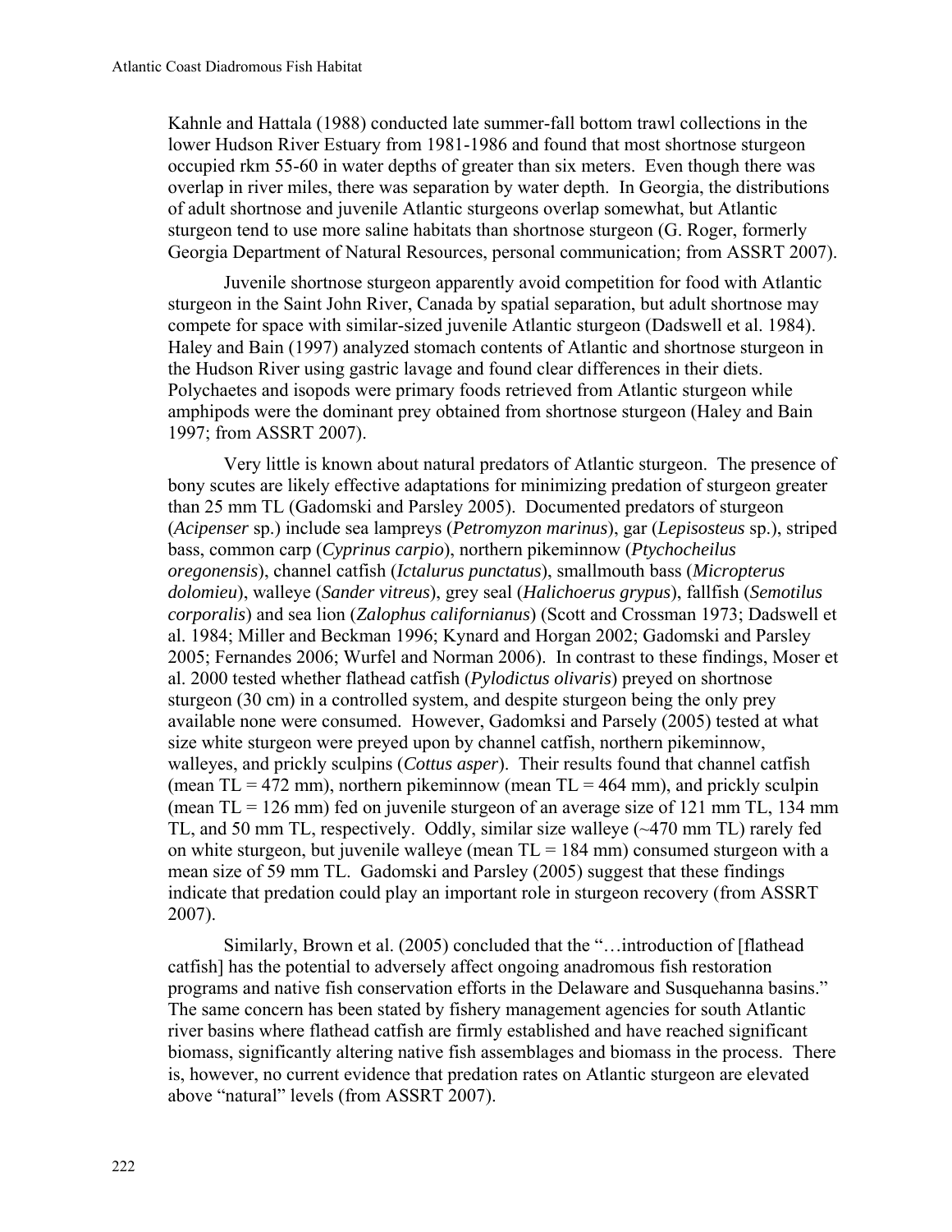Kahnle and Hattala (1988) conducted late summer-fall bottom trawl collections in the lower Hudson River Estuary from 1981-1986 and found that most shortnose sturgeon occupied rkm 55-60 in water depths of greater than six meters. Even though there was overlap in river miles, there was separation by water depth. In Georgia, the distributions of adult shortnose and juvenile Atlantic sturgeons overlap somewhat, but Atlantic sturgeon tend to use more saline habitats than shortnose sturgeon (G. Roger, formerly Georgia Department of Natural Resources, personal communication; from ASSRT 2007).

Juvenile shortnose sturgeon apparently avoid competition for food with Atlantic sturgeon in the Saint John River, Canada by spatial separation, but adult shortnose may compete for space with similar-sized juvenile Atlantic sturgeon (Dadswell et al. 1984). Haley and Bain (1997) analyzed stomach contents of Atlantic and shortnose sturgeon in the Hudson River using gastric lavage and found clear differences in their diets. Polychaetes and isopods were primary foods retrieved from Atlantic sturgeon while amphipods were the dominant prey obtained from shortnose sturgeon (Haley and Bain 1997; from ASSRT 2007).

Very little is known about natural predators of Atlantic sturgeon. The presence of bony scutes are likely effective adaptations for minimizing predation of sturgeon greater than 25 mm TL (Gadomski and Parsley 2005). Documented predators of sturgeon (*Acipenser* sp.) include sea lampreys (*Petromyzon marinus*), gar (*Lepisosteus* sp.), striped bass, common carp (*Cyprinus carpio*), northern pikeminnow (*Ptychocheilus oregonensis*), channel catfish (*Ictalurus punctatus*), smallmouth bass (*Micropterus dolomieu*), walleye (*Sander vitreus*), grey seal (*Halichoerus grypus*), fallfish (*Semotilus corporalis*) and sea lion (*Zalophus californianus*) (Scott and Crossman 1973; Dadswell et al. 1984; Miller and Beckman 1996; Kynard and Horgan 2002; Gadomski and Parsley 2005; Fernandes 2006; Wurfel and Norman 2006). In contrast to these findings, Moser et al. 2000 tested whether flathead catfish (*Pylodictus olivaris*) preyed on shortnose sturgeon (30 cm) in a controlled system, and despite sturgeon being the only prey available none were consumed. However, Gadomksi and Parsely (2005) tested at what size white sturgeon were preyed upon by channel catfish, northern pikeminnow, walleyes, and prickly sculpins (*Cottus asper*). Their results found that channel catfish (mean TL = 472 mm), northern pikeminnow (mean TL = 464 mm), and prickly sculpin (mean TL = 126 mm) fed on juvenile sturgeon of an average size of 121 mm TL, 134 mm TL, and 50 mm TL, respectively. Oddly, similar size walleye (~470 mm TL) rarely fed on white sturgeon, but juvenile walleye (mean TL = 184 mm) consumed sturgeon with a mean size of 59 mm TL. Gadomski and Parsley (2005) suggest that these findings indicate that predation could play an important role in sturgeon recovery (from ASSRT 2007).

Similarly, Brown et al. (2005) concluded that the "…introduction of [flathead catfish] has the potential to adversely affect ongoing anadromous fish restoration programs and native fish conservation efforts in the Delaware and Susquehanna basins." The same concern has been stated by fishery management agencies for south Atlantic river basins where flathead catfish are firmly established and have reached significant biomass, significantly altering native fish assemblages and biomass in the process. There is, however, no current evidence that predation rates on Atlantic sturgeon are elevated above "natural" levels (from ASSRT 2007).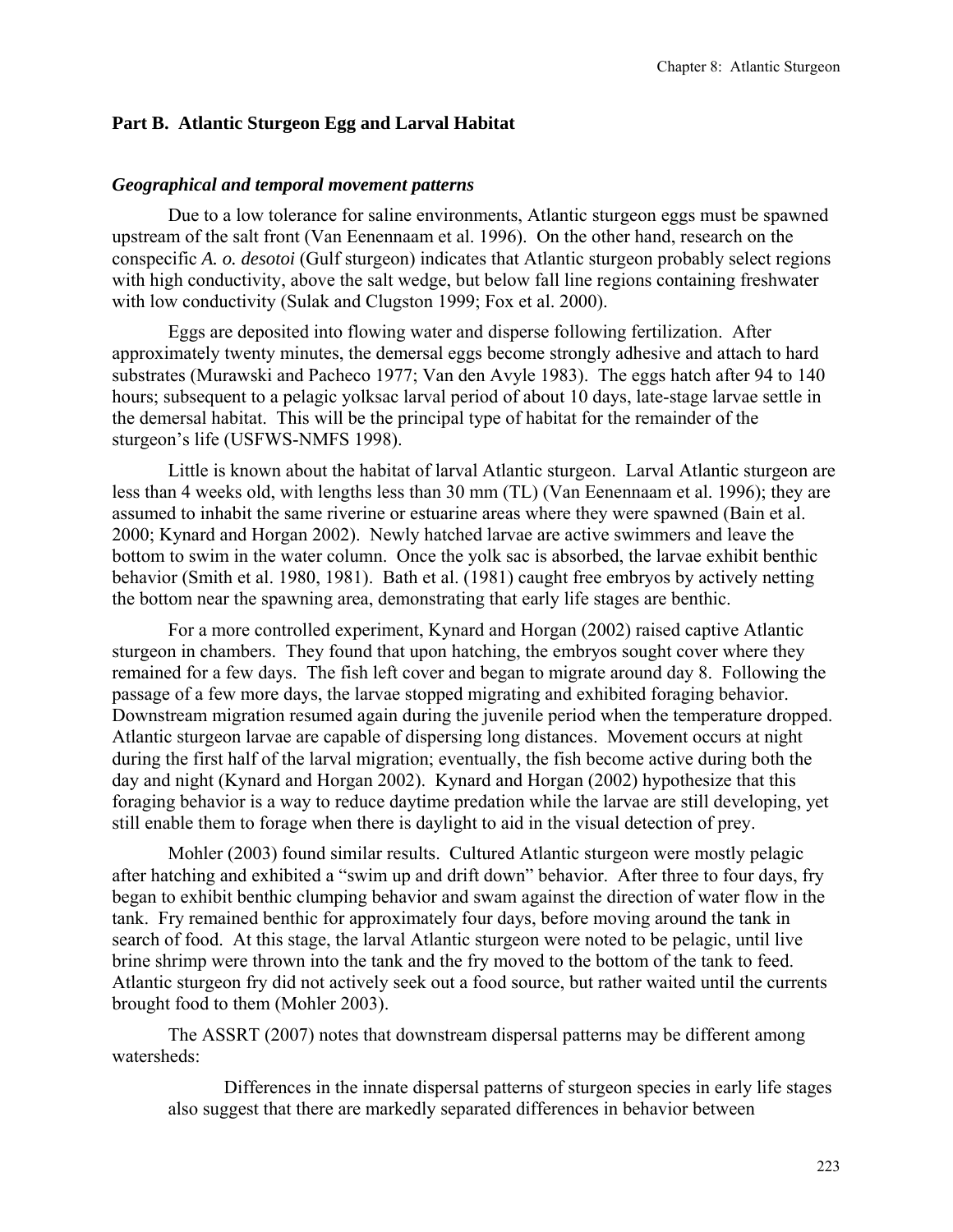## Part B. Atlantic Sturgeon Egg and Larval Habitat

### *Geographical and temporal movement patterns*

Due to a low tolerance for saline environments, Atlantic sturgeon eggs must be spawned upstream of the salt front (Van Eenennaam et al. 1996). On the other hand, research on the conspecific *A. o. desotoi* (Gulf sturgeon) indicates that Atlantic sturgeon probably select regions with high conductivity, above the salt wedge, but below fall line regions containing freshwater with low conductivity (Sulak and Clugston 1999; Fox et al. 2000).

Eggs are deposited into flowing water and disperse following fertilization. After approximately twenty minutes, the demersal eggs become strongly adhesive and attach to hard substrates (Murawski and Pacheco 1977; Van den Avyle 1983). The eggs hatch after 94 to 140 hours; subsequent to a pelagic yolksac larval period of about 10 days, late-stage larvae settle in the demersal habitat. This will be the principal type of habitat for the remainder of the sturgeon's life (USFWS-NMFS 1998).

Little is known about the habitat of larval Atlantic sturgeon. Larval Atlantic sturgeon are less than 4 weeks old, with lengths less than 30 mm (TL) (Van Eenennaam et al. 1996); they are assumed to inhabit the same riverine or estuarine areas where they were spawned (Bain et al. 2000; Kynard and Horgan 2002). Newly hatched larvae are active swimmers and leave the bottom to swim in the water column. Once the yolk sac is absorbed, the larvae exhibit benthic behavior (Smith et al. 1980, 1981). Bath et al. (1981) caught free embryos by actively netting the bottom near the spawning area, demonstrating that early life stages are benthic.

For a more controlled experiment, Kynard and Horgan (2002) raised captive Atlantic sturgeon in chambers. They found that upon hatching, the embryos sought cover where they remained for a few days. The fish left cover and began to migrate around day 8. Following the passage of a few more days, the larvae stopped migrating and exhibited foraging behavior. Downstream migration resumed again during the juvenile period when the temperature dropped. Atlantic sturgeon larvae are capable of dispersing long distances. Movement occurs at night during the first half of the larval migration; eventually, the fish become active during both the day and night (Kynard and Horgan 2002). Kynard and Horgan (2002) hypothesize that this foraging behavior is a way to reduce daytime predation while the larvae are still developing, yet still enable them to forage when there is daylight to aid in the visual detection of prey.

Mohler (2003) found similar results. Cultured Atlantic sturgeon were mostly pelagic after hatching and exhibited a "swim up and drift down" behavior. After three to four days, fry began to exhibit benthic clumping behavior and swam against the direction of water flow in the tank. Fry remained benthic for approximately four days, before moving around the tank in search of food. At this stage, the larval Atlantic sturgeon were noted to be pelagic, until live brine shrimp were thrown into the tank and the fry moved to the bottom of the tank to feed. Atlantic sturgeon fry did not actively seek out a food source, but rather waited until the currents brought food to them (Mohler 2003).

The ASSRT (2007) notes that downstream dispersal patterns may be different among watersheds:

> Differences in the innate dispersal patterns of sturgeon species in early life stages also suggest that there are markedly separated differences in behavior between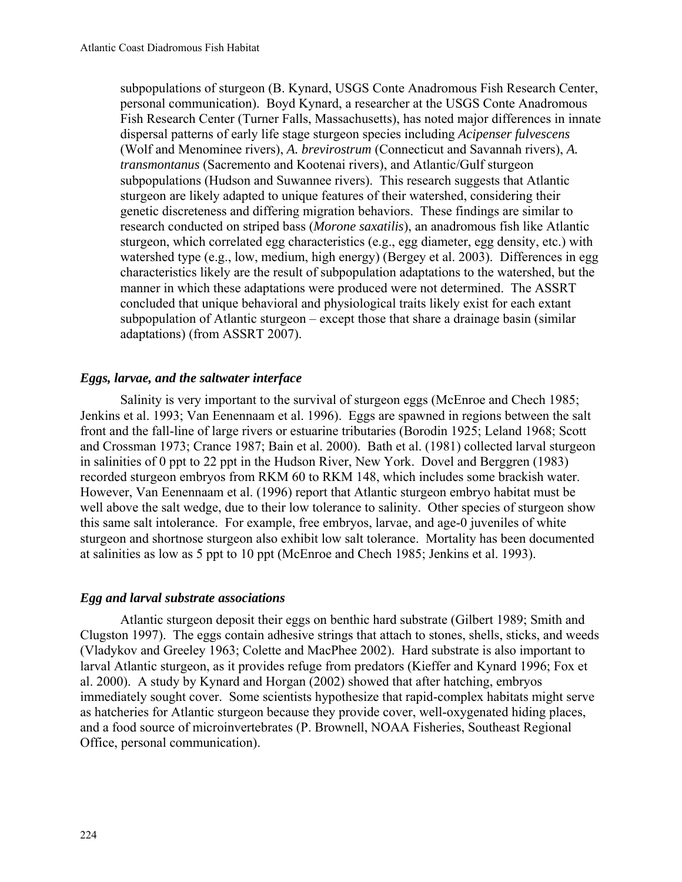subpopulations of sturgeon (B. Kynard, USGS Conte Anadromous Fish Research Center, personal communication). Boyd Kynard, a researcher at the USGS Conte Anadromous Fish Research Center (Turner Falls, Massachusetts), has noted major differences in innate dispersal patterns of early life stage sturgeon species including *Acipenser fulvescens* (Wolf and Menominee rivers), *A. brevirostrum* (Connecticut and Savannah rivers), *A. transmontanus* (Sacremento and Kootenai rivers), and Atlantic/Gulf sturgeon subpopulations (Hudson and Suwannee rivers). This research suggests that Atlantic sturgeon are likely adapted to unique features of their watershed, considering their genetic discreteness and differing migration behaviors. These findings are similar to research conducted on striped bass (*Morone saxatilis*), an anadromous fish like Atlantic sturgeon, which correlated egg characteristics (e.g., egg diameter, egg density, etc.) with watershed type (e.g., low, medium, high energy) (Bergey et al. 2003). Differences in egg characteristics likely are the result of subpopulation adaptations to the watershed, but the manner in which these adaptations were produced were not determined. The ASSRT concluded that unique behavioral and physiological traits likely exist for each extant subpopulation of Atlantic sturgeon – except those that share a drainage basin (similar adaptations) (from ASSRT 2007).

### *Eggs, larvae, and the saltwater interface*

Salinity is very important to the survival of sturgeon eggs (McEnroe and Chech 1985; Jenkins et al. 1993; Van Eenennaam et al. 1996). Eggs are spawned in regions between the salt front and the fall-line of large rivers or estuarine tributaries (Borodin 1925; Leland 1968; Scott and Crossman 1973; Crance 1987; Bain et al. 2000). Bath et al. (1981) collected larval sturgeon in salinities of 0 ppt to 22 ppt in the Hudson River, New York. Dovel and Berggren (1983) recorded sturgeon embryos from RKM 60 to RKM 148, which includes some brackish water. However, Van Eenennaam et al. (1996) report that Atlantic sturgeon embryo habitat must be well above the salt wedge, due to their low tolerance to salinity. Other species of sturgeon show this same salt intolerance. For example, free embryos, larvae, and age-0 juveniles of white sturgeon and shortnose sturgeon also exhibit low salt tolerance. Mortality has been documented at salinities as low as 5 ppt to 10 ppt (McEnroe and Chech 1985; Jenkins et al. 1993).

### *Egg and larval substrate associations*

Atlantic sturgeon deposit their eggs on benthic hard substrate (Gilbert 1989; Smith and Clugston 1997). The eggs contain adhesive strings that attach to stones, shells, sticks, and weeds (Vladykov and Greeley 1963; Colette and MacPhee 2002). Hard substrate is also important to larval Atlantic sturgeon, as it provides refuge from predators (Kieffer and Kynard 1996; Fox et al. 2000). A study by Kynard and Horgan (2002) showed that after hatching, embryos immediately sought cover. Some scientists hypothesize that rapid-complex habitats might serve as hatcheries for Atlantic sturgeon because they provide cover, well-oxygenated hiding places, and a food source of microinvertebrates (P. Brownell, NOAA Fisheries, Southeast Regional Office, personal communication).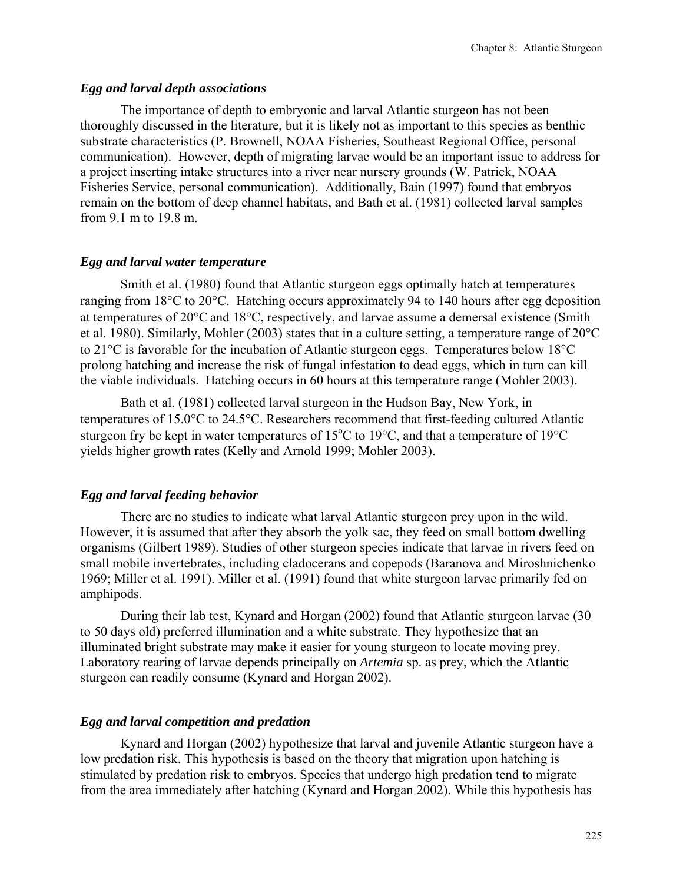### *Egg and larval depth associations*

The importance of depth to embryonic and larval Atlantic sturgeon has not been thoroughly discussed in the literature, but it is likely not as important to this species as benthic substrate characteristics (P. Brownell, NOAA Fisheries, Southeast Regional Office, personal communication). However, depth of migrating larvae would be an important issue to address for a project inserting intake structures into a river near nursery grounds (W. Patrick, NOAA Fisheries Service, personal communication). Additionally, Bain (1997) found that embryos remain on the bottom of deep channel habitats, and Bath et al. (1981) collected larval samples from 9.1 m to 19.8 m.

### *Egg and larval water temperature*

Smith et al. (1980) found that Atlantic sturgeon eggs optimally hatch at temperatures ranging from 18°C to 20°C. Hatching occurs approximately 94 to 140 hours after egg deposition at temperatures of 20°C and 18°C, respectively, and larvae assume a demersal existence (Smith et al. 1980). Similarly, Mohler (2003) states that in a culture setting, a temperature range of 20°C to 21°C is favorable for the incubation of Atlantic sturgeon eggs. Temperatures below 18°C prolong hatching and increase the risk of fungal infestation to dead eggs, which in turn can kill the viable individuals. Hatching occurs in 60 hours at this temperature range (Mohler 2003).

Bath et al. (1981) collected larval sturgeon in the Hudson Bay, New York, in temperatures of 15.0°C to 24.5°C. Researchers recommend that first-feeding cultured Atlantic sturgeon fry be kept in water temperatures of 15°C to 19°C, and that a temperature of 19°C yields higher growth rates (Kelly and Arnold 1999; Mohler 2003).

### *Egg and larval feeding behavior*

There are no studies to indicate what larval Atlantic sturgeon prey upon in the wild. However, it is assumed that after they absorb the yolk sac, they feed on small bottom dwelling organisms (Gilbert 1989). Studies of other sturgeon species indicate that larvae in rivers feed on small mobile invertebrates, including cladocerans and copepods (Baranova and Miroshnichenko 1969; Miller et al. 1991). Miller et al. (1991) found that white sturgeon larvae primarily fed on amphipods.

During their lab test, Kynard and Horgan (2002) found that Atlantic sturgeon larvae (30 to 50 days old) preferred illumination and a white substrate. They hypothesize that an illuminated bright substrate may make it easier for young sturgeon to locate moving prey. Laboratory rearing of larvae depends principally on *Artemia* sp. as prey, which the Atlantic sturgeon can readily consume (Kynard and Horgan 2002).

### *Egg and larval competition and predation*

Kynard and Horgan (2002) hypothesize that larval and juvenile Atlantic sturgeon have a low predation risk. This hypothesis is based on the theory that migration upon hatching is stimulated by predation risk to embryos. Species that undergo high predation tend to migrate from the area immediately after hatching (Kynard and Horgan 2002). While this hypothesis has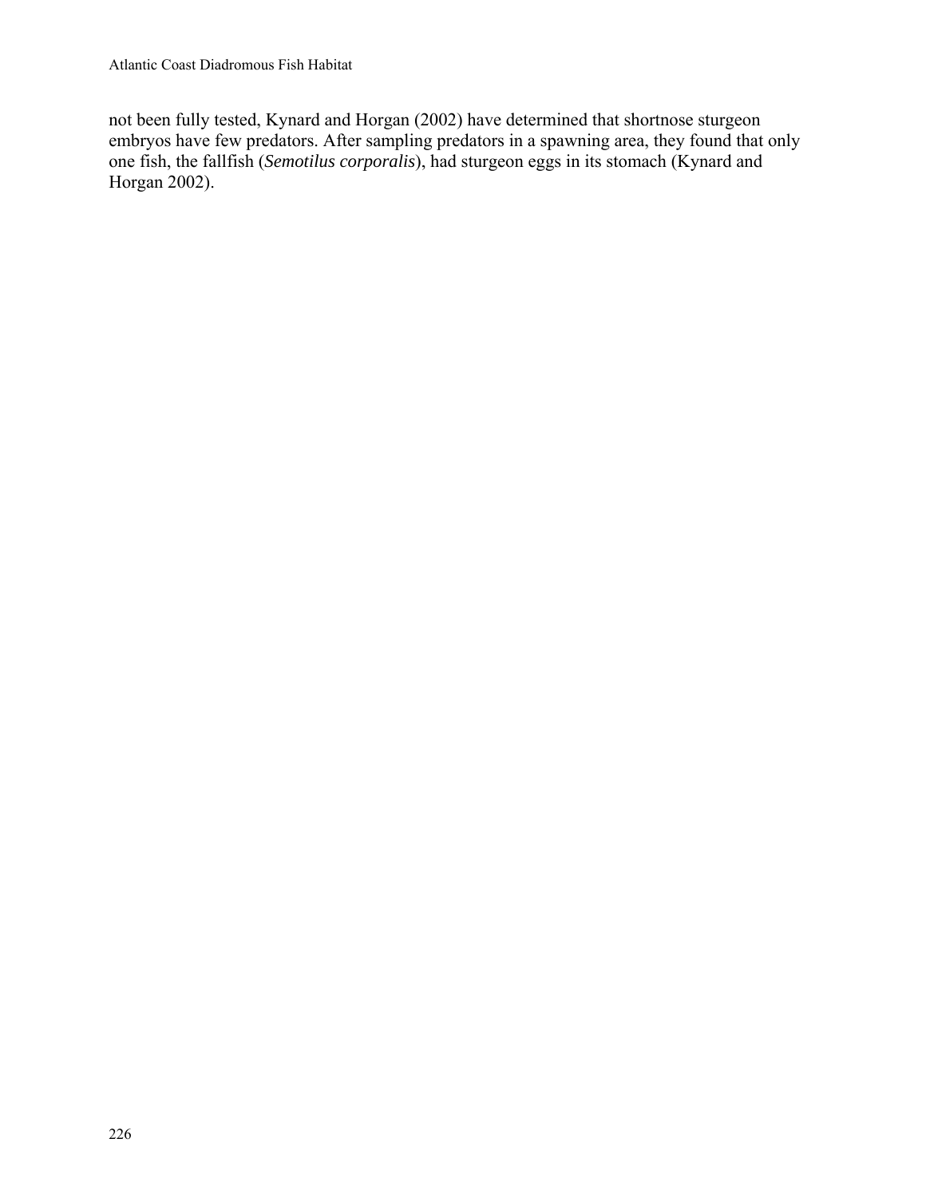not been fully tested, Kynard and Horgan (2002) have determined that shortnose sturgeon embryos have few predators. After sampling predators in a spawning area, they found that only one fish, the fallfish (*Semotilus corporalis*), had sturgeon eggs in its stomach (Kynard and Horgan 2002).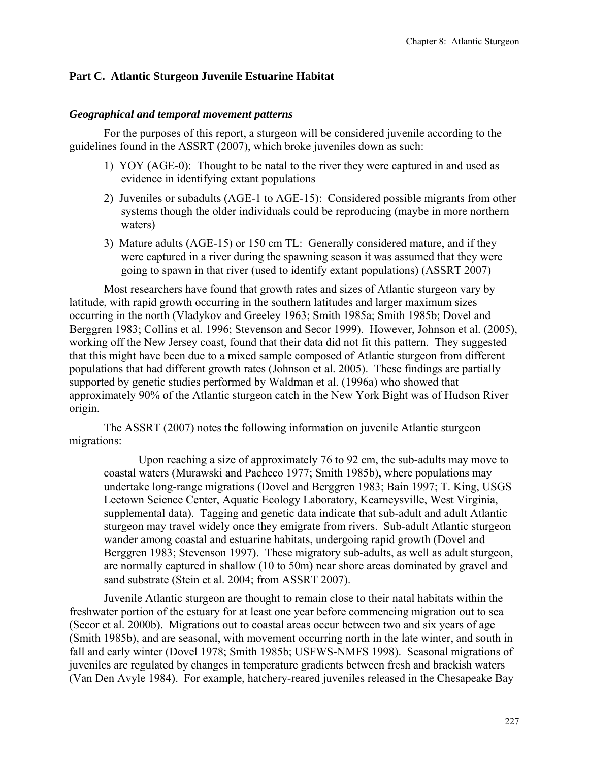## Part C. Atlantic Sturgeon Juvenile Estuarine Habitat

### *Geographical and temporal movement patterns*

For the purposes of this report, a sturgeon will be considered juvenile according to the guidelines found in the ASSRT (2007), which broke juveniles down as such:

1) YOY (AGE-0): Thought to be natal to the river they were captured in and used as evidence in identifying extant populations
2) Juveniles or subadults (AGE-1 to AGE-15): Considered possible migrants from other systems though the older individuals could be reproducing (maybe in more northern waters)
3) Mature adults (AGE-15) or 150 cm TL: Generally considered mature, and if they were captured in a river during the spawning season it was assumed that they were going to spawn in that river (used to identify extant populations) (ASSRT 2007)

Most researchers have found that growth rates and sizes of Atlantic sturgeon vary by latitude, with rapid growth occurring in the southern latitudes and larger maximum sizes occurring in the north (Vladykov and Greeley 1963; Smith 1985a; Smith 1985b; Dovel and Berggren 1983; Collins et al. 1996; Stevenson and Secor 1999). However, Johnson et al. (2005), working off the New Jersey coast, found that their data did not fit this pattern. They suggested that this might have been due to a mixed sample composed of Atlantic sturgeon from different populations that had different growth rates (Johnson et al. 2005). These findings are partially supported by genetic studies performed by Waldman et al. (1996a) who showed that approximately 90% of the Atlantic sturgeon catch in the New York Bight was of Hudson River origin.

The ASSRT (2007) notes the following information on juvenile Atlantic sturgeon migrations:

> Upon reaching a size of approximately 76 to 92 cm, the sub-adults may move to coastal waters (Murawski and Pacheco 1977; Smith 1985b), where populations may undertake long-range migrations (Dovel and Berggren 1983; Bain 1997; T. King, USGS Leetown Science Center, Aquatic Ecology Laboratory, Kearneysville, West Virginia, supplemental data). Tagging and genetic data indicate that sub-adult and adult Atlantic sturgeon may travel widely once they emigrate from rivers. Sub-adult Atlantic sturgeon wander among coastal and estuarine habitats, undergoing rapid growth (Dovel and Berggren 1983; Stevenson 1997). These migratory sub-adults, as well as adult sturgeon, are normally captured in shallow (10 to 50m) near shore areas dominated by gravel and sand substrate (Stein et al. 2004; from ASSRT 2007).

Juvenile Atlantic sturgeon are thought to remain close to their natal habitats within the freshwater portion of the estuary for at least one year before commencing migration out to sea (Secor et al. 2000b). Migrations out to coastal areas occur between two and six years of age (Smith 1985b), and are seasonal, with movement occurring north in the late winter, and south in fall and early winter (Dovel 1978; Smith 1985b; USFWS-NMFS 1998). Seasonal migrations of juveniles are regulated by changes in temperature gradients between fresh and brackish waters (Van Den Avyle 1984). For example, hatchery-reared juveniles released in the Chesapeake Bay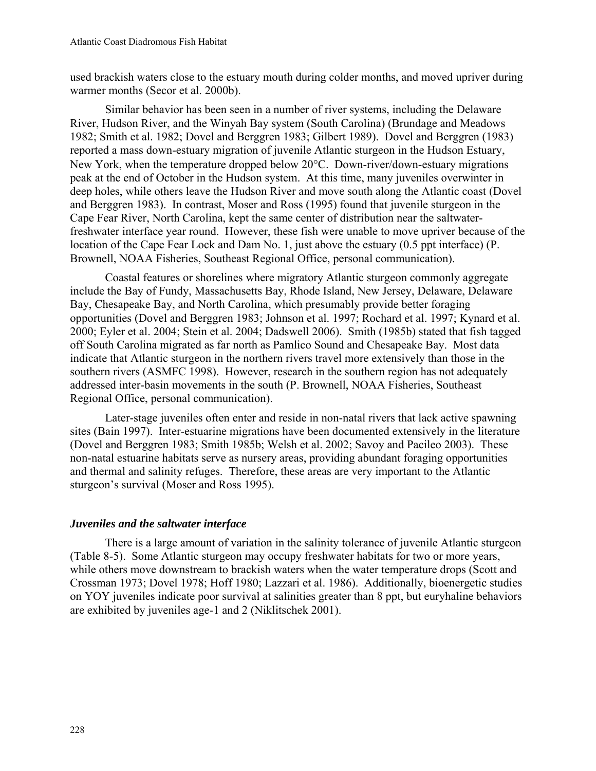used brackish waters close to the estuary mouth during colder months, and moved upriver during warmer months (Secor et al. 2000b).

Similar behavior has been seen in a number of river systems, including the Delaware River, Hudson River, and the Winyah Bay system (South Carolina) (Brundage and Meadows 1982; Smith et al. 1982; Dovel and Berggren 1983; Gilbert 1989). Dovel and Berggren (1983) reported a mass down-estuary migration of juvenile Atlantic sturgeon in the Hudson Estuary, New York, when the temperature dropped below 20°C. Down-river/down-estuary migrations peak at the end of October in the Hudson system. At this time, many juveniles overwinter in deep holes, while others leave the Hudson River and move south along the Atlantic coast (Dovel and Berggren 1983). In contrast, Moser and Ross (1995) found that juvenile sturgeon in the Cape Fear River, North Carolina, kept the same center of distribution near the saltwater-freshwater interface year round. However, these fish were unable to move upriver because of the location of the Cape Fear Lock and Dam No. 1, just above the estuary (0.5 ppt interface) (P. Brownell, NOAA Fisheries, Southeast Regional Office, personal communication).

Coastal features or shorelines where migratory Atlantic sturgeon commonly aggregate include the Bay of Fundy, Massachusetts Bay, Rhode Island, New Jersey, Delaware, Delaware Bay, Chesapeake Bay, and North Carolina, which presumably provide better foraging opportunities (Dovel and Berggren 1983; Johnson et al. 1997; Rochard et al. 1997; Kynard et al. 2000; Eyler et al. 2004; Stein et al. 2004; Dadswell 2006). Smith (1985b) stated that fish tagged off South Carolina migrated as far north as Pamlico Sound and Chesapeake Bay. Most data indicate that Atlantic sturgeon in the northern rivers travel more extensively than those in the southern rivers (ASMFC 1998). However, research in the southern region has not adequately addressed inter-basin movements in the south (P. Brownell, NOAA Fisheries, Southeast Regional Office, personal communication).

Later-stage juveniles often enter and reside in non-natal rivers that lack active spawning sites (Bain 1997). Inter-estuarine migrations have been documented extensively in the literature (Dovel and Berggren 1983; Smith 1985b; Welsh et al. 2002; Savoy and Pacileo 2003). These non-natal estuarine habitats serve as nursery areas, providing abundant foraging opportunities and thermal and salinity refuges. Therefore, these areas are very important to the Atlantic sturgeon's survival (Moser and Ross 1995).

### *Juveniles and the saltwater interface*

There is a large amount of variation in the salinity tolerance of juvenile Atlantic sturgeon (Table 8-5). Some Atlantic sturgeon may occupy freshwater habitats for two or more years, while others move downstream to brackish waters when the water temperature drops (Scott and Crossman 1973; Dovel 1978; Hoff 1980; Lazzari et al. 1986). Additionally, bioenergetic studies on YOY juveniles indicate poor survival at salinities greater than 8 ppt, but euryhaline behaviors are exhibited by juveniles age-1 and 2 (Niklitschek 2001).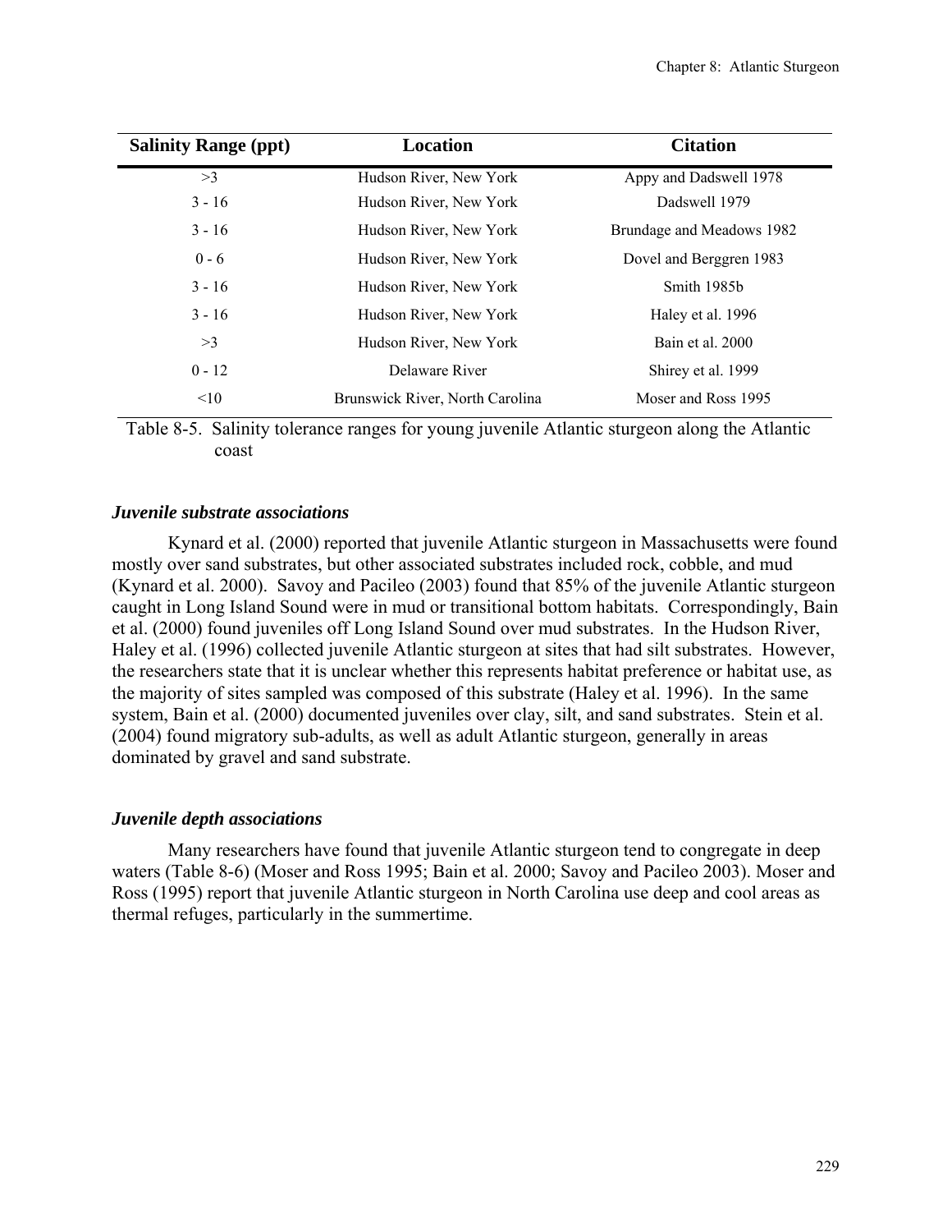| Salinity Range (ppt) | Location | Citation |
|---|---|---|
| >3 | Hudson River, New York | Appy and Dadswell 1978 |
| 3 - 16 | Hudson River, New York | Dadswell 1979 |
| 3 - 16 | Hudson River, New York | Brundage and Meadows 1982 |
| 0 - 6 | Hudson River, New York | Dovel and Berggren 1983 |
| 3 - 16 | Hudson River, New York | Smith 1985b |
| 3 - 16 | Hudson River, New York | Haley et al. 1996 |
| >3 | Hudson River, New York | Bain et al. 2000 |
| 0 - 12 | Delaware River | Shirey et al. 1999 |
| <10 | Brunswick River, North Carolina | Moser and Ross 1995 |

Table 8-5. Salinity tolerance ranges for young juvenile Atlantic sturgeon along the Atlantic coast

### *Juvenile substrate associations*

Kynard et al. (2000) reported that juvenile Atlantic sturgeon in Massachusetts were found mostly over sand substrates, but other associated substrates included rock, cobble, and mud (Kynard et al. 2000). Savoy and Pacileo (2003) found that 85% of the juvenile Atlantic sturgeon caught in Long Island Sound were in mud or transitional bottom habitats. Correspondingly, Bain et al. (2000) found juveniles off Long Island Sound over mud substrates. In the Hudson River, Haley et al. (1996) collected juvenile Atlantic sturgeon at sites that had silt substrates. However, the researchers state that it is unclear whether this represents habitat preference or habitat use, as the majority of sites sampled was composed of this substrate (Haley et al. 1996). In the same system, Bain et al. (2000) documented juveniles over clay, silt, and sand substrates. Stein et al. (2004) found migratory sub-adults, as well as adult Atlantic sturgeon, generally in areas dominated by gravel and sand substrate.

### *Juvenile depth associations*

Many researchers have found that juvenile Atlantic sturgeon tend to congregate in deep waters (Table 8-6) (Moser and Ross 1995; Bain et al. 2000; Savoy and Pacileo 2003). Moser and Ross (1995) report that juvenile Atlantic sturgeon in North Carolina use deep and cool areas as thermal refuges, particularly in the summertime.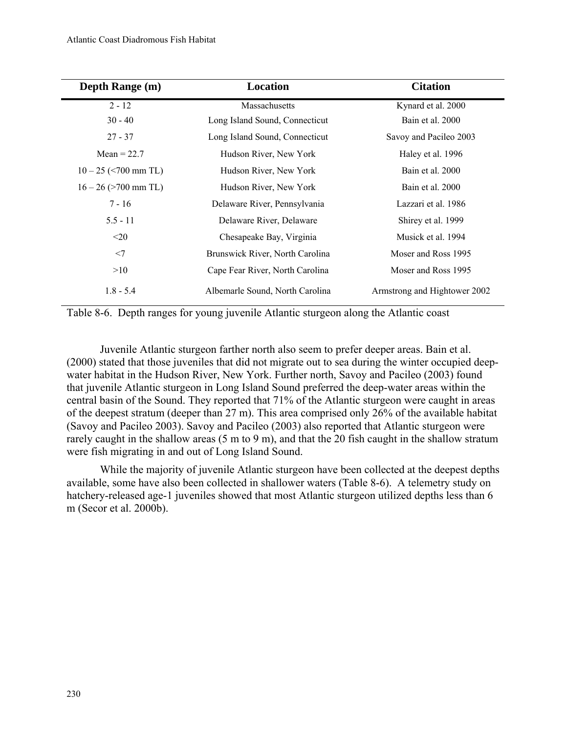| Depth Range (m) | Location | Citation |
|---|---|---|
| 2 - 12 | Massachusetts | Kynard et al. 2000 |
| 30 - 40 | Long Island Sound, Connecticut | Bain et al. 2000 |
| 27 - 37 | Long Island Sound, Connecticut | Savoy and Pacileo 2003 |
| Mean = 22.7 | Hudson River, New York | Haley et al. 1996 |
| 10 – 25 (<700 mm TL) | Hudson River, New York | Bain et al. 2000 |
| 16 – 26 (>700 mm TL) | Hudson River, New York | Bain et al. 2000 |
| 7 - 16 | Delaware River, Pennsylvania | Lazzari et al. 1986 |
| 5.5 - 11 | Delaware River, Delaware | Shirey et al. 1999 |
| <20 | Chesapeake Bay, Virginia | Musick et al. 1994 |
| <7 | Brunswick River, North Carolina | Moser and Ross 1995 |
| >10 | Cape Fear River, North Carolina | Moser and Ross 1995 |
| 1.8 - 5.4 | Albemarle Sound, North Carolina | Armstrong and Hightower 2002 |

Table 8-6. Depth ranges for young juvenile Atlantic sturgeon along the Atlantic coast

Juvenile Atlantic sturgeon farther north also seem to prefer deeper areas. Bain et al. (2000) stated that those juveniles that did not migrate out to sea during the winter occupied deep-water habitat in the Hudson River, New York. Further north, Savoy and Pacileo (2003) found that juvenile Atlantic sturgeon in Long Island Sound preferred the deep-water areas within the central basin of the Sound. They reported that 71% of the Atlantic sturgeon were caught in areas of the deepest stratum (deeper than 27 m). This area comprised only 26% of the available habitat (Savoy and Pacileo 2003). Savoy and Pacileo (2003) also reported that Atlantic sturgeon were rarely caught in the shallow areas (5 m to 9 m), and that the 20 fish caught in the shallow stratum were fish migrating in and out of Long Island Sound.

While the majority of juvenile Atlantic sturgeon have been collected at the deepest depths available, some have also been collected in shallower waters (Table 8-6). A telemetry study on hatchery-released age-1 juveniles showed that most Atlantic sturgeon utilized depths less than 6 m (Secor et al. 2000b).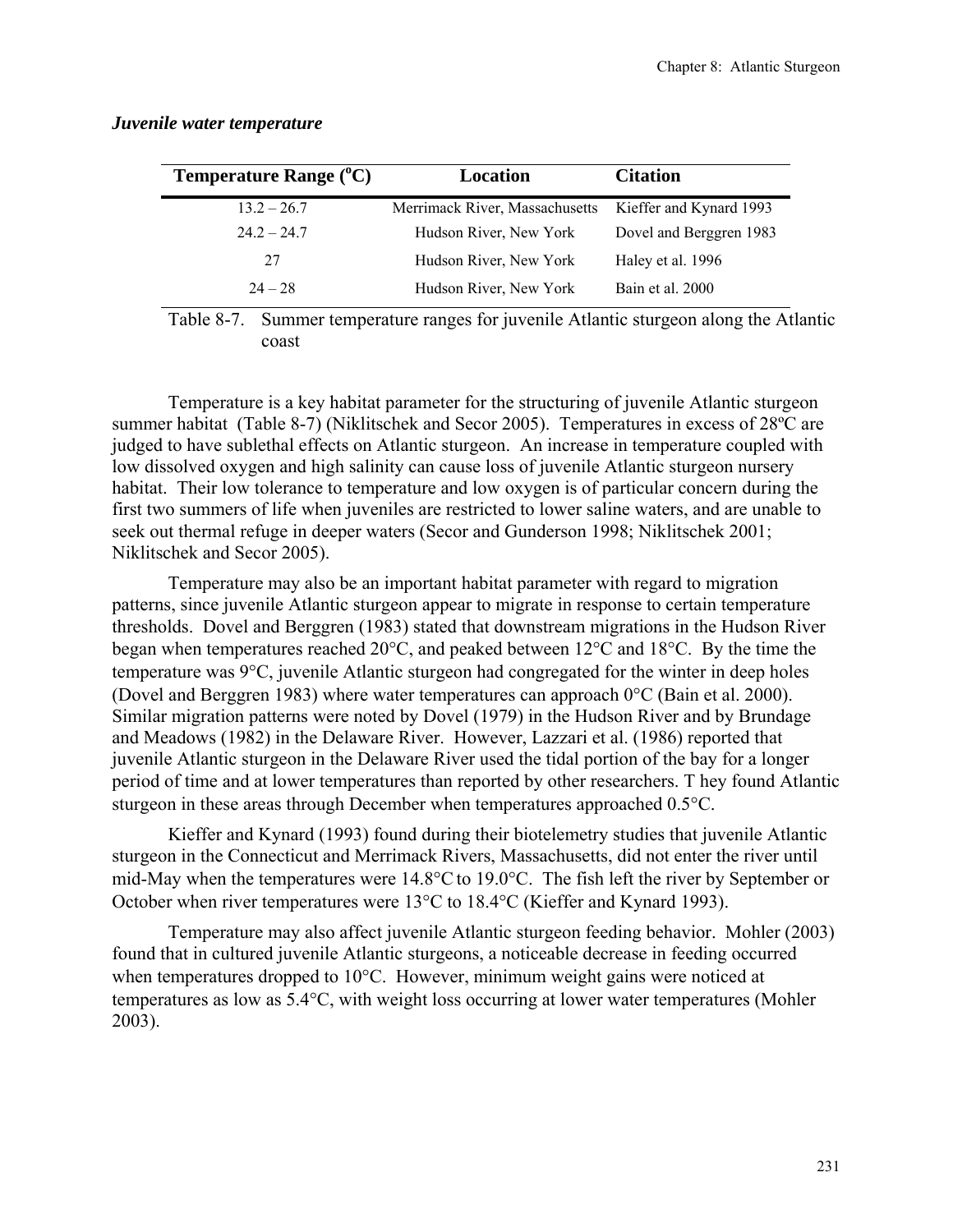### *Juvenile water temperature*

| Temperature Range (°C) | Location | Citation |
|---|---|---|
| 13.2 – 26.7 | Merrimack River, Massachusetts | Kieffer and Kynard 1993 |
| 24.2 – 24.7 | Hudson River, New York | Dovel and Berggren 1983 |
| 27 | Hudson River, New York | Haley et al. 1996 |
| 24 – 28 | Hudson River, New York | Bain et al. 2000 |

Table 8-7. Summer temperature ranges for juvenile Atlantic sturgeon along the Atlantic coast

Temperature is a key habitat parameter for the structuring of juvenile Atlantic sturgeon summer habitat (Table 8-7) (Niklitschek and Secor 2005). Temperatures in excess of 28ºC are judged to have sublethal effects on Atlantic sturgeon. An increase in temperature coupled with low dissolved oxygen and high salinity can cause loss of juvenile Atlantic sturgeon nursery habitat. Their low tolerance to temperature and low oxygen is of particular concern during the first two summers of life when juveniles are restricted to lower saline waters, and are unable to seek out thermal refuge in deeper waters (Secor and Gunderson 1998; Niklitschek 2001; Niklitschek and Secor 2005).

Temperature may also be an important habitat parameter with regard to migration patterns, since juvenile Atlantic sturgeon appear to migrate in response to certain temperature thresholds. Dovel and Berggren (1983) stated that downstream migrations in the Hudson River began when temperatures reached 20°C, and peaked between 12°C and 18°C. By the time the temperature was 9°C, juvenile Atlantic sturgeon had congregated for the winter in deep holes (Dovel and Berggren 1983) where water temperatures can approach 0°C (Bain et al. 2000). Similar migration patterns were noted by Dovel (1979) in the Hudson River and by Brundage and Meadows (1982) in the Delaware River. However, Lazzari et al. (1986) reported that juvenile Atlantic sturgeon in the Delaware River used the tidal portion of the bay for a longer period of time and at lower temperatures than reported by other researchers. T hey found Atlantic sturgeon in these areas through December when temperatures approached 0.5°C.

Kieffer and Kynard (1993) found during their biotelemetry studies that juvenile Atlantic sturgeon in the Connecticut and Merrimack Rivers, Massachusetts, did not enter the river until mid-May when the temperatures were 14.8°C to 19.0°C. The fish left the river by September or October when river temperatures were 13°C to 18.4°C (Kieffer and Kynard 1993).

Temperature may also affect juvenile Atlantic sturgeon feeding behavior. Mohler (2003) found that in cultured juvenile Atlantic sturgeons, a noticeable decrease in feeding occurred when temperatures dropped to 10°C. However, minimum weight gains were noticed at temperatures as low as 5.4°C, with weight loss occurring at lower water temperatures (Mohler 2003).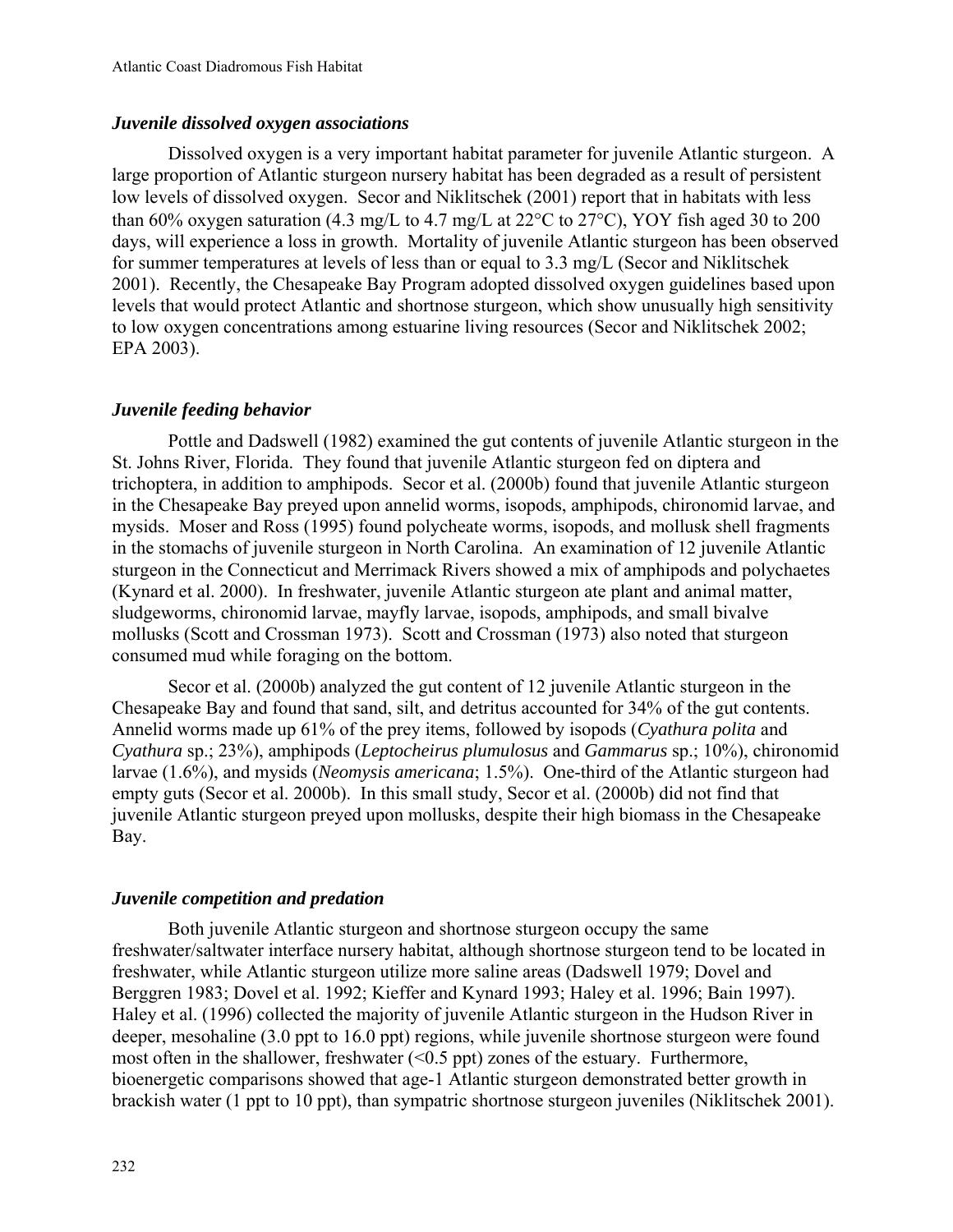### *Juvenile dissolved oxygen associations*

Dissolved oxygen is a very important habitat parameter for juvenile Atlantic sturgeon. A large proportion of Atlantic sturgeon nursery habitat has been degraded as a result of persistent low levels of dissolved oxygen. Secor and Niklitschek (2001) report that in habitats with less than 60% oxygen saturation (4.3 mg/L to 4.7 mg/L at 22°C to 27°C), YOY fish aged 30 to 200 days, will experience a loss in growth. Mortality of juvenile Atlantic sturgeon has been observed for summer temperatures at levels of less than or equal to 3.3 mg/L (Secor and Niklitschek 2001). Recently, the Chesapeake Bay Program adopted dissolved oxygen guidelines based upon levels that would protect Atlantic and shortnose sturgeon, which show unusually high sensitivity to low oxygen concentrations among estuarine living resources (Secor and Niklitschek 2002; EPA 2003).

### *Juvenile feeding behavior*

Pottle and Dadswell (1982) examined the gut contents of juvenile Atlantic sturgeon in the St. Johns River, Florida. They found that juvenile Atlantic sturgeon fed on diptera and trichoptera, in addition to amphipods. Secor et al. (2000b) found that juvenile Atlantic sturgeon in the Chesapeake Bay preyed upon annelid worms, isopods, amphipods, chironomid larvae, and mysids. Moser and Ross (1995) found polycheate worms, isopods, and mollusk shell fragments in the stomachs of juvenile sturgeon in North Carolina. An examination of 12 juvenile Atlantic sturgeon in the Connecticut and Merrimack Rivers showed a mix of amphipods and polychaetes (Kynard et al. 2000). In freshwater, juvenile Atlantic sturgeon ate plant and animal matter, sludgeworms, chironomid larvae, mayfly larvae, isopods, amphipods, and small bivalve mollusks (Scott and Crossman 1973). Scott and Crossman (1973) also noted that sturgeon consumed mud while foraging on the bottom.

Secor et al. (2000b) analyzed the gut content of 12 juvenile Atlantic sturgeon in the Chesapeake Bay and found that sand, silt, and detritus accounted for 34% of the gut contents. Annelid worms made up 61% of the prey items, followed by isopods (*Cyathura polita* and *Cyathura* sp.; 23%), amphipods (*Leptocheirus plumulosus* and *Gammarus* sp.; 10%), chironomid larvae (1.6%), and mysids (*Neomysis americana*; 1.5%). One-third of the Atlantic sturgeon had empty guts (Secor et al. 2000b). In this small study, Secor et al. (2000b) did not find that juvenile Atlantic sturgeon preyed upon mollusks, despite their high biomass in the Chesapeake Bay.

### *Juvenile competition and predation*

Both juvenile Atlantic sturgeon and shortnose sturgeon occupy the same freshwater/saltwater interface nursery habitat, although shortnose sturgeon tend to be located in freshwater, while Atlantic sturgeon utilize more saline areas (Dadswell 1979; Dovel and Berggren 1983; Dovel et al. 1992; Kieffer and Kynard 1993; Haley et al. 1996; Bain 1997). Haley et al. (1996) collected the majority of juvenile Atlantic sturgeon in the Hudson River in deeper, mesohaline (3.0 ppt to 16.0 ppt) regions, while juvenile shortnose sturgeon were found most often in the shallower, freshwater (<0.5 ppt) zones of the estuary. Furthermore, bioenergetic comparisons showed that age-1 Atlantic sturgeon demonstrated better growth in brackish water (1 ppt to 10 ppt), than sympatric shortnose sturgeon juveniles (Niklitschek 2001).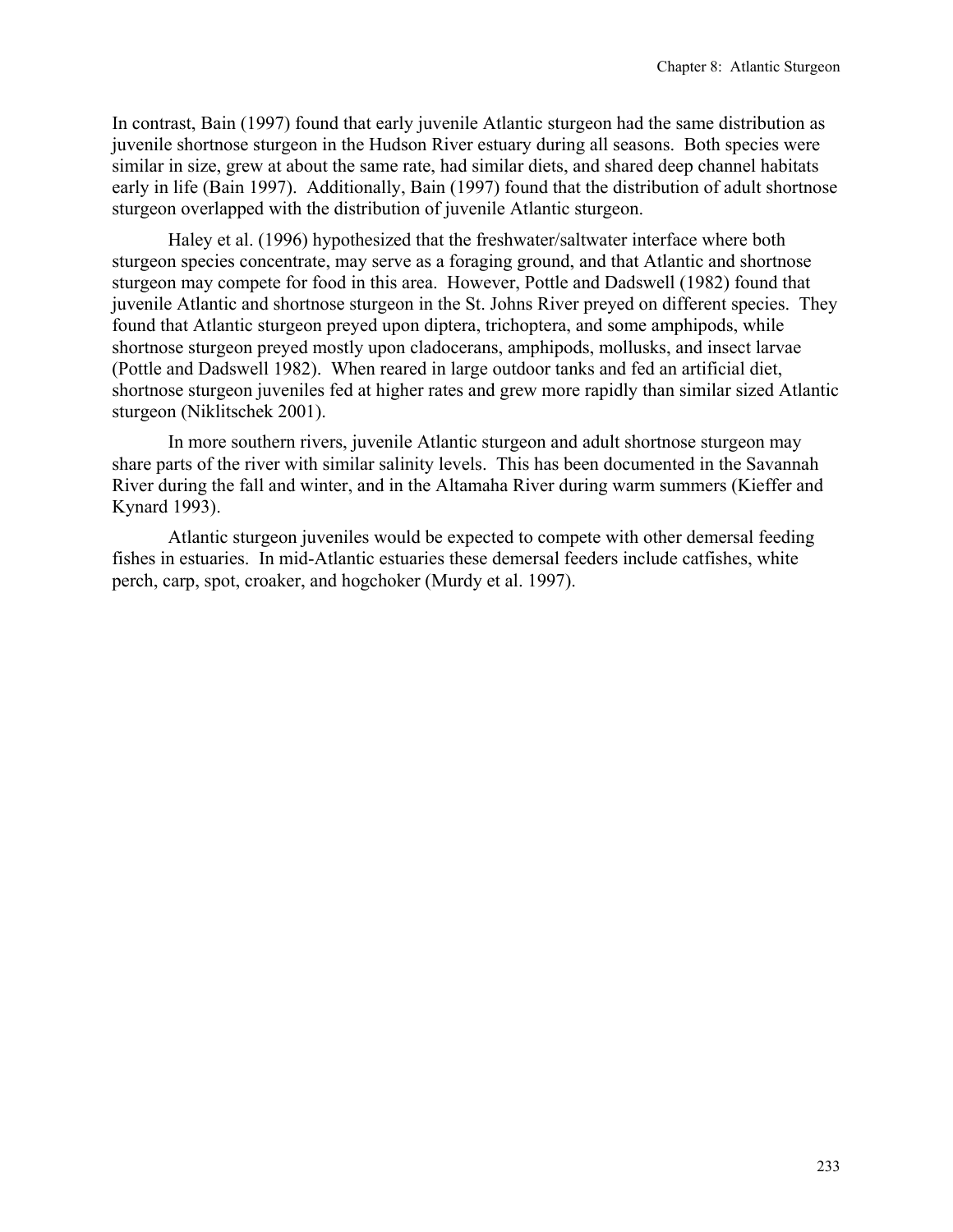In contrast, Bain (1997) found that early juvenile Atlantic sturgeon had the same distribution as juvenile shortnose sturgeon in the Hudson River estuary during all seasons. Both species were similar in size, grew at about the same rate, had similar diets, and shared deep channel habitats early in life (Bain 1997). Additionally, Bain (1997) found that the distribution of adult shortnose sturgeon overlapped with the distribution of juvenile Atlantic sturgeon.

Haley et al. (1996) hypothesized that the freshwater/saltwater interface where both sturgeon species concentrate, may serve as a foraging ground, and that Atlantic and shortnose sturgeon may compete for food in this area. However, Pottle and Dadswell (1982) found that juvenile Atlantic and shortnose sturgeon in the St. Johns River preyed on different species. They found that Atlantic sturgeon preyed upon diptera, trichoptera, and some amphipods, while shortnose sturgeon preyed mostly upon cladocerans, amphipods, mollusks, and insect larvae (Pottle and Dadswell 1982). When reared in large outdoor tanks and fed an artificial diet, shortnose sturgeon juveniles fed at higher rates and grew more rapidly than similar sized Atlantic sturgeon (Niklitschek 2001).

In more southern rivers, juvenile Atlantic sturgeon and adult shortnose sturgeon may share parts of the river with similar salinity levels. This has been documented in the Savannah River during the fall and winter, and in the Altamaha River during warm summers (Kieffer and Kynard 1993).

Atlantic sturgeon juveniles would be expected to compete with other demersal feeding fishes in estuaries. In mid-Atlantic estuaries these demersal feeders include catfishes, white perch, carp, spot, croaker, and hogchoker (Murdy et al. 1997).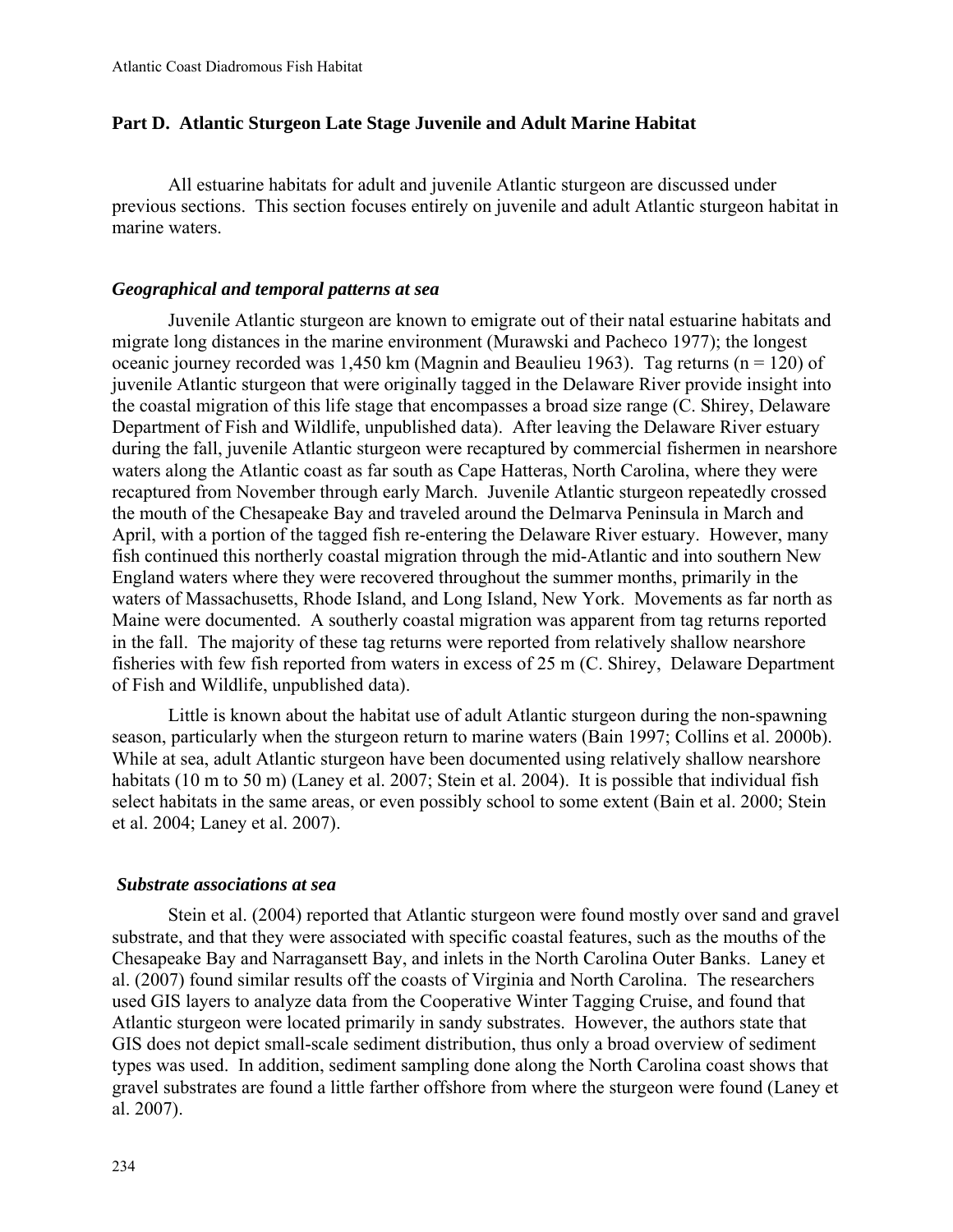## Part D. Atlantic Sturgeon Late Stage Juvenile and Adult Marine Habitat

All estuarine habitats for adult and juvenile Atlantic sturgeon are discussed under previous sections. This section focuses entirely on juvenile and adult Atlantic sturgeon habitat in marine waters.

### *Geographical and temporal patterns at sea*

Juvenile Atlantic sturgeon are known to emigrate out of their natal estuarine habitats and migrate long distances in the marine environment (Murawski and Pacheco 1977); the longest oceanic journey recorded was 1,450 km (Magnin and Beaulieu 1963). Tag returns (n = 120) of juvenile Atlantic sturgeon that were originally tagged in the Delaware River provide insight into the coastal migration of this life stage that encompasses a broad size range (C. Shirey, Delaware Department of Fish and Wildlife, unpublished data). After leaving the Delaware River estuary during the fall, juvenile Atlantic sturgeon were recaptured by commercial fishermen in nearshore waters along the Atlantic coast as far south as Cape Hatteras, North Carolina, where they were recaptured from November through early March. Juvenile Atlantic sturgeon repeatedly crossed the mouth of the Chesapeake Bay and traveled around the Delmarva Peninsula in March and April, with a portion of the tagged fish re-entering the Delaware River estuary. However, many fish continued this northerly coastal migration through the mid-Atlantic and into southern New England waters where they were recovered throughout the summer months, primarily in the waters of Massachusetts, Rhode Island, and Long Island, New York. Movements as far north as Maine were documented. A southerly coastal migration was apparent from tag returns reported in the fall. The majority of these tag returns were reported from relatively shallow nearshore fisheries with few fish reported from waters in excess of 25 m (C. Shirey, Delaware Department of Fish and Wildlife, unpublished data).

Little is known about the habitat use of adult Atlantic sturgeon during the non-spawning season, particularly when the sturgeon return to marine waters (Bain 1997; Collins et al. 2000b). While at sea, adult Atlantic sturgeon have been documented using relatively shallow nearshore habitats (10 m to 50 m) (Laney et al. 2007; Stein et al. 2004). It is possible that individual fish select habitats in the same areas, or even possibly school to some extent (Bain et al. 2000; Stein et al. 2004; Laney et al. 2007).

### *Substrate associations at sea*

Stein et al. (2004) reported that Atlantic sturgeon were found mostly over sand and gravel substrate, and that they were associated with specific coastal features, such as the mouths of the Chesapeake Bay and Narragansett Bay, and inlets in the North Carolina Outer Banks. Laney et al. (2007) found similar results off the coasts of Virginia and North Carolina. The researchers used GIS layers to analyze data from the Cooperative Winter Tagging Cruise, and found that Atlantic sturgeon were located primarily in sandy substrates. However, the authors state that GIS does not depict small-scale sediment distribution, thus only a broad overview of sediment types was used. In addition, sediment sampling done along the North Carolina coast shows that gravel substrates are found a little farther offshore from where the sturgeon were found (Laney et al. 2007).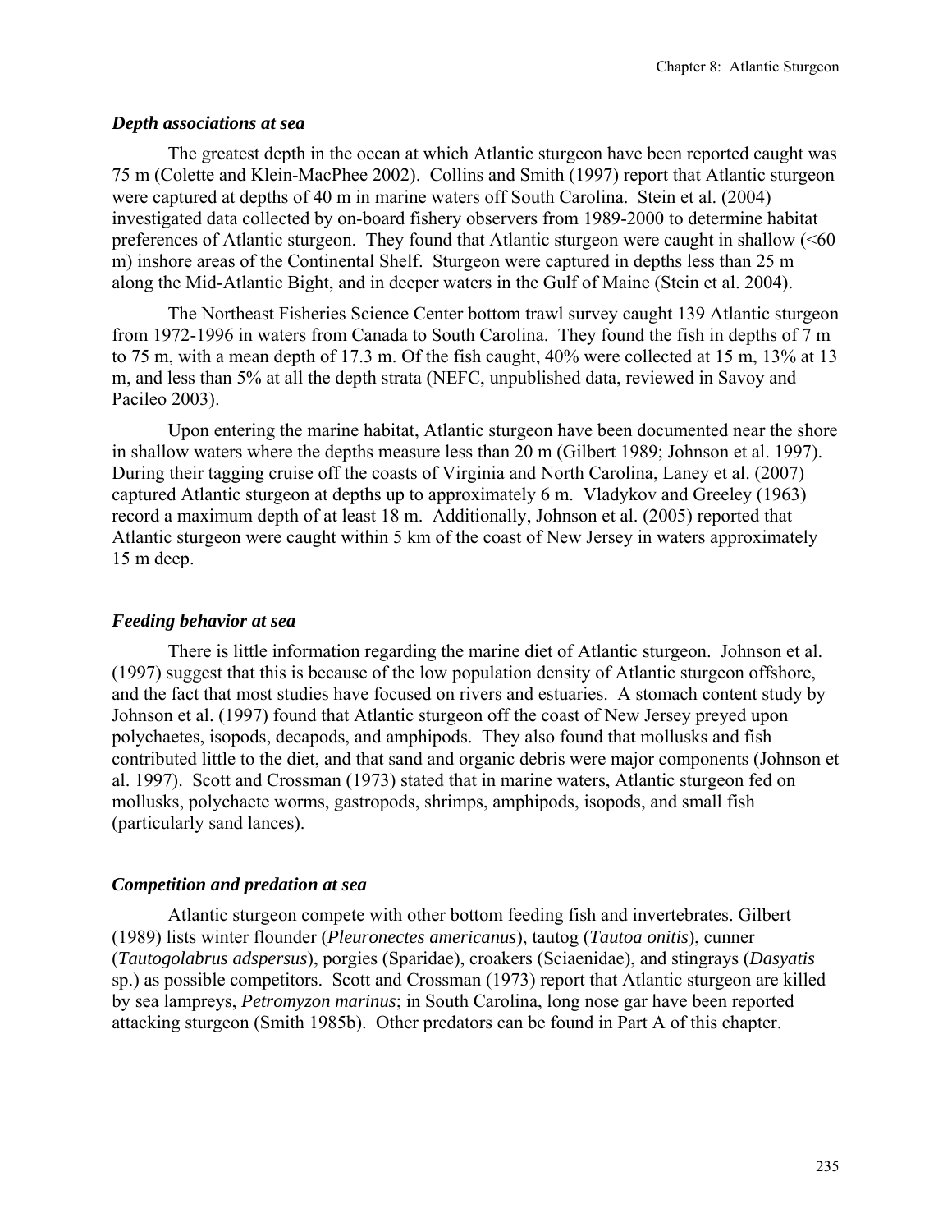### *Depth associations at sea*

The greatest depth in the ocean at which Atlantic sturgeon have been reported caught was 75 m (Colette and Klein-MacPhee 2002). Collins and Smith (1997) report that Atlantic sturgeon were captured at depths of 40 m in marine waters off South Carolina. Stein et al. (2004) investigated data collected by on-board fishery observers from 1989-2000 to determine habitat preferences of Atlantic sturgeon. They found that Atlantic sturgeon were caught in shallow (<60 m) inshore areas of the Continental Shelf. Sturgeon were captured in depths less than 25 m along the Mid-Atlantic Bight, and in deeper waters in the Gulf of Maine (Stein et al. 2004).

The Northeast Fisheries Science Center bottom trawl survey caught 139 Atlantic sturgeon from 1972-1996 in waters from Canada to South Carolina. They found the fish in depths of 7 m to 75 m, with a mean depth of 17.3 m. Of the fish caught, 40% were collected at 15 m, 13% at 13 m, and less than 5% at all the depth strata (NEFC, unpublished data, reviewed in Savoy and Pacileo 2003).

Upon entering the marine habitat, Atlantic sturgeon have been documented near the shore in shallow waters where the depths measure less than 20 m (Gilbert 1989; Johnson et al. 1997). During their tagging cruise off the coasts of Virginia and North Carolina, Laney et al. (2007) captured Atlantic sturgeon at depths up to approximately 6 m. Vladykov and Greeley (1963) record a maximum depth of at least 18 m. Additionally, Johnson et al. (2005) reported that Atlantic sturgeon were caught within 5 km of the coast of New Jersey in waters approximately 15 m deep.

### *Feeding behavior at sea*

There is little information regarding the marine diet of Atlantic sturgeon. Johnson et al. (1997) suggest that this is because of the low population density of Atlantic sturgeon offshore, and the fact that most studies have focused on rivers and estuaries. A stomach content study by Johnson et al. (1997) found that Atlantic sturgeon off the coast of New Jersey preyed upon polychaetes, isopods, decapods, and amphipods. They also found that mollusks and fish contributed little to the diet, and that sand and organic debris were major components (Johnson et al. 1997). Scott and Crossman (1973) stated that in marine waters, Atlantic sturgeon fed on mollusks, polychaete worms, gastropods, shrimps, amphipods, isopods, and small fish (particularly sand lances).

### *Competition and predation at sea*

Atlantic sturgeon compete with other bottom feeding fish and invertebrates. Gilbert (1989) lists winter flounder (*Pleuronectes americanus*), tautog (*Tautoa onitis*), cunner (*Tautogolabrus adspersus*), porgies (Sparidae), croakers (Sciaenidae), and stingrays (*Dasyatis* sp.) as possible competitors. Scott and Crossman (1973) report that Atlantic sturgeon are killed by sea lampreys, *Petromyzon marinus*; in South Carolina, long nose gar have been reported attacking sturgeon (Smith 1985b). Other predators can be found in Part A of this chapter.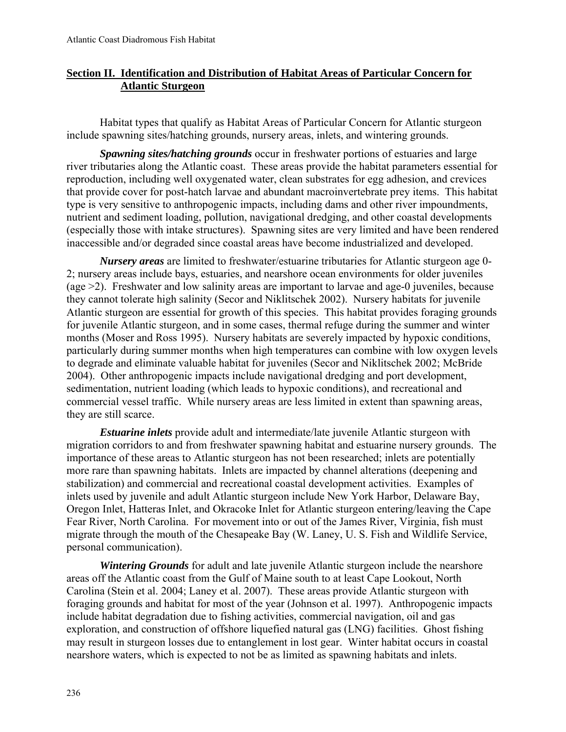## Section II. Identification and Distribution of Habitat Areas of Particular Concern for Atlantic Sturgeon

Habitat types that qualify as Habitat Areas of Particular Concern for Atlantic sturgeon include spawning sites/hatching grounds, nursery areas, inlets, and wintering grounds.

***Spawning sites/hatching grounds*** occur in freshwater portions of estuaries and large river tributaries along the Atlantic coast. These areas provide the habitat parameters essential for reproduction, including well oxygenated water, clean substrates for egg adhesion, and crevices that provide cover for post-hatch larvae and abundant macroinvertebrate prey items. This habitat type is very sensitive to anthropogenic impacts, including dams and other river impoundments, nutrient and sediment loading, pollution, navigational dredging, and other coastal developments (especially those with intake structures). Spawning sites are very limited and have been rendered inaccessible and/or degraded since coastal areas have become industrialized and developed.

***Nursery areas*** are limited to freshwater/estuarine tributaries for Atlantic sturgeon age 0-2; nursery areas include bays, estuaries, and nearshore ocean environments for older juveniles (age >2). Freshwater and low salinity areas are important to larvae and age-0 juveniles, because they cannot tolerate high salinity (Secor and Niklitschek 2002). Nursery habitats for juvenile Atlantic sturgeon are essential for growth of this species. This habitat provides foraging grounds for juvenile Atlantic sturgeon, and in some cases, thermal refuge during the summer and winter months (Moser and Ross 1995). Nursery habitats are severely impacted by hypoxic conditions, particularly during summer months when high temperatures can combine with low oxygen levels to degrade and eliminate valuable habitat for juveniles (Secor and Niklitschek 2002; McBride 2004). Other anthropogenic impacts include navigational dredging and port development, sedimentation, nutrient loading (which leads to hypoxic conditions), and recreational and commercial vessel traffic. While nursery areas are less limited in extent than spawning areas, they are still scarce.

***Estuarine inlets*** provide adult and intermediate/late juvenile Atlantic sturgeon with migration corridors to and from freshwater spawning habitat and estuarine nursery grounds. The importance of these areas to Atlantic sturgeon has not been researched; inlets are potentially more rare than spawning habitats. Inlets are impacted by channel alterations (deepening and stabilization) and commercial and recreational coastal development activities. Examples of inlets used by juvenile and adult Atlantic sturgeon include New York Harbor, Delaware Bay, Oregon Inlet, Hatteras Inlet, and Okracoke Inlet for Atlantic sturgeon entering/leaving the Cape Fear River, North Carolina. For movement into or out of the James River, Virginia, fish must migrate through the mouth of the Chesapeake Bay (W. Laney, U. S. Fish and Wildlife Service, personal communication).

***Wintering Grounds*** for adult and late juvenile Atlantic sturgeon include the nearshore areas off the Atlantic coast from the Gulf of Maine south to at least Cape Lookout, North Carolina (Stein et al. 2004; Laney et al. 2007). These areas provide Atlantic sturgeon with foraging grounds and habitat for most of the year (Johnson et al. 1997). Anthropogenic impacts include habitat degradation due to fishing activities, commercial navigation, oil and gas exploration, and construction of offshore liquefied natural gas (LNG) facilities. Ghost fishing may result in sturgeon losses due to entanglement in lost gear. Winter habitat occurs in coastal nearshore waters, which is expected to not be as limited as spawning habitats and inlets.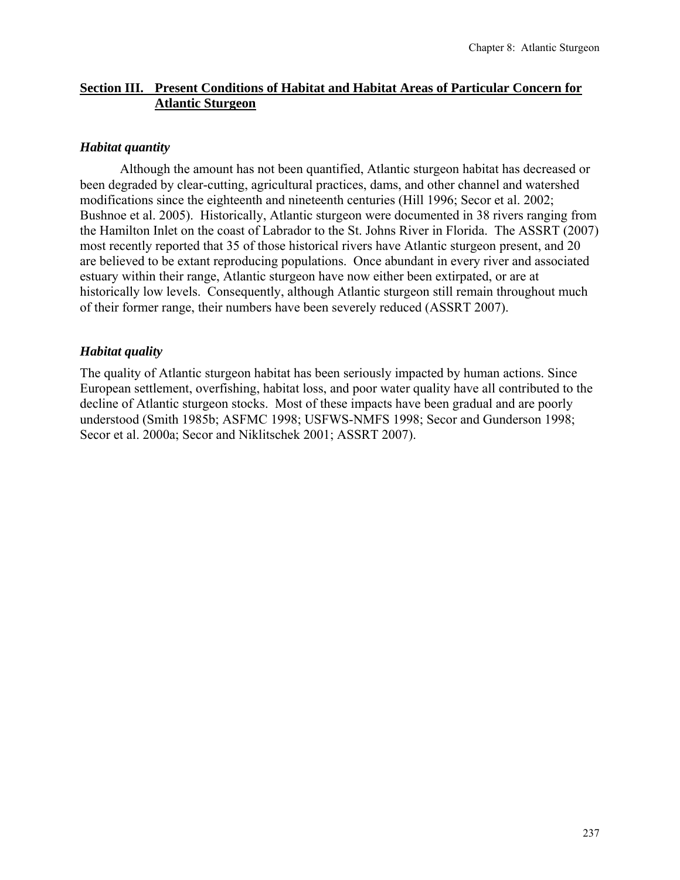## **Section III. Present Conditions of Habitat and Habitat Areas of Particular Concern for Atlantic Sturgeon**

### ***Habitat quantity***

Although the amount has not been quantified, Atlantic sturgeon habitat has decreased or been degraded by clear-cutting, agricultural practices, dams, and other channel and watershed modifications since the eighteenth and nineteenth centuries (Hill 1996; Secor et al. 2002; Bushnoe et al. 2005). Historically, Atlantic sturgeon were documented in 38 rivers ranging from the Hamilton Inlet on the coast of Labrador to the St. Johns River in Florida. The ASSRT (2007) most recently reported that 35 of those historical rivers have Atlantic sturgeon present, and 20 are believed to be extant reproducing populations. Once abundant in every river and associated estuary within their range, Atlantic sturgeon have now either been extirpated, or are at historically low levels. Consequently, although Atlantic sturgeon still remain throughout much of their former range, their numbers have been severely reduced (ASSRT 2007).

### ***Habitat quality***

The quality of Atlantic sturgeon habitat has been seriously impacted by human actions. Since European settlement, overfishing, habitat loss, and poor water quality have all contributed to the decline of Atlantic sturgeon stocks. Most of these impacts have been gradual and are poorly understood (Smith 1985b; ASFMC 1998; USFWS-NMFS 1998; Secor and Gunderson 1998; Secor et al. 2000a; Secor and Niklitschek 2001; ASSRT 2007).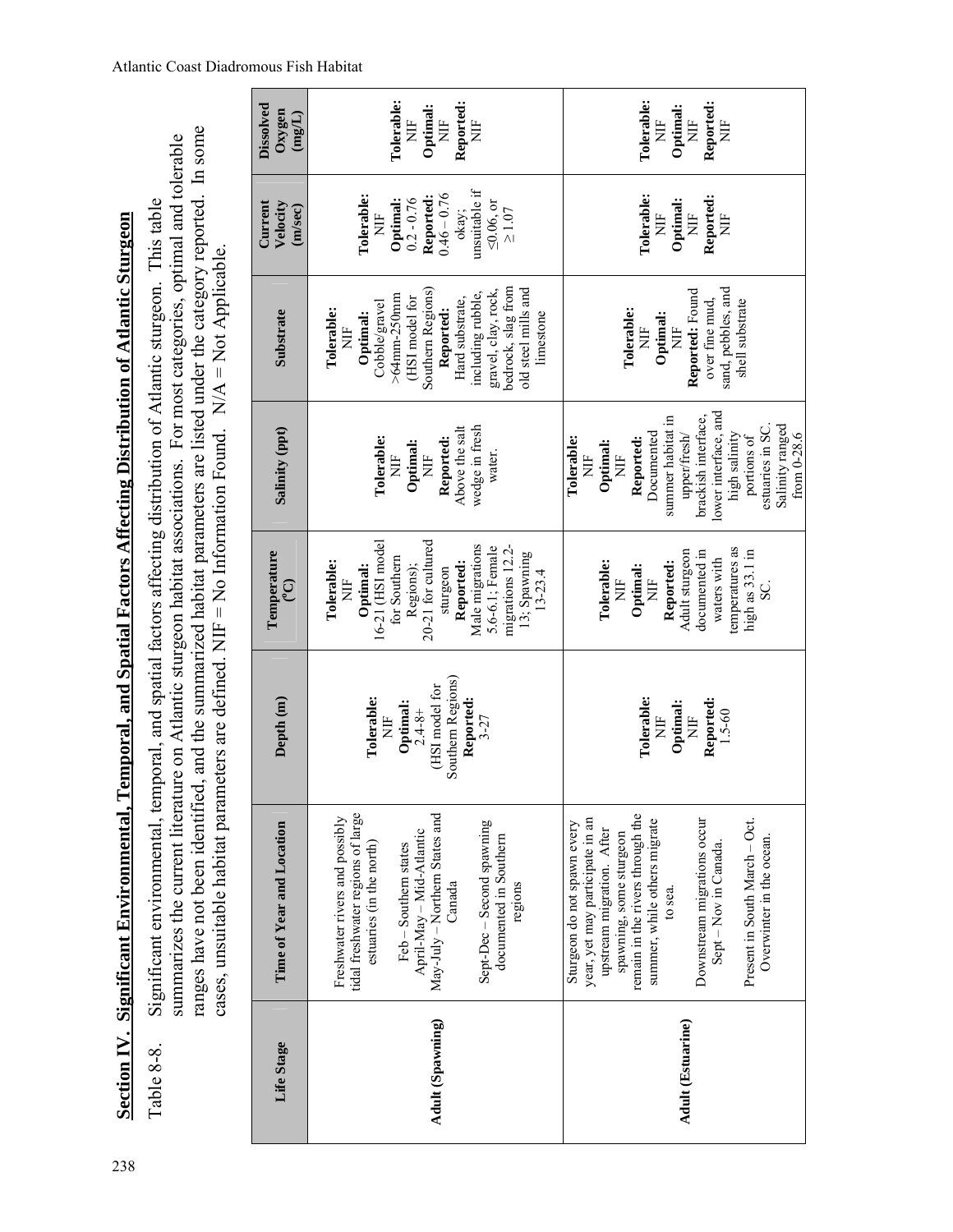## Section IV. Significant Environmental, Temporal, and Spatial Factors Affecting Distribution of Atlantic Sturgeon

Table 8-8. Significant environmental, temporal, and spatial factors affecting distribution of Atlantic sturgeon. This table summarizes the current literature on Atlantic sturgeon habitat associations. For most categories, optimal and tolerable ranges have not been identified, and the summarized habitat parameters are listed under the category reported. In some cases, unsuitable habitat parameters are defined. NIF = No Information Found. N/A = Not Applicable.

| Life Stage | Time of Year and Location | Depth (m) | Temperature (°C) | Salinity (ppt) | Substrate | Current Velocity (m/sec) | Dissolved Oxygen (mg/L) |
|---|---|---|---|---|---|---|---|
| Adult (Spawning) | Freshwater rivers and possibly tidal freshwater regions of large estuaries (in the north)<br><br>Feb – Southern states<br>April-May – Mid-Atlantic<br>May-July – Northern States and Canada<br><br>Sept-Dec – Second spawning documented in Southern regions | **Tolerable:** NIF<br>**Optimal:** 2.4-8+ (HSI model for Southern Regions)<br>**Reported:** 3-27 | **Tolerable:** NIF<br>**Optimal:** 16-21 (HSI model for Southern Regions); 20-21 for cultured sturgeon<br>**Reported:** Male migrations 5.6-6.1; Female migrations 12.2-13; Spawning 13-23.4 | **Tolerable:** NIF<br>**Optimal:** NIF<br>**Reported:** Above the salt wedge in fresh water. | **Tolerable:** NIF<br>**Optimal:** Cobble/gravel >64mm-250mm (HSI model for Southern Regions)<br>**Reported:** Hard substrate, including rubble, gravel, clay, rock, bedrock, slag from old steel mills and limestone | **Tolerable:** NIF<br>**Optimal:** 0.2 - 0.76<br>**Reported:** 0.46 – 0.76 okay; unsuitable if ≤0.06, or ≥1.07 | **Tolerable:** NIF<br>**Optimal:** NIF<br>**Reported:** NIF |
| Adult (Estuarine) | Sturgeon do not spawn every year, yet may participate in an upstream migration. After spawning, some sturgeon remain in the rivers through the summer, while others migrate to sea.<br><br>Downstream migrations occur Sept – Nov in Canada.<br><br>Present in South March – Oct. Overwinter in the ocean. | **Tolerable:** NIF<br>**Optimal:** NIF<br>**Reported:** 1.5-60 | **Tolerable:** NIF<br>**Optimal:** NIF<br>**Reported:** Adult sturgeon documented in waters with temperatures as high as 33.1 in SC. | **Tolerable:** NIF<br>**Optimal:** NIF<br>**Reported:** Documented summer habitat in upper/fresh/ brackish interface, lower interface, and high salinity portions of estuaries in SC. Salinity ranged from 0-28.6 | **Tolerable:** NIF<br>**Optimal:** NIF<br>**Reported:** Found over fine mud, sand, pebbles, and shell substrate | **Tolerable:** NIF<br>**Optimal:** NIF<br>**Reported:** NIF | **Tolerable:** NIF<br>**Optimal:** NIF<br>**Reported:** NIF |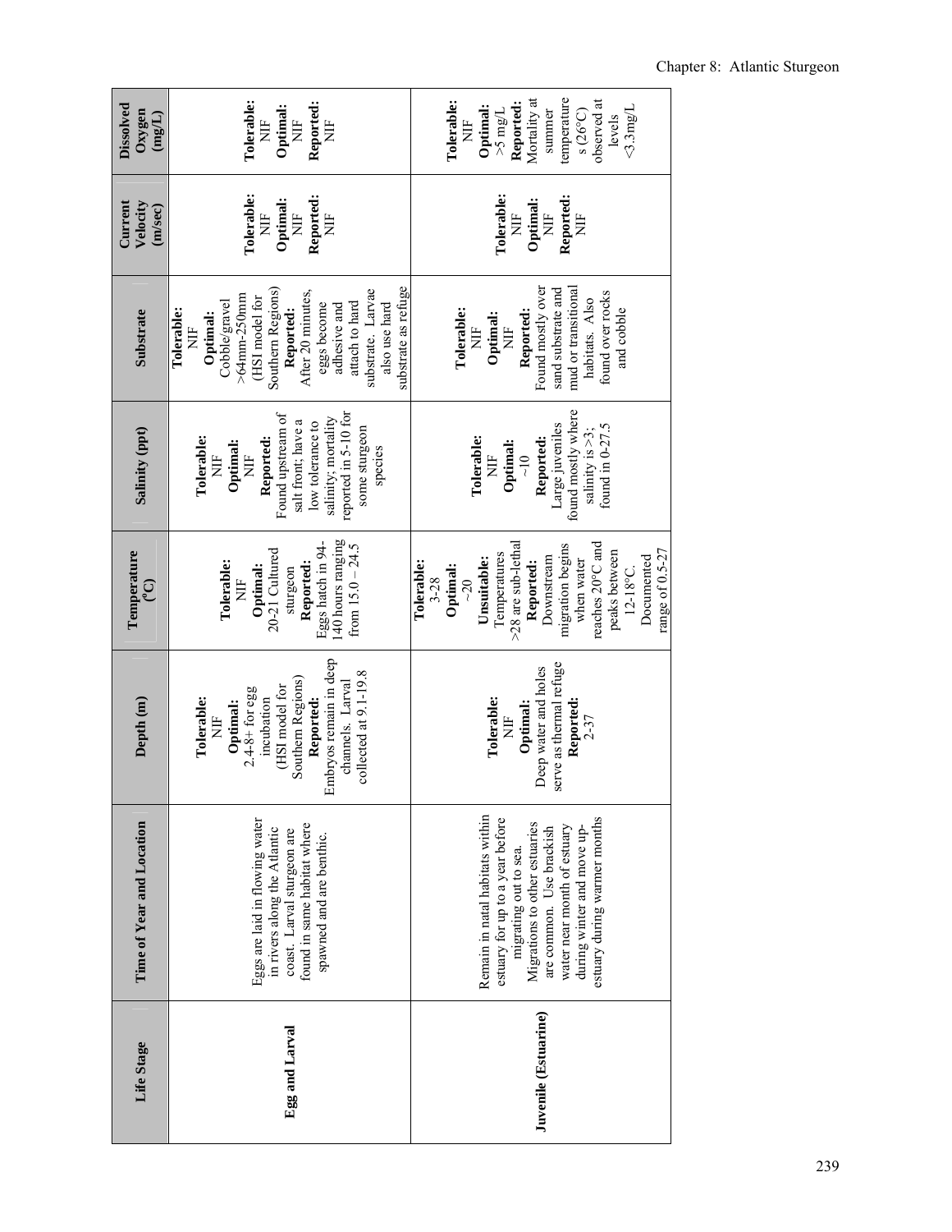| Life Stage | Time of Year and Location | Depth (m) | Temperature (°C) | Salinity (ppt) | Substrate | Current Velocity (m/sec) | Dissolved Oxygen (mg/L) |
|---|---|---|---|---|---|---|---|
| **Egg and Larval** | Eggs are laid in flowing water in rivers along the Atlantic coast. Larval sturgeon are found in same habitat where spawned and are benthic. | **Tolerable:** NIF **Optimal:** 2.4-8+ for egg incubation (HSI model for Southern Regions) **Reported:** Embryos remain in deep channels. Larval collected at 9.1-19.8 | **Tolerable:** NIF **Optimal:** 20-21 Cultured sturgeon **Reported:** Eggs hatch in 94-140 hours ranging from 15.0 – 24.5 | **Tolerable:** NIF **Optimal:** NIF **Reported:** Found upstream of salt front; have a low tolerance to salinity; mortality reported in 5-10 for some sturgeon species | **Tolerable:** NIF **Optimal:** Cobble/gravel >64mm-250mm (HSI model for Southern Regions) **Reported:** After 20 minutes, eggs become adhesive and attach to hard substrate. Larvae also use hard substrate as refuge | **Tolerable:** NIF **Optimal:** NIF **Reported:** NIF | **Tolerable:** NIF **Optimal:** NIF **Reported:** NIF |
| **Juvenile (Estuarine)** | Remain in natal habitats within estuary for up to a year before migrating out to sea. Migrations to other estuaries are common. Use brackish water near month of estuary during winter and move up-estuary during warmer months | **Tolerable:** NIF **Optimal:** Deep water and holes serve as thermal refuge **Reported:** 2-37 | **Tolerable:** 3-28 **Optimal:** ~20 **Unsuitable:** Temperatures >28 are sub-lethal **Reported:** Downstream migration begins when water reaches 20°C and peaks between 12-18°C. Documented range of 0.5-27 | **Tolerable:** NIF **Optimal:** ~10 **Reported:** Large juveniles found mostly where salinity is >3; found in 0-27.5 | **Tolerable:** NIF **Optimal:** NIF **Reported:** Found mostly over sand substrate and mud or transitional habitats. Also found over rocks and cobble | **Tolerable:** NIF **Optimal:** NIF **Reported:** NIF | **Tolerable:** NIF **Optimal:** >5 mg/L **Reported:** Mortality at summer temperatures (26°C) observed at levels <3.3mg/L |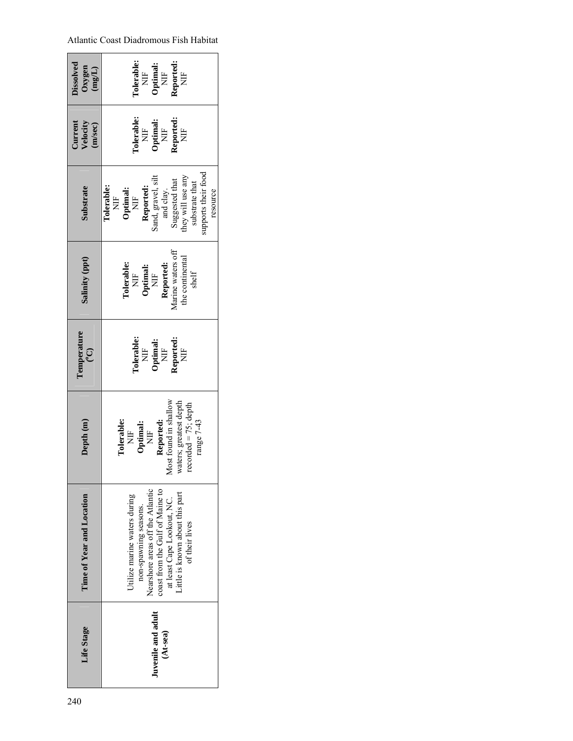| Life Stage | Time of Year and Location | Depth (m) | Temperature (°C) | Salinity (ppt) | Substrate | Current Velocity (m/sec) | Dissolved Oxygen (mg/L) |
|---|---|---|---|---|---|---|---|
| **Juvenile and adult (At-sea)** | Utilize marine waters during non-spawning seasons. Nearshore areas off the Atlantic coast from the Gulf of Maine to at least Cape Lookout, NC. Little is known about this part of their lives | **Tolerable:** NIF **Optimal:** NIF **Reported:** Most found in shallow waters; greatest depth recorded = 75; depth range 7-43 | **Tolerable:** NIF **Optimal:** NIF **Reported:** NIF | **Tolerable:** NIF **Optimal:** NIF **Reported:** Marine waters off the continental shelf | **Tolerable:** NIF **Optimal:** NIF **Reported:** Sand, gravel, silt and clay. Suggested that they will use any substrate that supports their food resource | **Tolerable:** NIF **Optimal:** NIF **Reported:** NIF | **Tolerable:** NIF **Optimal:** NIF **Reported:** NIF |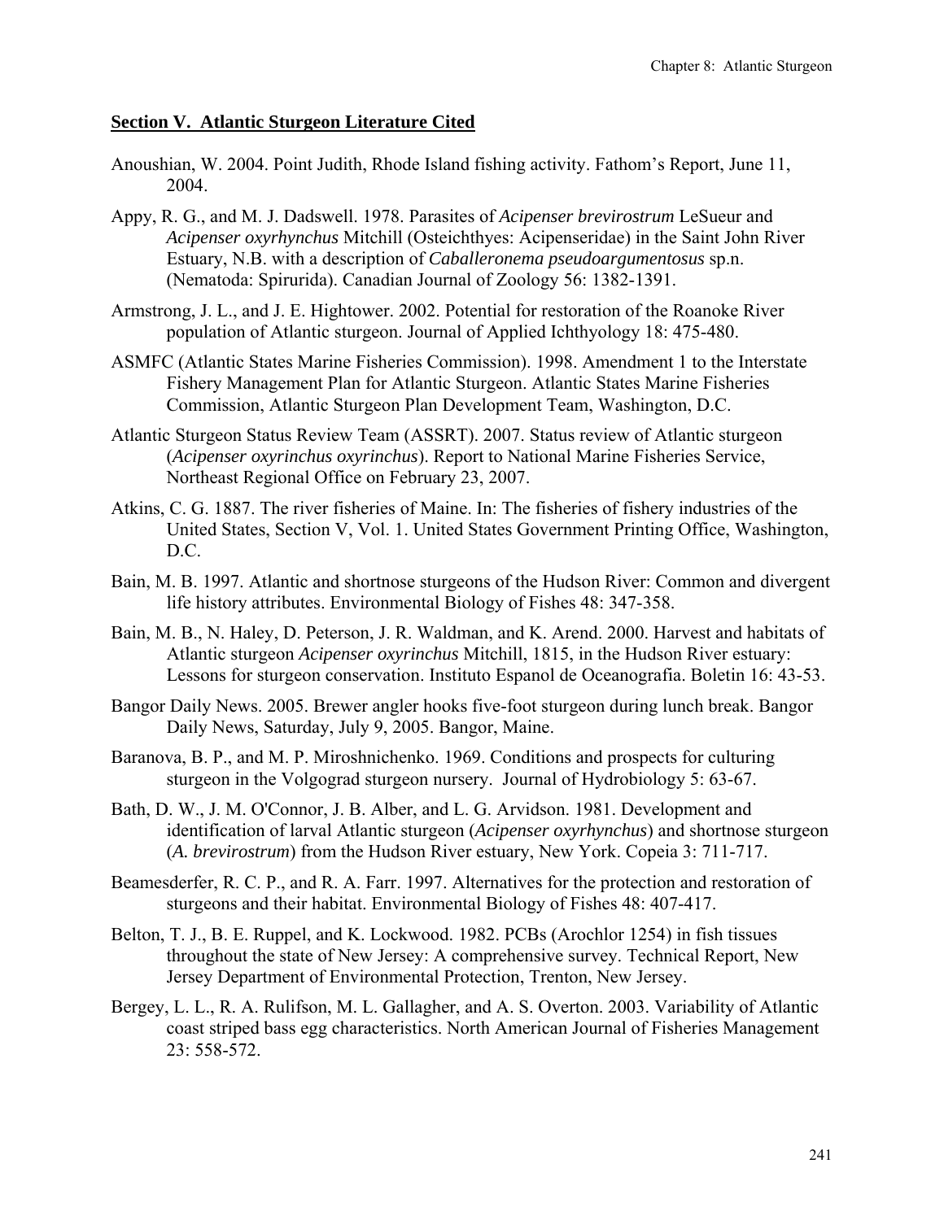## Section V. Atlantic Sturgeon Literature Cited

Anoushian, W. 2004. Point Judith, Rhode Island fishing activity. Fathom's Report, June 11, 2004.

Appy, R. G., and M. J. Dadswell. 1978. Parasites of *Acipenser brevirostrum* LeSueur and *Acipenser oxyrhynchus* Mitchill (Osteichthyes: Acipenseridae) in the Saint John River Estuary, N.B. with a description of *Caballeronema pseudoargumentosus* sp.n. (Nematoda: Spirurida). Canadian Journal of Zoology 56: 1382-1391.

Armstrong, J. L., and J. E. Hightower. 2002. Potential for restoration of the Roanoke River population of Atlantic sturgeon. Journal of Applied Ichthyology 18: 475-480.

ASMFC (Atlantic States Marine Fisheries Commission). 1998. Amendment 1 to the Interstate Fishery Management Plan for Atlantic Sturgeon. Atlantic States Marine Fisheries Commission, Atlantic Sturgeon Plan Development Team, Washington, D.C.

Atlantic Sturgeon Status Review Team (ASSRT). 2007. Status review of Atlantic sturgeon (*Acipenser oxyrinchus oxyrinchus*). Report to National Marine Fisheries Service, Northeast Regional Office on February 23, 2007.

Atkins, C. G. 1887. The river fisheries of Maine. In: The fisheries of fishery industries of the United States, Section V, Vol. 1. United States Government Printing Office, Washington, D.C.

Bain, M. B. 1997. Atlantic and shortnose sturgeons of the Hudson River: Common and divergent life history attributes. Environmental Biology of Fishes 48: 347-358.

Bain, M. B., N. Haley, D. Peterson, J. R. Waldman, and K. Arend. 2000. Harvest and habitats of Atlantic sturgeon *Acipenser oxyrinchus* Mitchill, 1815, in the Hudson River estuary: Lessons for sturgeon conservation. Instituto Espanol de Oceanografia. Boletin 16: 43-53.

Bangor Daily News. 2005. Brewer angler hooks five-foot sturgeon during lunch break. Bangor Daily News, Saturday, July 9, 2005. Bangor, Maine.

Baranova, B. P., and M. P. Miroshnichenko. 1969. Conditions and prospects for culturing sturgeon in the Volgograd sturgeon nursery. Journal of Hydrobiology 5: 63-67.

Bath, D. W., J. M. O'Connor, J. B. Alber, and L. G. Arvidson. 1981. Development and identification of larval Atlantic sturgeon (*Acipenser oxyrhynchus*) and shortnose sturgeon (*A. brevirostrum*) from the Hudson River estuary, New York. Copeia 3: 711-717.

Beamesderfer, R. C. P., and R. A. Farr. 1997. Alternatives for the protection and restoration of sturgeons and their habitat. Environmental Biology of Fishes 48: 407-417.

Belton, T. J., B. E. Ruppel, and K. Lockwood. 1982. PCBs (Arochlor 1254) in fish tissues throughout the state of New Jersey: A comprehensive survey. Technical Report, New Jersey Department of Environmental Protection, Trenton, New Jersey.

Bergey, L. L., R. A. Rulifson, M. L. Gallagher, and A. S. Overton. 2003. Variability of Atlantic coast striped bass egg characteristics. North American Journal of Fisheries Management 23: 558-572.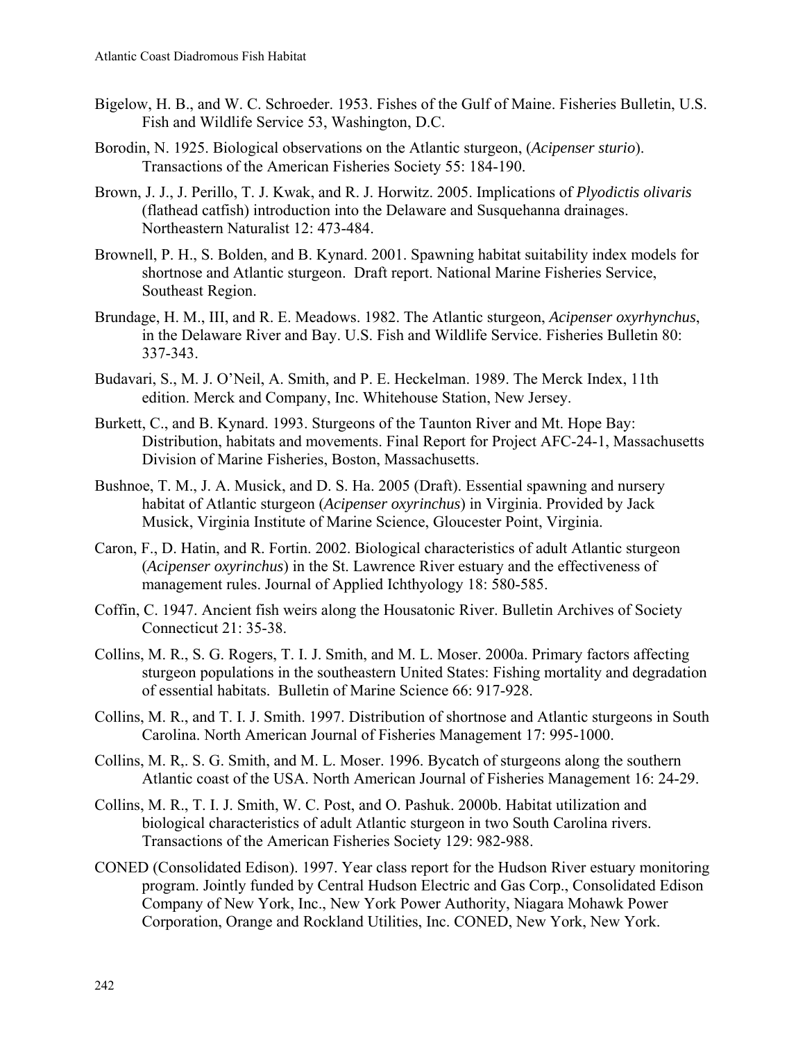Bigelow, H. B., and W. C. Schroeder. 1953. Fishes of the Gulf of Maine. Fisheries Bulletin, U.S. Fish and Wildlife Service 53, Washington, D.C.

Borodin, N. 1925. Biological observations on the Atlantic sturgeon, (*Acipenser sturio*). Transactions of the American Fisheries Society 55: 184-190.

Brown, J. J., J. Perillo, T. J. Kwak, and R. J. Horwitz. 2005. Implications of *Plyodictis olivaris* (flathead catfish) introduction into the Delaware and Susquehanna drainages. Northeastern Naturalist 12: 473-484.

Brownell, P. H., S. Bolden, and B. Kynard. 2001. Spawning habitat suitability index models for shortnose and Atlantic sturgeon. Draft report. National Marine Fisheries Service, Southeast Region.

Brundage, H. M., III, and R. E. Meadows. 1982. The Atlantic sturgeon, *Acipenser oxyrhynchus*, in the Delaware River and Bay. U.S. Fish and Wildlife Service. Fisheries Bulletin 80: 337-343.

Budavari, S., M. J. O'Neil, A. Smith, and P. E. Heckelman. 1989. The Merck Index, 11th edition. Merck and Company, Inc. Whitehouse Station, New Jersey.

Burkett, C., and B. Kynard. 1993. Sturgeons of the Taunton River and Mt. Hope Bay: Distribution, habitats and movements. Final Report for Project AFC-24-1, Massachusetts Division of Marine Fisheries, Boston, Massachusetts.

Bushnoe, T. M., J. A. Musick, and D. S. Ha. 2005 (Draft). Essential spawning and nursery habitat of Atlantic sturgeon (*Acipenser oxyrinchus*) in Virginia. Provided by Jack Musick, Virginia Institute of Marine Science, Gloucester Point, Virginia.

Caron, F., D. Hatin, and R. Fortin. 2002. Biological characteristics of adult Atlantic sturgeon (*Acipenser oxyrinchus*) in the St. Lawrence River estuary and the effectiveness of management rules. Journal of Applied Ichthyology 18: 580-585.

Coffin, C. 1947. Ancient fish weirs along the Housatonic River. Bulletin Archives of Society Connecticut 21: 35-38.

Collins, M. R., S. G. Rogers, T. I. J. Smith, and M. L. Moser. 2000a. Primary factors affecting sturgeon populations in the southeastern United States: Fishing mortality and degradation of essential habitats. Bulletin of Marine Science 66: 917-928.

Collins, M. R., and T. I. J. Smith. 1997. Distribution of shortnose and Atlantic sturgeons in South Carolina. North American Journal of Fisheries Management 17: 995-1000.

Collins, M. R,. S. G. Smith, and M. L. Moser. 1996. Bycatch of sturgeons along the southern Atlantic coast of the USA. North American Journal of Fisheries Management 16: 24-29.

Collins, M. R., T. I. J. Smith, W. C. Post, and O. Pashuk. 2000b. Habitat utilization and biological characteristics of adult Atlantic sturgeon in two South Carolina rivers. Transactions of the American Fisheries Society 129: 982-988.

CONED (Consolidated Edison). 1997. Year class report for the Hudson River estuary monitoring program. Jointly funded by Central Hudson Electric and Gas Corp., Consolidated Edison Company of New York, Inc., New York Power Authority, Niagara Mohawk Power Corporation, Orange and Rockland Utilities, Inc. CONED, New York, New York.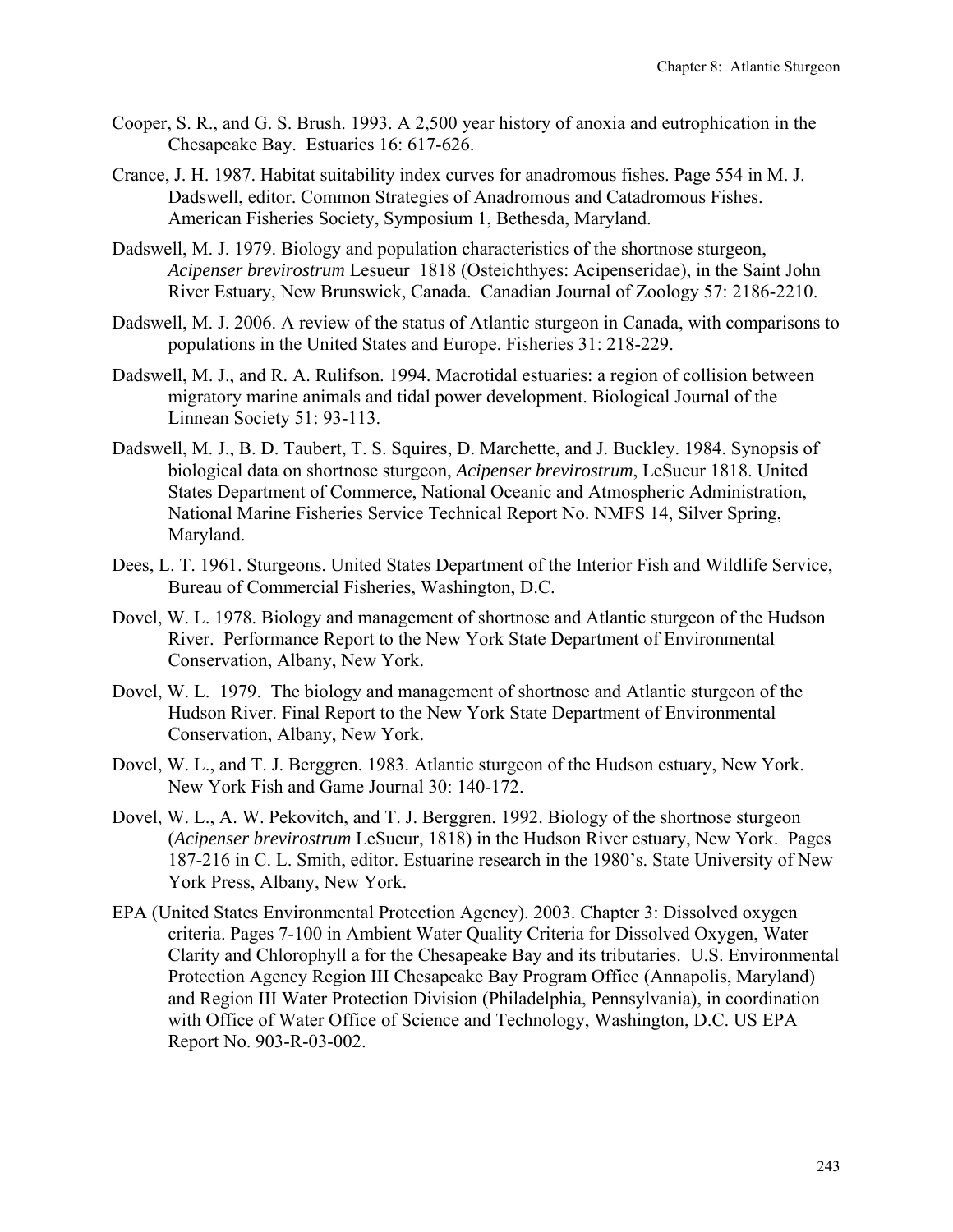Cooper, S. R., and G. S. Brush. 1993. A 2,500 year history of anoxia and eutrophication in the Chesapeake Bay. Estuaries 16: 617-626.

Crance, J. H. 1987. Habitat suitability index curves for anadromous fishes. Page 554 in M. J. Dadswell, editor. Common Strategies of Anadromous and Catadromous Fishes. American Fisheries Society, Symposium 1, Bethesda, Maryland.

Dadswell, M. J. 1979. Biology and population characteristics of the shortnose sturgeon, *Acipenser brevirostrum* Lesueur 1818 (Osteichthyes: Acipenseridae), in the Saint John River Estuary, New Brunswick, Canada. Canadian Journal of Zoology 57: 2186-2210.

Dadswell, M. J. 2006. A review of the status of Atlantic sturgeon in Canada, with comparisons to populations in the United States and Europe. Fisheries 31: 218-229.

Dadswell, M. J., and R. A. Rulifson. 1994. Macrotidal estuaries: a region of collision between migratory marine animals and tidal power development. Biological Journal of the Linnean Society 51: 93-113.

Dadswell, M. J., B. D. Taubert, T. S. Squires, D. Marchette, and J. Buckley. 1984. Synopsis of biological data on shortnose sturgeon, *Acipenser brevirostrum*, LeSueur 1818. United States Department of Commerce, National Oceanic and Atmospheric Administration, National Marine Fisheries Service Technical Report No. NMFS 14, Silver Spring, Maryland.

Dees, L. T. 1961. Sturgeons. United States Department of the Interior Fish and Wildlife Service, Bureau of Commercial Fisheries, Washington, D.C.

Dovel, W. L. 1978. Biology and management of shortnose and Atlantic sturgeon of the Hudson River. Performance Report to the New York State Department of Environmental Conservation, Albany, New York.

Dovel, W. L. 1979. The biology and management of shortnose and Atlantic sturgeon of the Hudson River. Final Report to the New York State Department of Environmental Conservation, Albany, New York.

Dovel, W. L., and T. J. Berggren. 1983. Atlantic sturgeon of the Hudson estuary, New York. New York Fish and Game Journal 30: 140-172.

Dovel, W. L., A. W. Pekovitch, and T. J. Berggren. 1992. Biology of the shortnose sturgeon (*Acipenser brevirostrum* LeSueur, 1818) in the Hudson River estuary, New York. Pages 187-216 in C. L. Smith, editor. Estuarine research in the 1980's. State University of New York Press, Albany, New York.

EPA (United States Environmental Protection Agency). 2003. Chapter 3: Dissolved oxygen criteria. Pages 7-100 in Ambient Water Quality Criteria for Dissolved Oxygen, Water Clarity and Chlorophyll a for the Chesapeake Bay and its tributaries. U.S. Environmental Protection Agency Region III Chesapeake Bay Program Office (Annapolis, Maryland) and Region III Water Protection Division (Philadelphia, Pennsylvania), in coordination with Office of Water Office of Science and Technology, Washington, D.C. US EPA Report No. 903-R-03-002.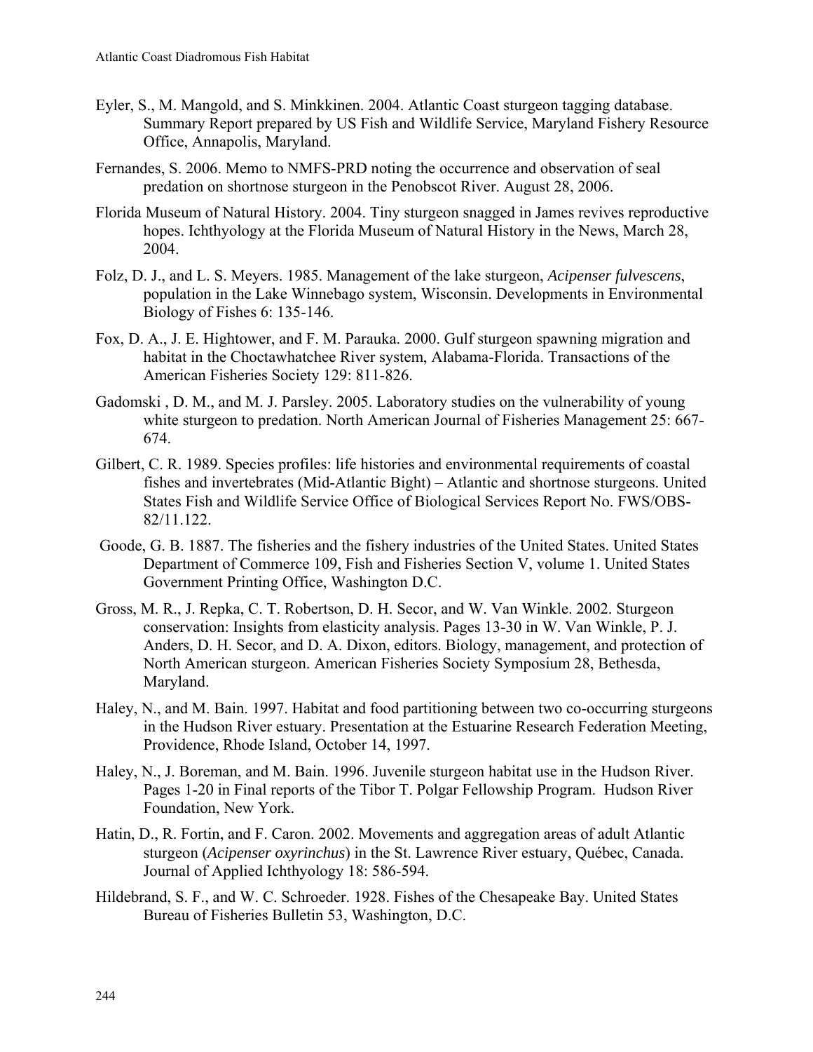Eyler, S., M. Mangold, and S. Minkkinen. 2004. Atlantic Coast sturgeon tagging database. Summary Report prepared by US Fish and Wildlife Service, Maryland Fishery Resource Office, Annapolis, Maryland.

Fernandes, S. 2006. Memo to NMFS-PRD noting the occurrence and observation of seal predation on shortnose sturgeon in the Penobscot River. August 28, 2006.

Florida Museum of Natural History. 2004. Tiny sturgeon snagged in James revives reproductive hopes. Ichthyology at the Florida Museum of Natural History in the News, March 28, 2004.

Folz, D. J., and L. S. Meyers. 1985. Management of the lake sturgeon, *Acipenser fulvescens*, population in the Lake Winnebago system, Wisconsin. Developments in Environmental Biology of Fishes 6: 135-146.

Fox, D. A., J. E. Hightower, and F. M. Parauka. 2000. Gulf sturgeon spawning migration and habitat in the Choctawhatchee River system, Alabama-Florida. Transactions of the American Fisheries Society 129: 811-826.

Gadomski , D. M., and M. J. Parsley. 2005. Laboratory studies on the vulnerability of young white sturgeon to predation. North American Journal of Fisheries Management 25: 667-674.

Gilbert, C. R. 1989. Species profiles: life histories and environmental requirements of coastal fishes and invertebrates (Mid-Atlantic Bight) – Atlantic and shortnose sturgeons. United States Fish and Wildlife Service Office of Biological Services Report No. FWS/OBS-82/11.122.

Goode, G. B. 1887. The fisheries and the fishery industries of the United States. United States Department of Commerce 109, Fish and Fisheries Section V, volume 1. United States Government Printing Office, Washington D.C.

Gross, M. R., J. Repka, C. T. Robertson, D. H. Secor, and W. Van Winkle. 2002. Sturgeon conservation: Insights from elasticity analysis. Pages 13-30 in W. Van Winkle, P. J. Anders, D. H. Secor, and D. A. Dixon, editors. Biology, management, and protection of North American sturgeon. American Fisheries Society Symposium 28, Bethesda, Maryland.

Haley, N., and M. Bain. 1997. Habitat and food partitioning between two co-occurring sturgeons in the Hudson River estuary. Presentation at the Estuarine Research Federation Meeting, Providence, Rhode Island, October 14, 1997.

Haley, N., J. Boreman, and M. Bain. 1996. Juvenile sturgeon habitat use in the Hudson River. Pages 1-20 in Final reports of the Tibor T. Polgar Fellowship Program. Hudson River Foundation, New York.

Hatin, D., R. Fortin, and F. Caron. 2002. Movements and aggregation areas of adult Atlantic sturgeon (*Acipenser oxyrinchus*) in the St. Lawrence River estuary, Québec, Canada. Journal of Applied Ichthyology 18: 586-594.

Hildebrand, S. F., and W. C. Schroeder. 1928. Fishes of the Chesapeake Bay. United States Bureau of Fisheries Bulletin 53, Washington, D.C.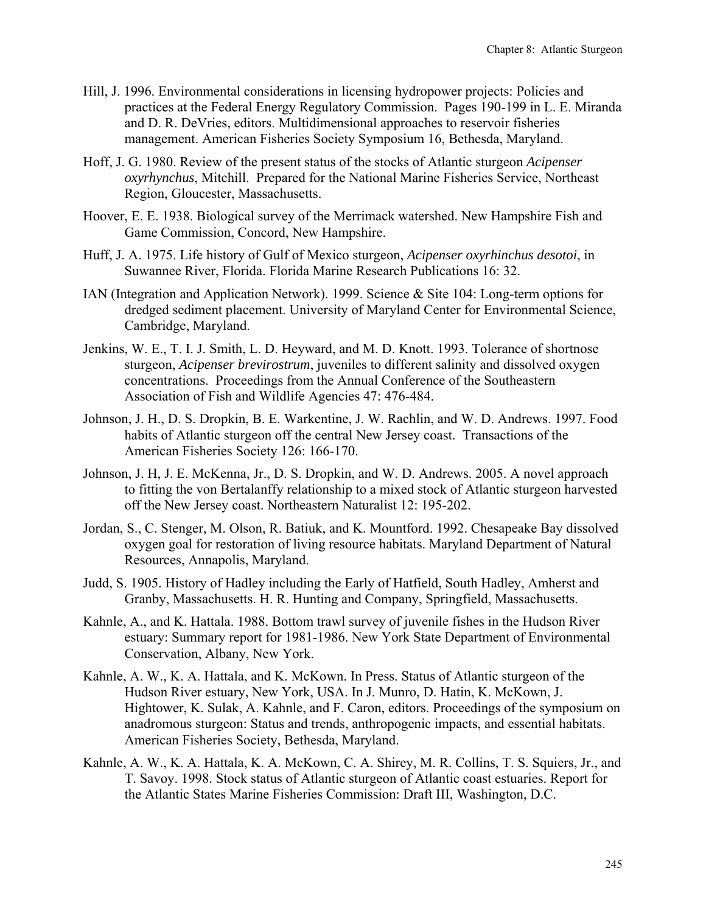Hill, J. 1996. Environmental considerations in licensing hydropower projects: Policies and practices at the Federal Energy Regulatory Commission. Pages 190-199 in L. E. Miranda and D. R. DeVries, editors. Multidimensional approaches to reservoir fisheries management. American Fisheries Society Symposium 16, Bethesda, Maryland.

Hoff, J. G. 1980. Review of the present status of the stocks of Atlantic sturgeon *Acipenser oxyrhynchus*, Mitchill. Prepared for the National Marine Fisheries Service, Northeast Region, Gloucester, Massachusetts.

Hoover, E. E. 1938. Biological survey of the Merrimack watershed. New Hampshire Fish and Game Commission, Concord, New Hampshire.

Huff, J. A. 1975. Life history of Gulf of Mexico sturgeon, *Acipenser oxyrhinchus desotoi*, in Suwannee River, Florida. Florida Marine Research Publications 16: 32.

IAN (Integration and Application Network). 1999. Science & Site 104: Long-term options for dredged sediment placement. University of Maryland Center for Environmental Science, Cambridge, Maryland.

Jenkins, W. E., T. I. J. Smith, L. D. Heyward, and M. D. Knott. 1993. Tolerance of shortnose sturgeon, *Acipenser brevirostrum*, juveniles to different salinity and dissolved oxygen concentrations. Proceedings from the Annual Conference of the Southeastern Association of Fish and Wildlife Agencies 47: 476-484.

Johnson, J. H., D. S. Dropkin, B. E. Warkentine, J. W. Rachlin, and W. D. Andrews. 1997. Food habits of Atlantic sturgeon off the central New Jersey coast. Transactions of the American Fisheries Society 126: 166-170.

Johnson, J. H, J. E. McKenna, Jr., D. S. Dropkin, and W. D. Andrews. 2005. A novel approach to fitting the von Bertalanffy relationship to a mixed stock of Atlantic sturgeon harvested off the New Jersey coast. Northeastern Naturalist 12: 195-202.

Jordan, S., C. Stenger, M. Olson, R. Batiuk, and K. Mountford. 1992. Chesapeake Bay dissolved oxygen goal for restoration of living resource habitats. Maryland Department of Natural Resources, Annapolis, Maryland.

Judd, S. 1905. History of Hadley including the Early of Hatfield, South Hadley, Amherst and Granby, Massachusetts. H. R. Hunting and Company, Springfield, Massachusetts.

Kahnle, A., and K. Hattala. 1988. Bottom trawl survey of juvenile fishes in the Hudson River estuary: Summary report for 1981-1986. New York State Department of Environmental Conservation, Albany, New York.

Kahnle, A. W., K. A. Hattala, and K. McKown. In Press. Status of Atlantic sturgeon of the Hudson River estuary, New York, USA. In J. Munro, D. Hatin, K. McKown, J. Hightower, K. Sulak, A. Kahnle, and F. Caron, editors. Proceedings of the symposium on anadromous sturgeon: Status and trends, anthropogenic impacts, and essential habitats. American Fisheries Society, Bethesda, Maryland.

Kahnle, A. W., K. A. Hattala, K. A. McKown, C. A. Shirey, M. R. Collins, T. S. Squiers, Jr., and T. Savoy. 1998. Stock status of Atlantic sturgeon of Atlantic coast estuaries. Report for the Atlantic States Marine Fisheries Commission: Draft III, Washington, D.C.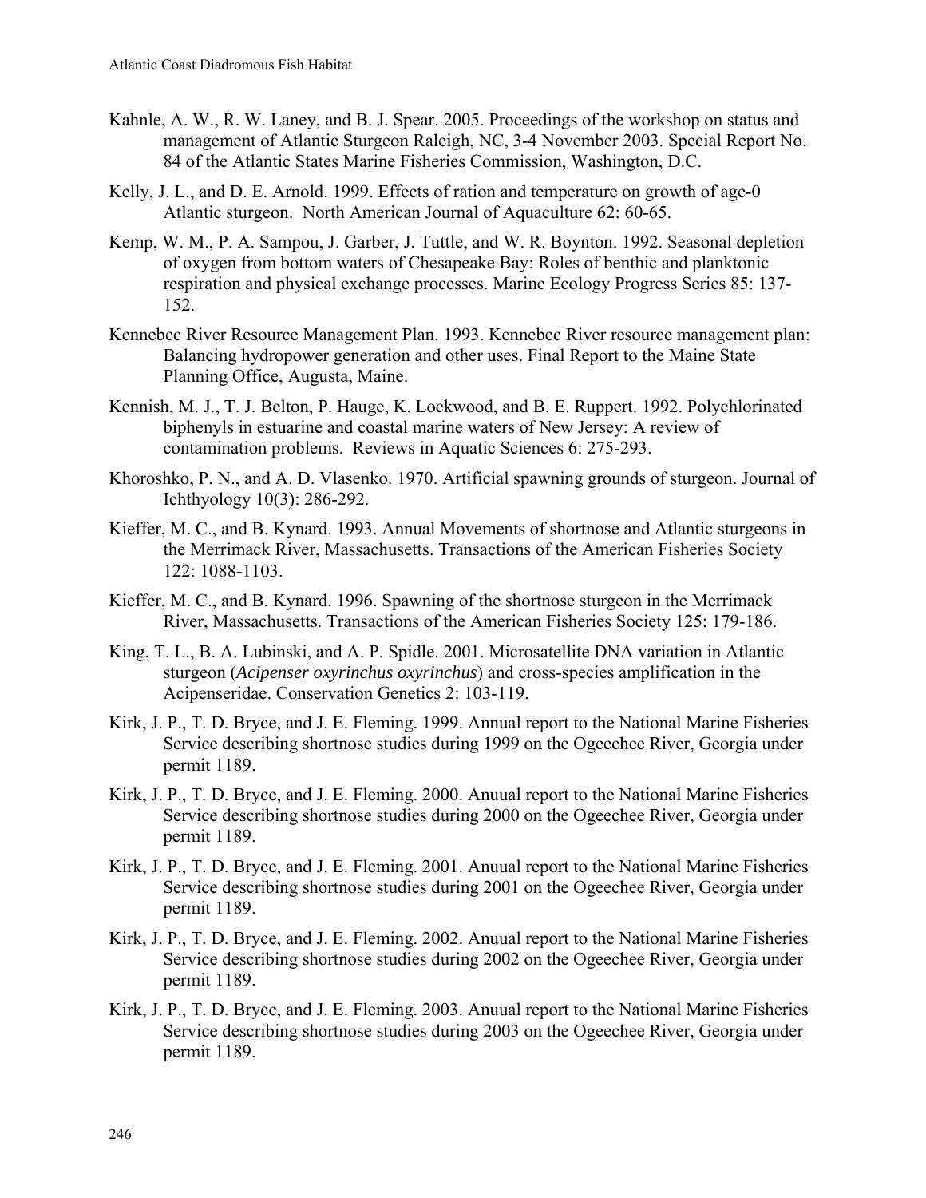Kahnle, A. W., R. W. Laney, and B. J. Spear. 2005. Proceedings of the workshop on status and management of Atlantic Sturgeon Raleigh, NC, 3-4 November 2003. Special Report No. 84 of the Atlantic States Marine Fisheries Commission, Washington, D.C.

Kelly, J. L., and D. E. Arnold. 1999. Effects of ration and temperature on growth of age-0 Atlantic sturgeon. North American Journal of Aquaculture 62: 60-65.

Kemp, W. M., P. A. Sampou, J. Garber, J. Tuttle, and W. R. Boynton. 1992. Seasonal depletion of oxygen from bottom waters of Chesapeake Bay: Roles of benthic and planktonic respiration and physical exchange processes. Marine Ecology Progress Series 85: 137-152.

Kennebec River Resource Management Plan. 1993. Kennebec River resource management plan: Balancing hydropower generation and other uses. Final Report to the Maine State Planning Office, Augusta, Maine.

Kennish, M. J., T. J. Belton, P. Hauge, K. Lockwood, and B. E. Ruppert. 1992. Polychlorinated biphenyls in estuarine and coastal marine waters of New Jersey: A review of contamination problems. Reviews in Aquatic Sciences 6: 275-293.

Khoroshko, P. N., and A. D. Vlasenko. 1970. Artificial spawning grounds of sturgeon. Journal of Ichthyology 10(3): 286-292.

Kieffer, M. C., and B. Kynard. 1993. Annual Movements of shortnose and Atlantic sturgeons in the Merrimack River, Massachusetts. Transactions of the American Fisheries Society 122: 1088-1103.

Kieffer, M. C., and B. Kynard. 1996. Spawning of the shortnose sturgeon in the Merrimack River, Massachusetts. Transactions of the American Fisheries Society 125: 179-186.

King, T. L., B. A. Lubinski, and A. P. Spidle. 2001. Microsatellite DNA variation in Atlantic sturgeon (*Acipenser oxyrinchus oxyrinchus*) and cross-species amplification in the Acipenseridae. Conservation Genetics 2: 103-119.

Kirk, J. P., T. D. Bryce, and J. E. Fleming. 1999. Annual report to the National Marine Fisheries Service describing shortnose studies during 1999 on the Ogeechee River, Georgia under permit 1189.

Kirk, J. P., T. D. Bryce, and J. E. Fleming. 2000. Anuual report to the National Marine Fisheries Service describing shortnose studies during 2000 on the Ogeechee River, Georgia under permit 1189.

Kirk, J. P., T. D. Bryce, and J. E. Fleming. 2001. Anuual report to the National Marine Fisheries Service describing shortnose studies during 2001 on the Ogeechee River, Georgia under permit 1189.

Kirk, J. P., T. D. Bryce, and J. E. Fleming. 2002. Anuual report to the National Marine Fisheries Service describing shortnose studies during 2002 on the Ogeechee River, Georgia under permit 1189.

Kirk, J. P., T. D. Bryce, and J. E. Fleming. 2003. Anuual report to the National Marine Fisheries Service describing shortnose studies during 2003 on the Ogeechee River, Georgia under permit 1189.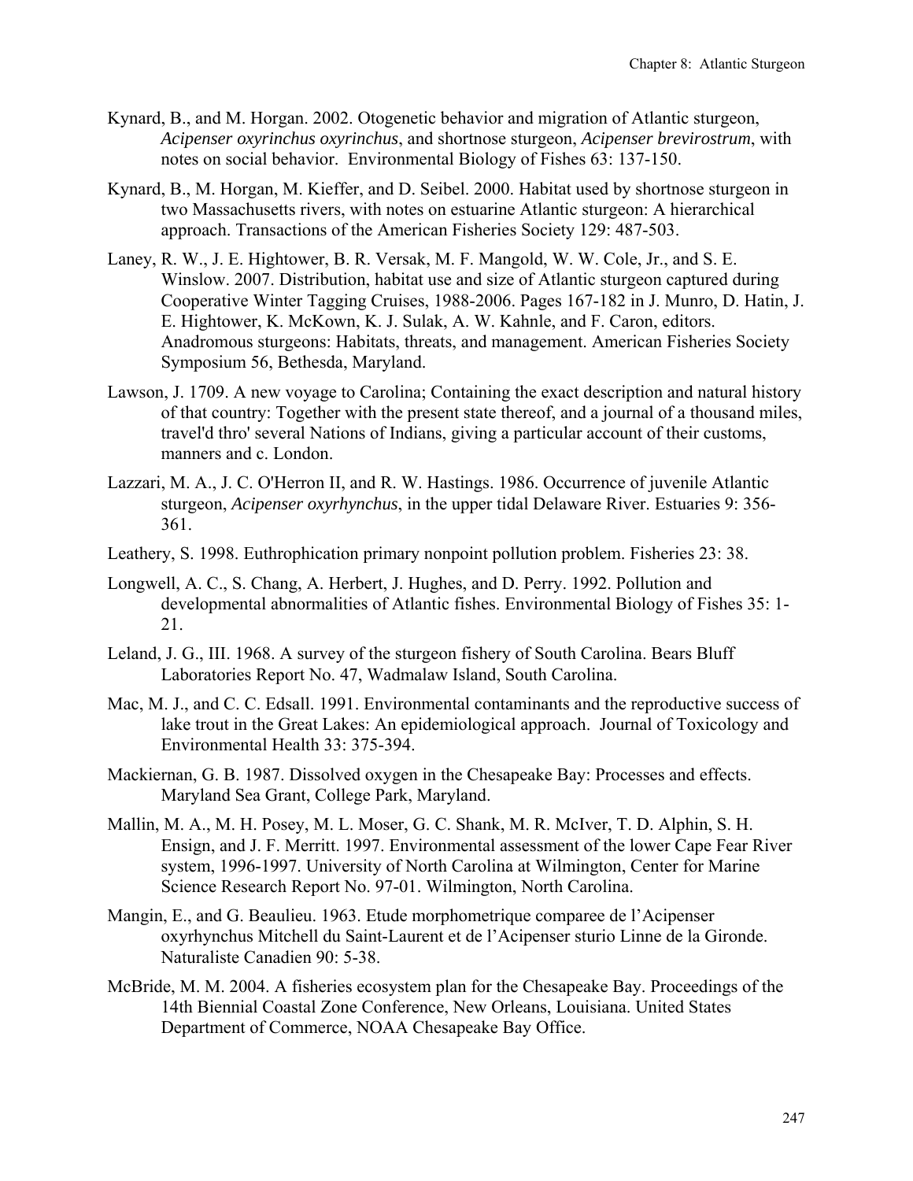Kynard, B., and M. Horgan. 2002. Otogenetic behavior and migration of Atlantic sturgeon, *Acipenser oxyrinchus oxyrinchus*, and shortnose sturgeon, *Acipenser brevirostrum*, with notes on social behavior. Environmental Biology of Fishes 63: 137-150.

Kynard, B., M. Horgan, M. Kieffer, and D. Seibel. 2000. Habitat used by shortnose sturgeon in two Massachusetts rivers, with notes on estuarine Atlantic sturgeon: A hierarchical approach. Transactions of the American Fisheries Society 129: 487-503.

Laney, R. W., J. E. Hightower, B. R. Versak, M. F. Mangold, W. W. Cole, Jr., and S. E. Winslow. 2007. Distribution, habitat use and size of Atlantic sturgeon captured during Cooperative Winter Tagging Cruises, 1988-2006. Pages 167-182 in J. Munro, D. Hatin, J. E. Hightower, K. McKown, K. J. Sulak, A. W. Kahnle, and F. Caron, editors. Anadromous sturgeons: Habitats, threats, and management. American Fisheries Society Symposium 56, Bethesda, Maryland.

Lawson, J. 1709. A new voyage to Carolina; Containing the exact description and natural history of that country: Together with the present state thereof, and a journal of a thousand miles, travel'd thro' several Nations of Indians, giving a particular account of their customs, manners and c. London.

Lazzari, M. A., J. C. O'Herron II, and R. W. Hastings. 1986. Occurrence of juvenile Atlantic sturgeon, *Acipenser oxyrhynchus*, in the upper tidal Delaware River. Estuaries 9: 356-361.

Leathery, S. 1998. Euthrophication primary nonpoint pollution problem. Fisheries 23: 38.

Longwell, A. C., S. Chang, A. Herbert, J. Hughes, and D. Perry. 1992. Pollution and developmental abnormalities of Atlantic fishes. Environmental Biology of Fishes 35: 1-21.

Leland, J. G., III. 1968. A survey of the sturgeon fishery of South Carolina. Bears Bluff Laboratories Report No. 47, Wadmalaw Island, South Carolina.

Mac, M. J., and C. C. Edsall. 1991. Environmental contaminants and the reproductive success of lake trout in the Great Lakes: An epidemiological approach. Journal of Toxicology and Environmental Health 33: 375-394.

Mackiernan, G. B. 1987. Dissolved oxygen in the Chesapeake Bay: Processes and effects. Maryland Sea Grant, College Park, Maryland.

Mallin, M. A., M. H. Posey, M. L. Moser, G. C. Shank, M. R. McIver, T. D. Alphin, S. H. Ensign, and J. F. Merritt. 1997. Environmental assessment of the lower Cape Fear River system, 1996-1997. University of North Carolina at Wilmington, Center for Marine Science Research Report No. 97-01. Wilmington, North Carolina.

Mangin, E., and G. Beaulieu. 1963. Etude morphometrique comparee de l'Acipenser oxyrhynchus Mitchell du Saint-Laurent et de l'Acipenser sturio Linne de la Gironde. Naturaliste Canadien 90: 5-38.

McBride, M. M. 2004. A fisheries ecosystem plan for the Chesapeake Bay. Proceedings of the 14th Biennial Coastal Zone Conference, New Orleans, Louisiana. United States Department of Commerce, NOAA Chesapeake Bay Office.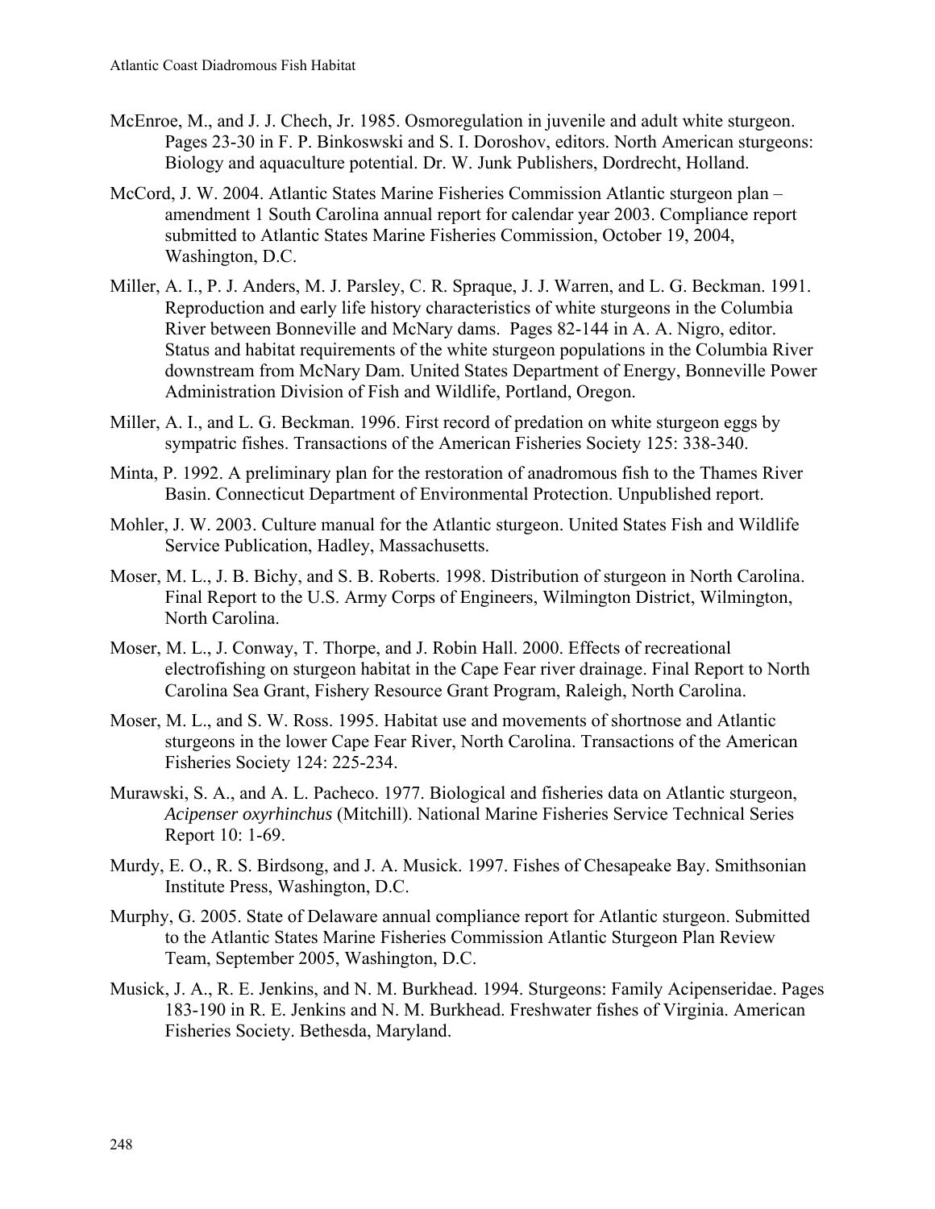McEnroe, M., and J. J. Chech, Jr. 1985. Osmoregulation in juvenile and adult white sturgeon. Pages 23-30 in F. P. Binkoswski and S. I. Doroshov, editors. North American sturgeons: Biology and aquaculture potential. Dr. W. Junk Publishers, Dordrecht, Holland.

McCord, J. W. 2004. Atlantic States Marine Fisheries Commission Atlantic sturgeon plan – amendment 1 South Carolina annual report for calendar year 2003. Compliance report submitted to Atlantic States Marine Fisheries Commission, October 19, 2004, Washington, D.C.

Miller, A. I., P. J. Anders, M. J. Parsley, C. R. Spraque, J. J. Warren, and L. G. Beckman. 1991. Reproduction and early life history characteristics of white sturgeons in the Columbia River between Bonneville and McNary dams. Pages 82-144 in A. A. Nigro, editor. Status and habitat requirements of the white sturgeon populations in the Columbia River downstream from McNary Dam. United States Department of Energy, Bonneville Power Administration Division of Fish and Wildlife, Portland, Oregon.

Miller, A. I., and L. G. Beckman. 1996. First record of predation on white sturgeon eggs by sympatric fishes. Transactions of the American Fisheries Society 125: 338-340.

Minta, P. 1992. A preliminary plan for the restoration of anadromous fish to the Thames River Basin. Connecticut Department of Environmental Protection. Unpublished report.

Mohler, J. W. 2003. Culture manual for the Atlantic sturgeon. United States Fish and Wildlife Service Publication, Hadley, Massachusetts.

Moser, M. L., J. B. Bichy, and S. B. Roberts. 1998. Distribution of sturgeon in North Carolina. Final Report to the U.S. Army Corps of Engineers, Wilmington District, Wilmington, North Carolina.

Moser, M. L., J. Conway, T. Thorpe, and J. Robin Hall. 2000. Effects of recreational electrofishing on sturgeon habitat in the Cape Fear river drainage. Final Report to North Carolina Sea Grant, Fishery Resource Grant Program, Raleigh, North Carolina.

Moser, M. L., and S. W. Ross. 1995. Habitat use and movements of shortnose and Atlantic sturgeons in the lower Cape Fear River, North Carolina. Transactions of the American Fisheries Society 124: 225-234.

Murawski, S. A., and A. L. Pacheco. 1977. Biological and fisheries data on Atlantic sturgeon, *Acipenser oxyrhinchus* (Mitchill). National Marine Fisheries Service Technical Series Report 10: 1-69.

Murdy, E. O., R. S. Birdsong, and J. A. Musick. 1997. Fishes of Chesapeake Bay. Smithsonian Institute Press, Washington, D.C.

Murphy, G. 2005. State of Delaware annual compliance report for Atlantic sturgeon. Submitted to the Atlantic States Marine Fisheries Commission Atlantic Sturgeon Plan Review Team, September 2005, Washington, D.C.

Musick, J. A., R. E. Jenkins, and N. M. Burkhead. 1994. Sturgeons: Family Acipenseridae. Pages 183-190 in R. E. Jenkins and N. M. Burkhead. Freshwater fishes of Virginia. American Fisheries Society. Bethesda, Maryland.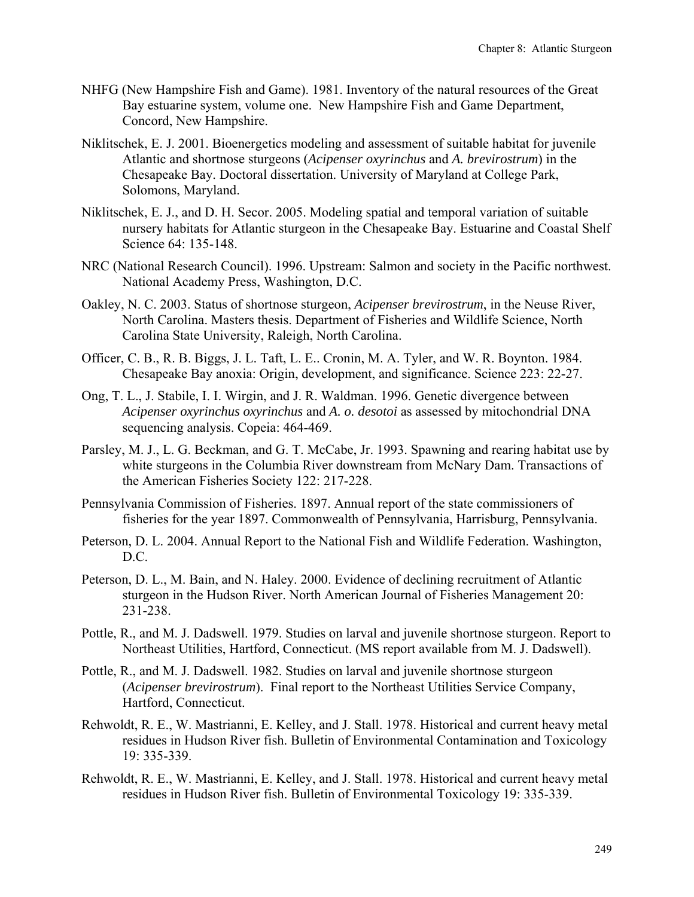NHFG (New Hampshire Fish and Game). 1981. Inventory of the natural resources of the Great Bay estuarine system, volume one. New Hampshire Fish and Game Department, Concord, New Hampshire.

Niklitschek, E. J. 2001. Bioenergetics modeling and assessment of suitable habitat for juvenile Atlantic and shortnose sturgeons (*Acipenser oxyrinchus* and *A. brevirostrum*) in the Chesapeake Bay. Doctoral dissertation. University of Maryland at College Park, Solomons, Maryland.

Niklitschek, E. J., and D. H. Secor. 2005. Modeling spatial and temporal variation of suitable nursery habitats for Atlantic sturgeon in the Chesapeake Bay. Estuarine and Coastal Shelf Science 64: 135-148.

NRC (National Research Council). 1996. Upstream: Salmon and society in the Pacific northwest. National Academy Press, Washington, D.C.

Oakley, N. C. 2003. Status of shortnose sturgeon, *Acipenser brevirostrum*, in the Neuse River, North Carolina. Masters thesis. Department of Fisheries and Wildlife Science, North Carolina State University, Raleigh, North Carolina.

Officer, C. B., R. B. Biggs, J. L. Taft, L. E.. Cronin, M. A. Tyler, and W. R. Boynton. 1984. Chesapeake Bay anoxia: Origin, development, and significance. Science 223: 22-27.

Ong, T. L., J. Stabile, I. I. Wirgin, and J. R. Waldman. 1996. Genetic divergence between *Acipenser oxyrinchus oxyrinchus* and *A. o. desotoi* as assessed by mitochondrial DNA sequencing analysis. Copeia: 464-469.

Parsley, M. J., L. G. Beckman, and G. T. McCabe, Jr. 1993. Spawning and rearing habitat use by white sturgeons in the Columbia River downstream from McNary Dam. Transactions of the American Fisheries Society 122: 217-228.

Pennsylvania Commission of Fisheries. 1897. Annual report of the state commissioners of fisheries for the year 1897. Commonwealth of Pennsylvania, Harrisburg, Pennsylvania.

Peterson, D. L. 2004. Annual Report to the National Fish and Wildlife Federation. Washington, D.C.

Peterson, D. L., M. Bain, and N. Haley. 2000. Evidence of declining recruitment of Atlantic sturgeon in the Hudson River. North American Journal of Fisheries Management 20: 231-238.

Pottle, R., and M. J. Dadswell. 1979. Studies on larval and juvenile shortnose sturgeon. Report to Northeast Utilities, Hartford, Connecticut. (MS report available from M. J. Dadswell).

Pottle, R., and M. J. Dadswell. 1982. Studies on larval and juvenile shortnose sturgeon (*Acipenser brevirostrum*). Final report to the Northeast Utilities Service Company, Hartford, Connecticut.

Rehwoldt, R. E., W. Mastrianni, E. Kelley, and J. Stall. 1978. Historical and current heavy metal residues in Hudson River fish. Bulletin of Environmental Contamination and Toxicology 19: 335-339.

Rehwoldt, R. E., W. Mastrianni, E. Kelley, and J. Stall. 1978. Historical and current heavy metal residues in Hudson River fish. Bulletin of Environmental Toxicology 19: 335-339.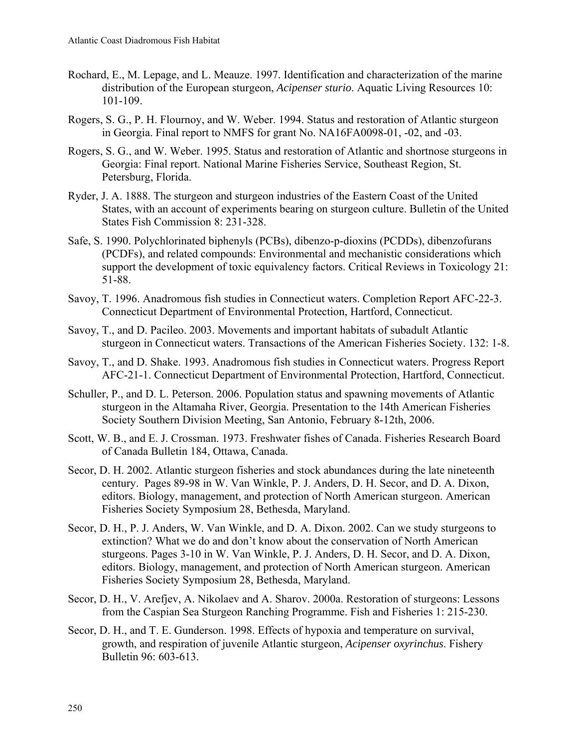Rochard, E., M. Lepage, and L. Meauze. 1997. Identification and characterization of the marine distribution of the European sturgeon, *Acipenser sturio*. Aquatic Living Resources 10: 101-109.

Rogers, S. G., P. H. Flournoy, and W. Weber. 1994. Status and restoration of Atlantic sturgeon in Georgia. Final report to NMFS for grant No. NA16FA0098-01, -02, and -03.

Rogers, S. G., and W. Weber. 1995. Status and restoration of Atlantic and shortnose sturgeons in Georgia: Final report. National Marine Fisheries Service, Southeast Region, St. Petersburg, Florida.

Ryder, J. A. 1888. The sturgeon and sturgeon industries of the Eastern Coast of the United States, with an account of experiments bearing on sturgeon culture. Bulletin of the United States Fish Commission 8: 231-328.

Safe, S. 1990. Polychlorinated biphenyls (PCBs), dibenzo-p-dioxins (PCDDs), dibenzofurans (PCDFs), and related compounds: Environmental and mechanistic considerations which support the development of toxic equivalency factors. Critical Reviews in Toxicology 21: 51-88.

Savoy, T. 1996. Anadromous fish studies in Connecticut waters. Completion Report AFC-22-3. Connecticut Department of Environmental Protection, Hartford, Connecticut.

Savoy, T., and D. Pacileo. 2003. Movements and important habitats of subadult Atlantic sturgeon in Connecticut waters. Transactions of the American Fisheries Society. 132: 1-8.

Savoy, T., and D. Shake. 1993. Anadromous fish studies in Connecticut waters. Progress Report AFC-21-1. Connecticut Department of Environmental Protection, Hartford, Connecticut.

Schuller, P., and D. L. Peterson. 2006. Population status and spawning movements of Atlantic sturgeon in the Altamaha River, Georgia. Presentation to the 14th American Fisheries Society Southern Division Meeting, San Antonio, February 8-12th, 2006.

Scott, W. B., and E. J. Crossman. 1973. Freshwater fishes of Canada. Fisheries Research Board of Canada Bulletin 184, Ottawa, Canada.

Secor, D. H. 2002. Atlantic sturgeon fisheries and stock abundances during the late nineteenth century. Pages 89-98 in W. Van Winkle, P. J. Anders, D. H. Secor, and D. A. Dixon, editors. Biology, management, and protection of North American sturgeon. American Fisheries Society Symposium 28, Bethesda, Maryland.

Secor, D. H., P. J. Anders, W. Van Winkle, and D. A. Dixon. 2002. Can we study sturgeons to extinction? What we do and don't know about the conservation of North American sturgeons. Pages 3-10 in W. Van Winkle, P. J. Anders, D. H. Secor, and D. A. Dixon, editors. Biology, management, and protection of North American sturgeon. American Fisheries Society Symposium 28, Bethesda, Maryland.

Secor, D. H., V. Arefjev, A. Nikolaev and A. Sharov. 2000a. Restoration of sturgeons: Lessons from the Caspian Sea Sturgeon Ranching Programme. Fish and Fisheries 1: 215-230.

Secor, D. H., and T. E. Gunderson. 1998. Effects of hypoxia and temperature on survival, growth, and respiration of juvenile Atlantic sturgeon, *Acipenser oxyrinchus*. Fishery Bulletin 96: 603-613.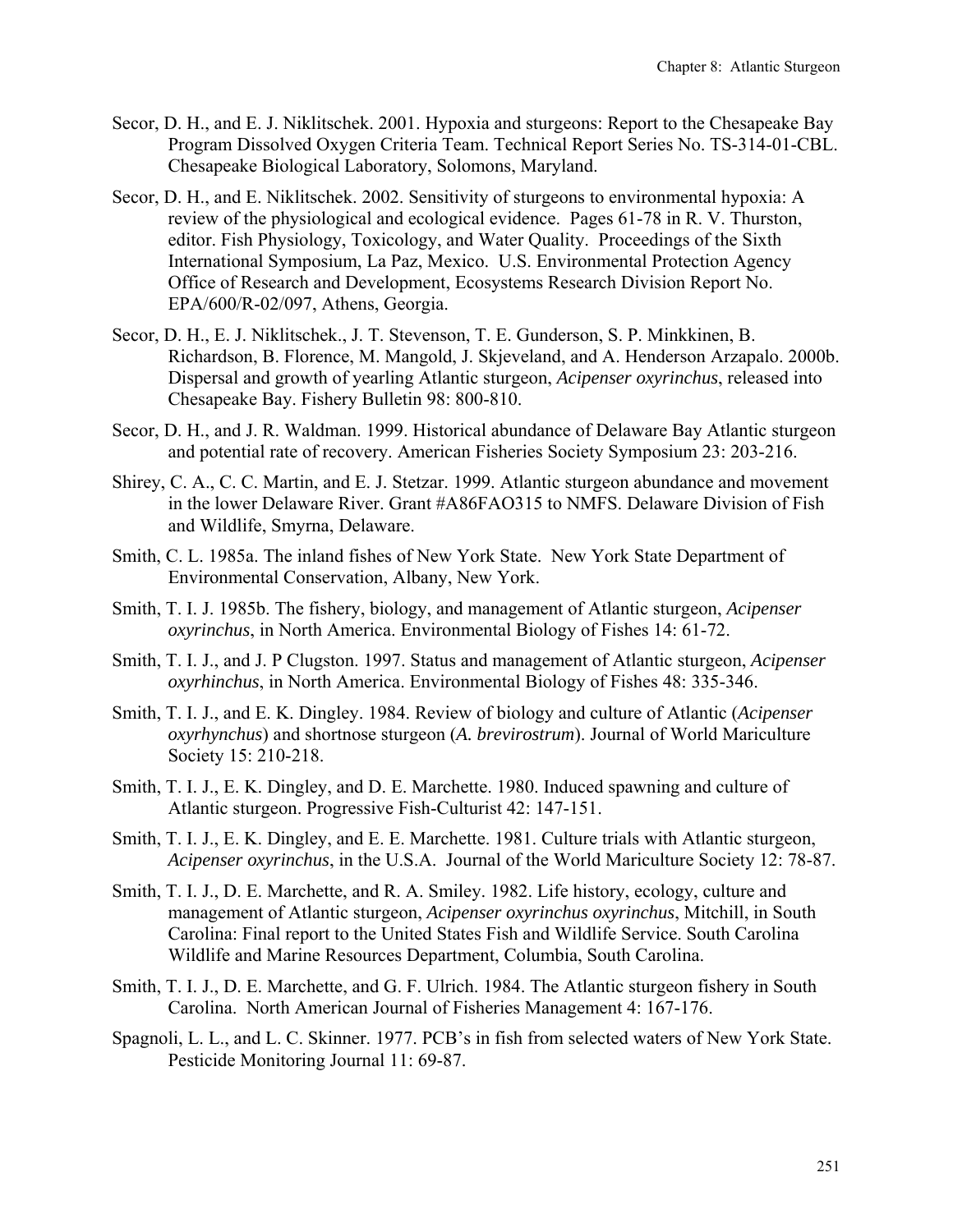Secor, D. H., and E. J. Niklitschek. 2001. Hypoxia and sturgeons: Report to the Chesapeake Bay Program Dissolved Oxygen Criteria Team. Technical Report Series No. TS-314-01-CBL. Chesapeake Biological Laboratory, Solomons, Maryland.

Secor, D. H., and E. Niklitschek. 2002. Sensitivity of sturgeons to environmental hypoxia: A review of the physiological and ecological evidence. Pages 61-78 in R. V. Thurston, editor. Fish Physiology, Toxicology, and Water Quality. Proceedings of the Sixth International Symposium, La Paz, Mexico. U.S. Environmental Protection Agency Office of Research and Development, Ecosystems Research Division Report No. EPA/600/R-02/097, Athens, Georgia.

Secor, D. H., E. J. Niklitschek., J. T. Stevenson, T. E. Gunderson, S. P. Minkkinen, B. Richardson, B. Florence, M. Mangold, J. Skjeveland, and A. Henderson Arzapalo. 2000b. Dispersal and growth of yearling Atlantic sturgeon, *Acipenser oxyrinchus*, released into Chesapeake Bay. Fishery Bulletin 98: 800-810.

Secor, D. H., and J. R. Waldman. 1999. Historical abundance of Delaware Bay Atlantic sturgeon and potential rate of recovery. American Fisheries Society Symposium 23: 203-216.

Shirey, C. A., C. C. Martin, and E. J. Stetzar. 1999. Atlantic sturgeon abundance and movement in the lower Delaware River. Grant #A86FAO315 to NMFS. Delaware Division of Fish and Wildlife, Smyrna, Delaware.

Smith, C. L. 1985a. The inland fishes of New York State. New York State Department of Environmental Conservation, Albany, New York.

Smith, T. I. J. 1985b. The fishery, biology, and management of Atlantic sturgeon, *Acipenser oxyrinchus*, in North America. Environmental Biology of Fishes 14: 61-72.

Smith, T. I. J., and J. P Clugston. 1997. Status and management of Atlantic sturgeon, *Acipenser oxyrhinchus*, in North America. Environmental Biology of Fishes 48: 335-346.

Smith, T. I. J., and E. K. Dingley. 1984. Review of biology and culture of Atlantic (*Acipenser oxyrhynchus*) and shortnose sturgeon (*A. brevirostrum*). Journal of World Mariculture Society 15: 210-218.

Smith, T. I. J., E. K. Dingley, and D. E. Marchette. 1980. Induced spawning and culture of Atlantic sturgeon. Progressive Fish-Culturist 42: 147-151.

Smith, T. I. J., E. K. Dingley, and E. E. Marchette. 1981. Culture trials with Atlantic sturgeon, *Acipenser oxyrinchus*, in the U.S.A. Journal of the World Mariculture Society 12: 78-87.

Smith, T. I. J., D. E. Marchette, and R. A. Smiley. 1982. Life history, ecology, culture and management of Atlantic sturgeon, *Acipenser oxyrinchus oxyrinchus*, Mitchill, in South Carolina: Final report to the United States Fish and Wildlife Service. South Carolina Wildlife and Marine Resources Department, Columbia, South Carolina.

Smith, T. I. J., D. E. Marchette, and G. F. Ulrich. 1984. The Atlantic sturgeon fishery in South Carolina. North American Journal of Fisheries Management 4: 167-176.

Spagnoli, L. L., and L. C. Skinner. 1977. PCB's in fish from selected waters of New York State. Pesticide Monitoring Journal 11: 69-87.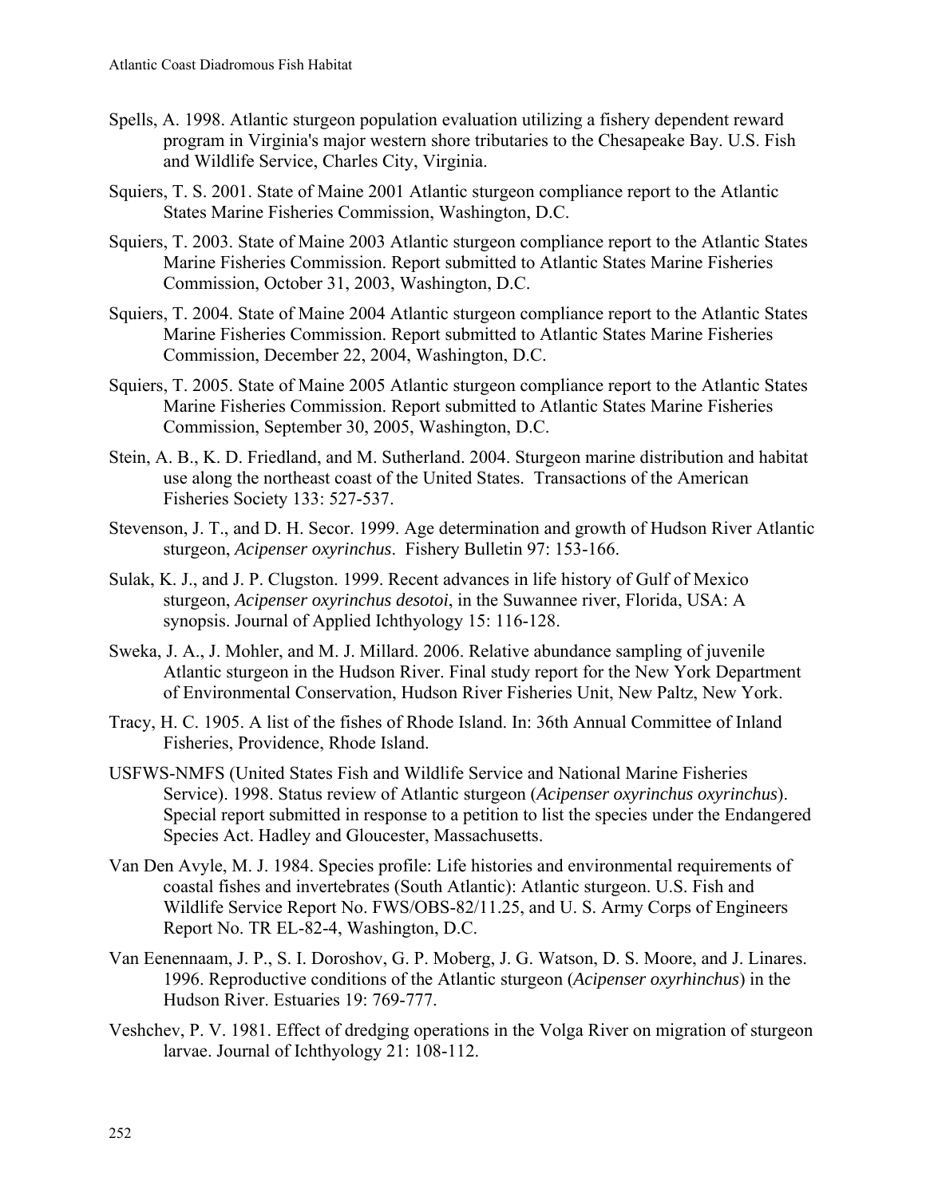Spells, A. 1998. Atlantic sturgeon population evaluation utilizing a fishery dependent reward program in Virginia's major western shore tributaries to the Chesapeake Bay. U.S. Fish and Wildlife Service, Charles City, Virginia.

Squiers, T. S. 2001. State of Maine 2001 Atlantic sturgeon compliance report to the Atlantic States Marine Fisheries Commission, Washington, D.C.

Squiers, T. 2003. State of Maine 2003 Atlantic sturgeon compliance report to the Atlantic States Marine Fisheries Commission. Report submitted to Atlantic States Marine Fisheries Commission, October 31, 2003, Washington, D.C.

Squiers, T. 2004. State of Maine 2004 Atlantic sturgeon compliance report to the Atlantic States Marine Fisheries Commission. Report submitted to Atlantic States Marine Fisheries Commission, December 22, 2004, Washington, D.C.

Squiers, T. 2005. State of Maine 2005 Atlantic sturgeon compliance report to the Atlantic States Marine Fisheries Commission. Report submitted to Atlantic States Marine Fisheries Commission, September 30, 2005, Washington, D.C.

Stein, A. B., K. D. Friedland, and M. Sutherland. 2004. Sturgeon marine distribution and habitat use along the northeast coast of the United States. Transactions of the American Fisheries Society 133: 527-537.

Stevenson, J. T., and D. H. Secor. 1999. Age determination and growth of Hudson River Atlantic sturgeon, *Acipenser oxyrinchus*. Fishery Bulletin 97: 153-166.

Sulak, K. J., and J. P. Clugston. 1999. Recent advances in life history of Gulf of Mexico sturgeon, *Acipenser oxyrinchus desotoi*, in the Suwannee river, Florida, USA: A synopsis. Journal of Applied Ichthyology 15: 116-128.

Sweka, J. A., J. Mohler, and M. J. Millard. 2006. Relative abundance sampling of juvenile Atlantic sturgeon in the Hudson River. Final study report for the New York Department of Environmental Conservation, Hudson River Fisheries Unit, New Paltz, New York.

Tracy, H. C. 1905. A list of the fishes of Rhode Island. In: 36th Annual Committee of Inland Fisheries, Providence, Rhode Island.

USFWS-NMFS (United States Fish and Wildlife Service and National Marine Fisheries Service). 1998. Status review of Atlantic sturgeon (*Acipenser oxyrinchus oxyrinchus*). Special report submitted in response to a petition to list the species under the Endangered Species Act. Hadley and Gloucester, Massachusetts.

Van Den Avyle, M. J. 1984. Species profile: Life histories and environmental requirements of coastal fishes and invertebrates (South Atlantic): Atlantic sturgeon. U.S. Fish and Wildlife Service Report No. FWS/OBS-82/11.25, and U. S. Army Corps of Engineers Report No. TR EL-82-4, Washington, D.C.

Van Eenennaam, J. P., S. I. Doroshov, G. P. Moberg, J. G. Watson, D. S. Moore, and J. Linares. 1996. Reproductive conditions of the Atlantic sturgeon (*Acipenser oxyrhinchus*) in the Hudson River. Estuaries 19: 769-777.

Veshchev, P. V. 1981. Effect of dredging operations in the Volga River on migration of sturgeon larvae. Journal of Ichthyology 21: 108-112.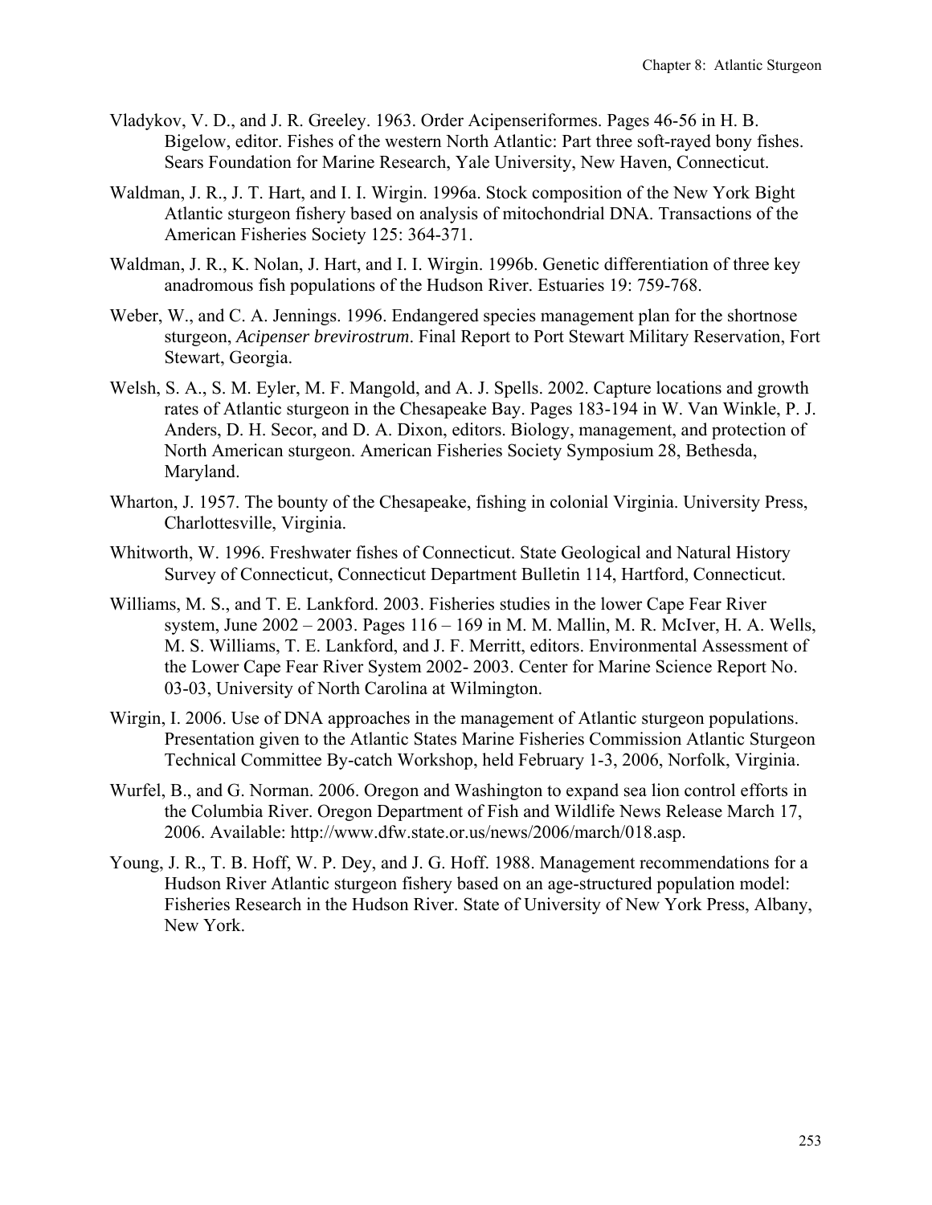Vladykov, V. D., and J. R. Greeley. 1963. Order Acipenseriformes. Pages 46-56 in H. B. Bigelow, editor. Fishes of the western North Atlantic: Part three soft-rayed bony fishes. Sears Foundation for Marine Research, Yale University, New Haven, Connecticut.

Waldman, J. R., J. T. Hart, and I. I. Wirgin. 1996a. Stock composition of the New York Bight Atlantic sturgeon fishery based on analysis of mitochondrial DNA. Transactions of the American Fisheries Society 125: 364-371.

Waldman, J. R., K. Nolan, J. Hart, and I. I. Wirgin. 1996b. Genetic differentiation of three key anadromous fish populations of the Hudson River. Estuaries 19: 759-768.

Weber, W., and C. A. Jennings. 1996. Endangered species management plan for the shortnose sturgeon, *Acipenser brevirostrum*. Final Report to Port Stewart Military Reservation, Fort Stewart, Georgia.

Welsh, S. A., S. M. Eyler, M. F. Mangold, and A. J. Spells. 2002. Capture locations and growth rates of Atlantic sturgeon in the Chesapeake Bay. Pages 183-194 in W. Van Winkle, P. J. Anders, D. H. Secor, and D. A. Dixon, editors. Biology, management, and protection of North American sturgeon. American Fisheries Society Symposium 28, Bethesda, Maryland.

Wharton, J. 1957. The bounty of the Chesapeake, fishing in colonial Virginia. University Press, Charlottesville, Virginia.

Whitworth, W. 1996. Freshwater fishes of Connecticut. State Geological and Natural History Survey of Connecticut, Connecticut Department Bulletin 114, Hartford, Connecticut.

Williams, M. S., and T. E. Lankford. 2003. Fisheries studies in the lower Cape Fear River system, June 2002 – 2003. Pages 116 – 169 in M. M. Mallin, M. R. McIver, H. A. Wells, M. S. Williams, T. E. Lankford, and J. F. Merritt, editors. Environmental Assessment of the Lower Cape Fear River System 2002- 2003. Center for Marine Science Report No. 03-03, University of North Carolina at Wilmington.

Wirgin, I. 2006. Use of DNA approaches in the management of Atlantic sturgeon populations. Presentation given to the Atlantic States Marine Fisheries Commission Atlantic Sturgeon Technical Committee By-catch Workshop, held February 1-3, 2006, Norfolk, Virginia.

Wurfel, B., and G. Norman. 2006. Oregon and Washington to expand sea lion control efforts in the Columbia River. Oregon Department of Fish and Wildlife News Release March 17, 2006. Available: http://www.dfw.state.or.us/news/2006/march/018.asp.

Young, J. R., T. B. Hoff, W. P. Dey, and J. G. Hoff. 1988. Management recommendations for a Hudson River Atlantic sturgeon fishery based on an age-structured population model: Fisheries Research in the Hudson River. State of University of New York Press, Albany, New York.